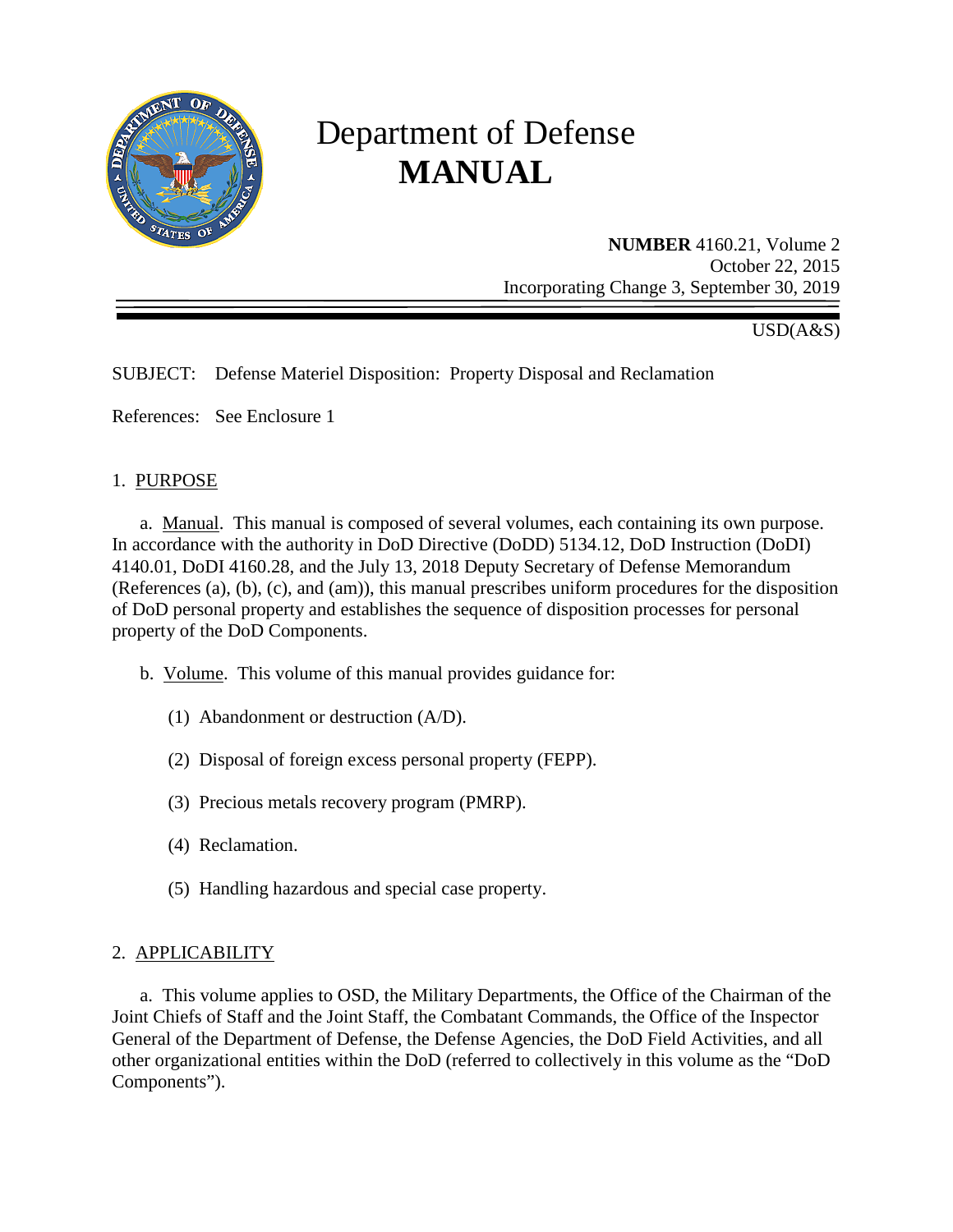# Department of Defense **MANUAL**

**NUMBER** 4160.21, Volume 2
October 22, 2015
Incorporating Change 3, September 30, 2019

USD(A&S)

SUBJECT: Defense Materiel Disposition: Property Disposal and Reclamation

References: See Enclosure 1

## 1. PURPOSE

a. Manual. This manual is composed of several volumes, each containing its own purpose. In accordance with the authority in DoD Directive (DoDD) 5134.12, DoD Instruction (DoDI) 4140.01, DoDI 4160.28, and the July 13, 2018 Deputy Secretary of Defense Memorandum (References (a), (b), (c), and (am)), this manual prescribes uniform procedures for the disposition of DoD personal property and establishes the sequence of disposition processes for personal property of the DoD Components.

b. Volume. This volume of this manual provides guidance for:

(1) Abandonment or destruction (A/D).

(2) Disposal of foreign excess personal property (FEPP).

(3) Precious metals recovery program (PMRP).

(4) Reclamation.

(5) Handling hazardous and special case property.

## 2. APPLICABILITY

a. This volume applies to OSD, the Military Departments, the Office of the Chairman of the Joint Chiefs of Staff and the Joint Staff, the Combatant Commands, the Office of the Inspector General of the Department of Defense, the Defense Agencies, the DoD Field Activities, and all other organizational entities within the DoD (referred to collectively in this volume as the "DoD Components").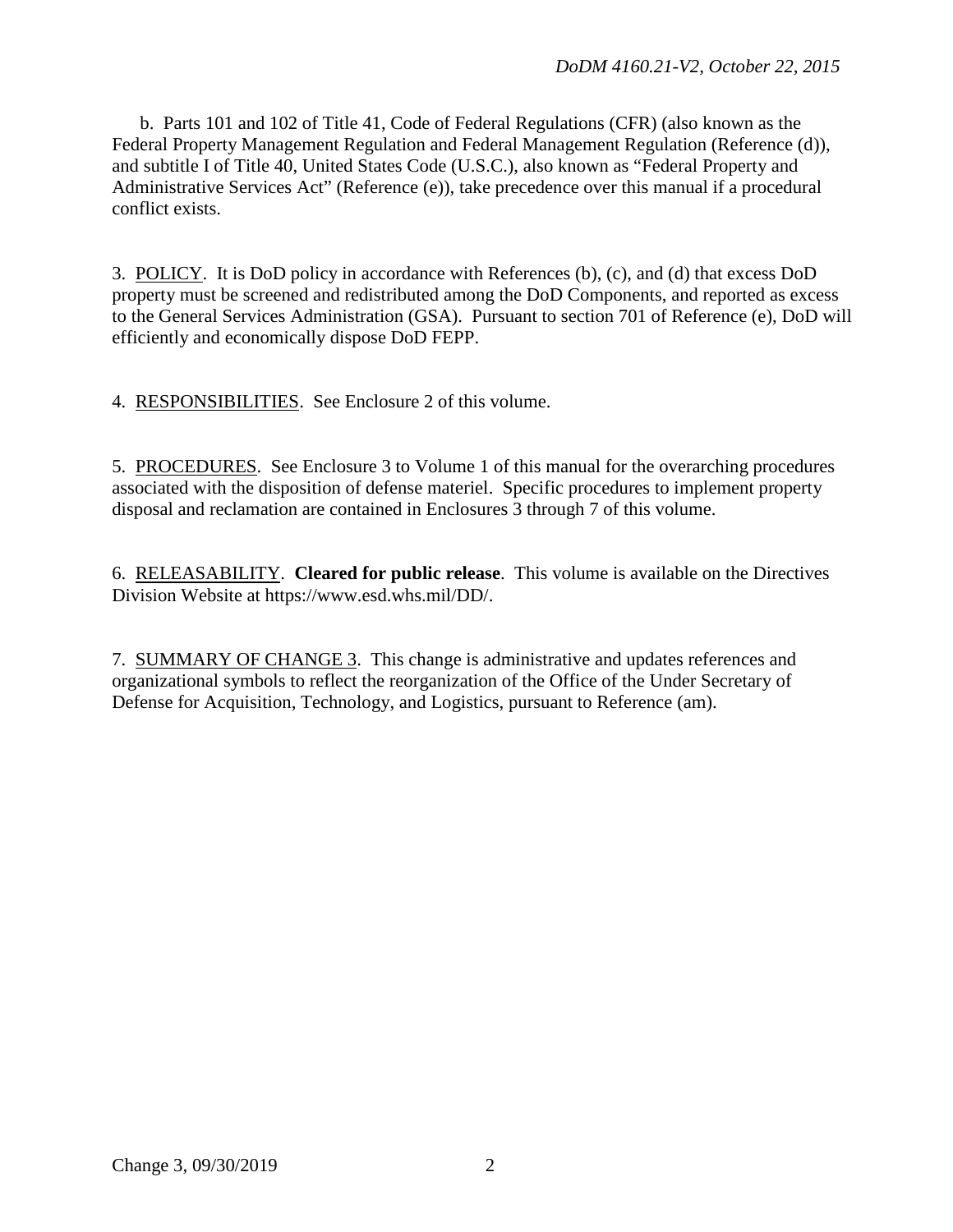b. Parts 101 and 102 of Title 41, Code of Federal Regulations (CFR) (also known as the Federal Property Management Regulation and Federal Management Regulation (Reference (d)), and subtitle I of Title 40, United States Code (U.S.C.), also known as "Federal Property and Administrative Services Act" (Reference (e)), take precedence over this manual if a procedural conflict exists.

3. POLICY. It is DoD policy in accordance with References (b), (c), and (d) that excess DoD property must be screened and redistributed among the DoD Components, and reported as excess to the General Services Administration (GSA). Pursuant to section 701 of Reference (e), DoD will efficiently and economically dispose DoD FEPP.

4. RESPONSIBILITIES. See Enclosure 2 of this volume.

5. PROCEDURES. See Enclosure 3 to Volume 1 of this manual for the overarching procedures associated with the disposition of defense materiel. Specific procedures to implement property disposal and reclamation are contained in Enclosures 3 through 7 of this volume.

6. RELEASABILITY. **Cleared for public release**. This volume is available on the Directives Division Website at https://www.esd.whs.mil/DD/.

7. SUMMARY OF CHANGE 3. This change is administrative and updates references and organizational symbols to reflect the reorganization of the Office of the Under Secretary of Defense for Acquisition, Technology, and Logistics, pursuant to Reference (am).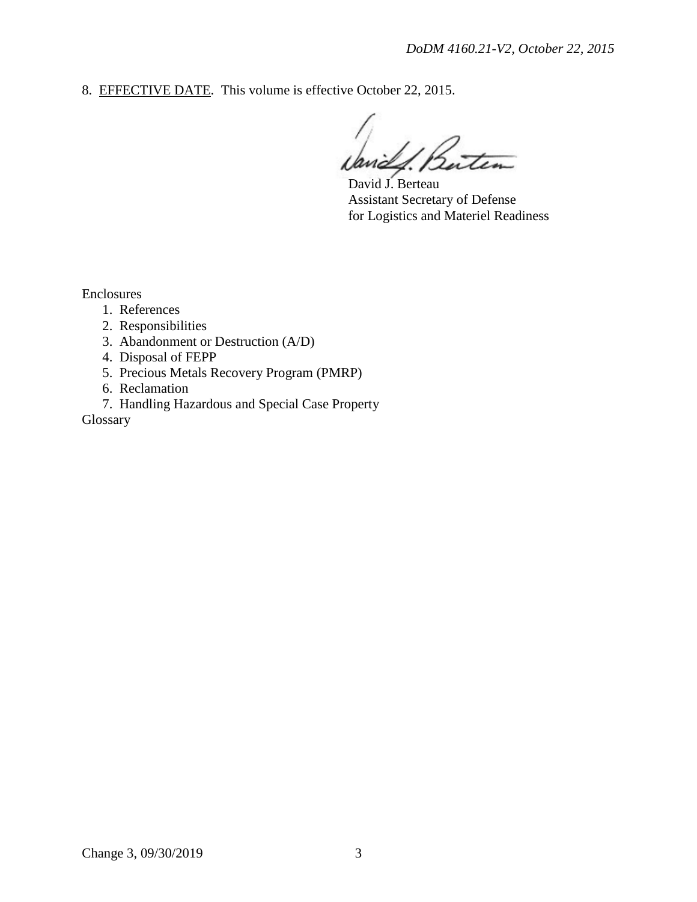8. EFFECTIVE DATE. This volume is effective October 22, 2015.

David J. Berteau
Assistant Secretary of Defense
for Logistics and Materiel Readiness

Enclosures

1. References
2. Responsibilities
3. Abandonment or Destruction (A/D)
4. Disposal of FEPP
5. Precious Metals Recovery Program (PMRP)
6. Reclamation
7. Handling Hazardous and Special Case Property

Glossary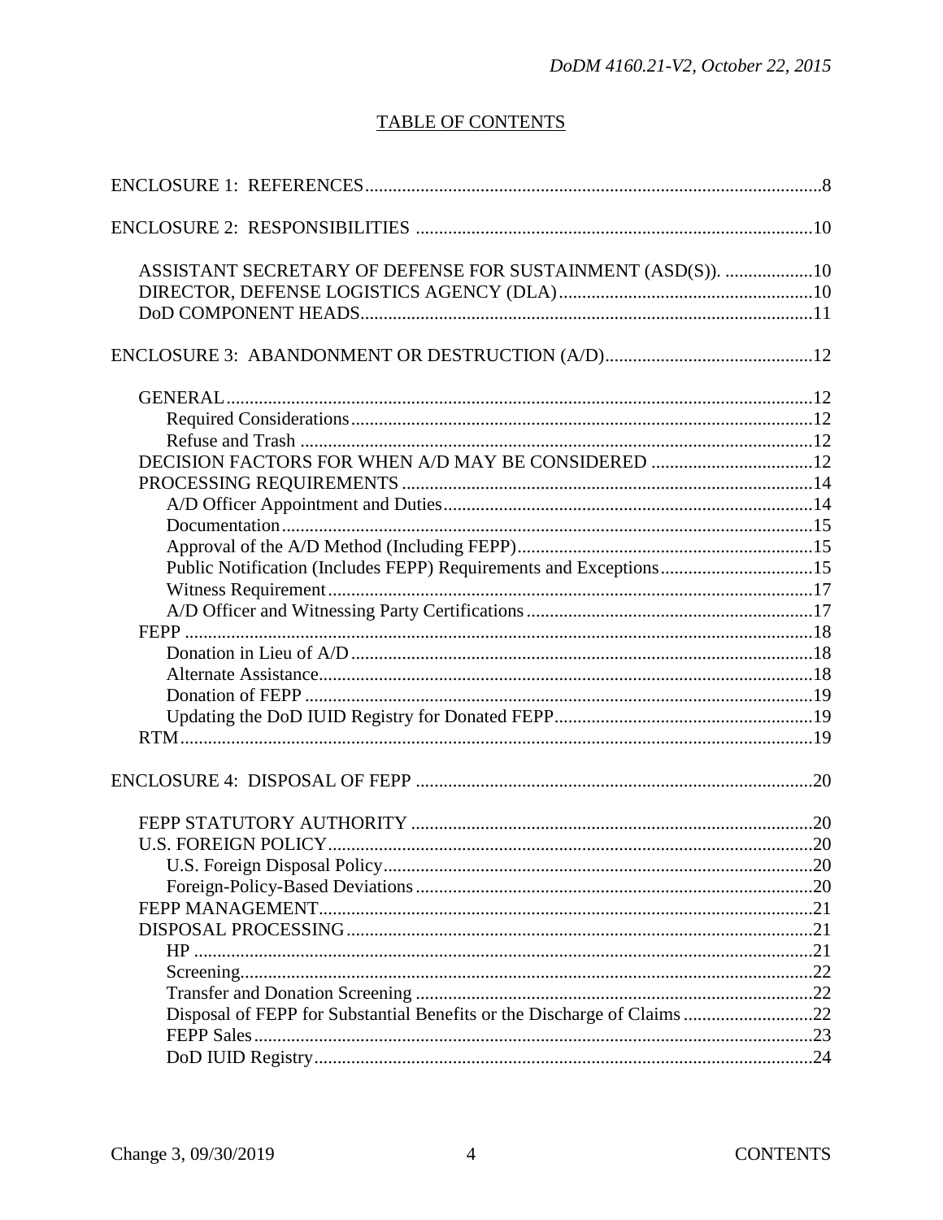## TABLE OF CONTENTS

ENCLOSURE 1: REFERENCES .....8

ENCLOSURE 2: RESPONSIBILITIES .....10

- ASSISTANT SECRETARY OF DEFENSE FOR SUSTAINMENT (ASD(S)). .....10
- DIRECTOR, DEFENSE LOGISTICS AGENCY (DLA) .....10
- DoD COMPONENT HEADS .....11

ENCLOSURE 3: ABANDONMENT OR DESTRUCTION (A/D) .....12

- GENERAL .....12
  - Required Considerations .....12
  - Refuse and Trash .....12
- DECISION FACTORS FOR WHEN A/D MAY BE CONSIDERED .....12
- PROCESSING REQUIREMENTS .....14
  - A/D Officer Appointment and Duties .....14
  - Documentation .....15
  - Approval of the A/D Method (Including FEPP) .....15
  - Public Notification (Includes FEPP) Requirements and Exceptions .....15
  - Witness Requirement .....17
  - A/D Officer and Witnessing Party Certifications .....17
- FEPP .....18
  - Donation in Lieu of A/D .....18
  - Alternate Assistance .....18
  - Donation of FEPP .....19
  - Updating the DoD IUID Registry for Donated FEPP .....19
- RTM .....19

ENCLOSURE 4: DISPOSAL OF FEPP .....20

- FEPP STATUTORY AUTHORITY .....20
- U.S. FOREIGN POLICY .....20
  - U.S. Foreign Disposal Policy .....20
  - Foreign-Policy-Based Deviations .....20
- FEPP MANAGEMENT .....21
- DISPOSAL PROCESSING .....21
  - HP .....21
  - Screening .....22
  - Transfer and Donation Screening .....22
  - Disposal of FEPP for Substantial Benefits or the Discharge of Claims .....22
  - FEPP Sales .....23
  - DoD IUID Registry .....24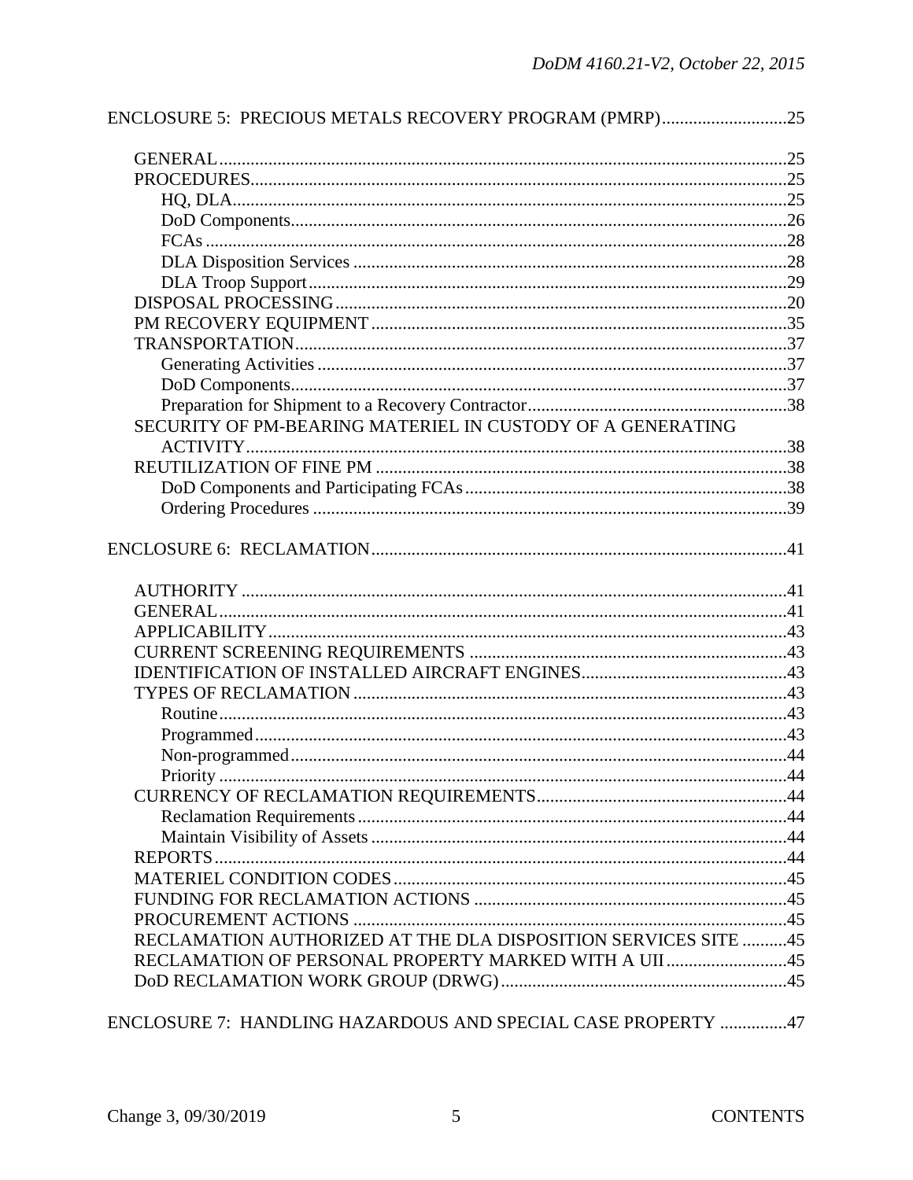ENCLOSURE 5: PRECIOUS METALS RECOVERY PROGRAM (PMRP)............................25

- GENERAL...............................................................................................................25
- PROCEDURES.......................................................................................................25
  - HQ, DLA...........................................................................................................25
  - DoD Components.............................................................................................26
  - FCAs .................................................................................................................28
  - DLA Disposition Services ................................................................................28
  - DLA Troop Support..........................................................................................29
- DISPOSAL PROCESSING....................................................................................20
- PM RECOVERY EQUIPMENT ............................................................................35
- TRANSPORTATION.............................................................................................37
  - Generating Activities ........................................................................................37
  - DoD Components.............................................................................................37
  - Preparation for Shipment to a Recovery Contractor..........................................38
- SECURITY OF PM-BEARING MATERIEL IN CUSTODY OF A GENERATING ACTIVITY.........................................................................................................38
- REUTILIZATION OF FINE PM ...........................................................................38
  - DoD Components and Participating FCAs........................................................38
  - Ordering Procedures .........................................................................................39

ENCLOSURE 6: RECLAMATION............................................................................41

- AUTHORITY .........................................................................................................41
- GENERAL..............................................................................................................41
- APPLICABILITY...................................................................................................43
- CURRENT SCREENING REQUIREMENTS ......................................................43
- IDENTIFICATION OF INSTALLED AIRCRAFT ENGINES.............................43
- TYPES OF RECLAMATION................................................................................43
  - Routine..............................................................................................................43
  - Programmed......................................................................................................43
  - Non-programmed...............................................................................................44
  - Priority ..............................................................................................................44
- CURRENCY OF RECLAMATION REQUIREMENTS........................................44
  - Reclamation Requirements................................................................................44
  - Maintain Visibility of Assets ............................................................................44
- REPORTS...............................................................................................................44
- MATERIEL CONDITION CODES.......................................................................45
- FUNDING FOR RECLAMATION ACTIONS .....................................................45
- PROCUREMENT ACTIONS ................................................................................45
- RECLAMATION AUTHORIZED AT THE DLA DISPOSITION SERVICES SITE ..........45
- RECLAMATION OF PERSONAL PROPERTY MARKED WITH A UII...........................45
- DoD RECLAMATION WORK GROUP (DRWG)...............................................45

ENCLOSURE 7: HANDLING HAZARDOUS AND SPECIAL CASE PROPERTY ...............47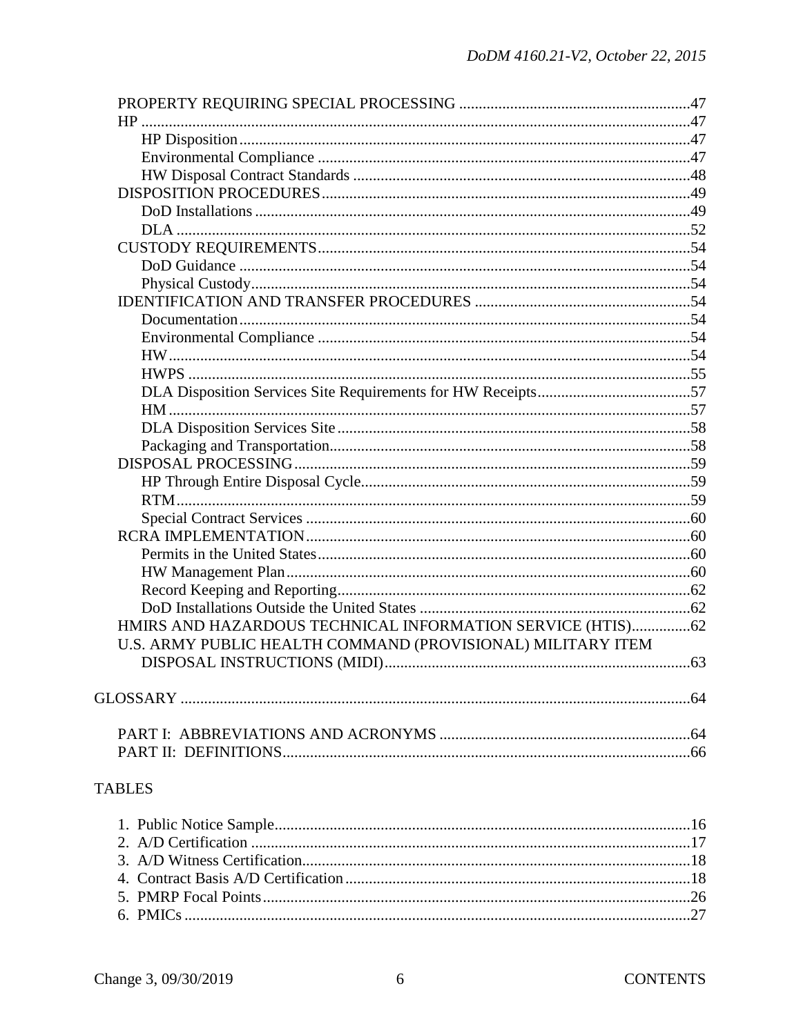PROPERTY REQUIRING SPECIAL PROCESSING ....................................................47
HP ....................................................................................................................47
HP Disposition ..................................................................................................47
Environmental Compliance ..............................................................................47
HW Disposal Contract Standards .....................................................................48
DISPOSITION PROCEDURES ...........................................................................49
DoD Installations ..............................................................................................49
DLA ..................................................................................................................52
CUSTODY REQUIREMENTS ...........................................................................54
DoD Guidance ..................................................................................................54
Physical Custody ...............................................................................................54
IDENTIFICATION AND TRANSFER PROCEDURES ......................................54
Documentation .................................................................................................54
Environmental Compliance ..............................................................................54
HW ...................................................................................................................54
HWPS ...............................................................................................................55
DLA Disposition Services Site Requirements for HW Receipts .......................57
HM ....................................................................................................................57
DLA Disposition Services Site .........................................................................58
Packaging and Transportation ...........................................................................58
DISPOSAL PROCESSING ..................................................................................59
HP Through Entire Disposal Cycle ...................................................................59
RTM ..................................................................................................................59
Special Contract Services .................................................................................60
RCRA IMPLEMENTATION ...............................................................................60
Permits in the United States ..............................................................................60
HW Management Plan ......................................................................................60
Record Keeping and Reporting .........................................................................62
DoD Installations Outside the United States ....................................................62
HMIRS AND HAZARDOUS TECHNICAL INFORMATION SERVICE (HTIS) ...............62
U.S. ARMY PUBLIC HEALTH COMMAND (PROVISIONAL) MILITARY ITEM DISPOSAL INSTRUCTIONS (MIDI) .............................................................................63

GLOSSARY ..................................................................................................................64

PART I: ABBREVIATIONS AND ACRONYMS ..............................................64
PART II: DEFINITIONS ......................................................................................66

TABLES

1. Public Notice Sample .........................................................................................16
2. A/D Certification ...............................................................................................17
3. A/D Witness Certification ..................................................................................18
4. Contract Basis A/D Certification .......................................................................18
5. PMRP Focal Points ............................................................................................26
6. PMICs ................................................................................................................27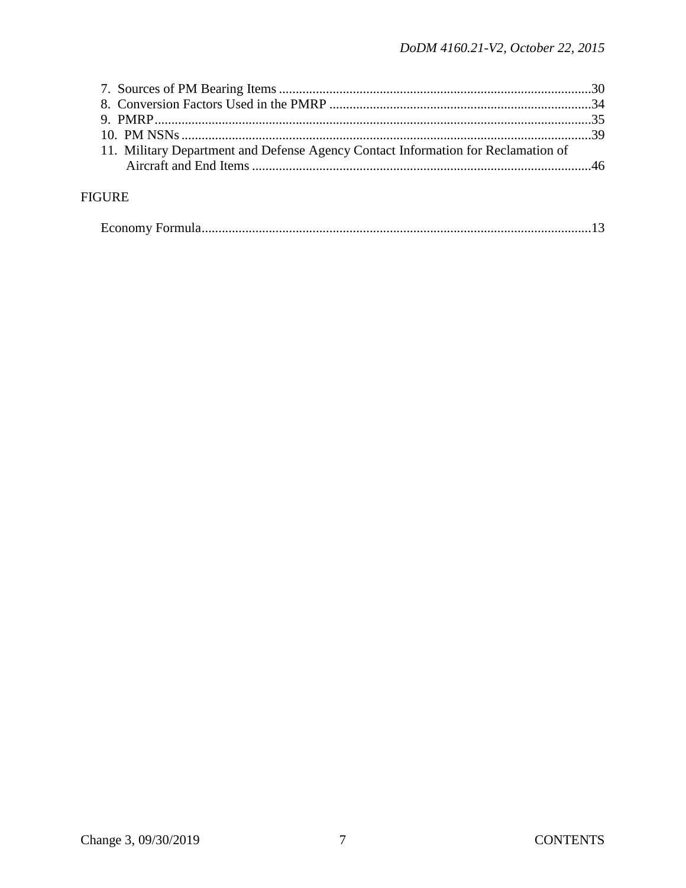7. Sources of PM Bearing Items ....................................................30
8. Conversion Factors Used in the PMRP ......................................34
9. PMRP..........................................................................................35
10. PM NSNs ....................................................................................39
11. Military Department and Defense Agency Contact Information for Reclamation of Aircraft and End Items ...............................................................46

FIGURE

Economy Formula.............................................................................13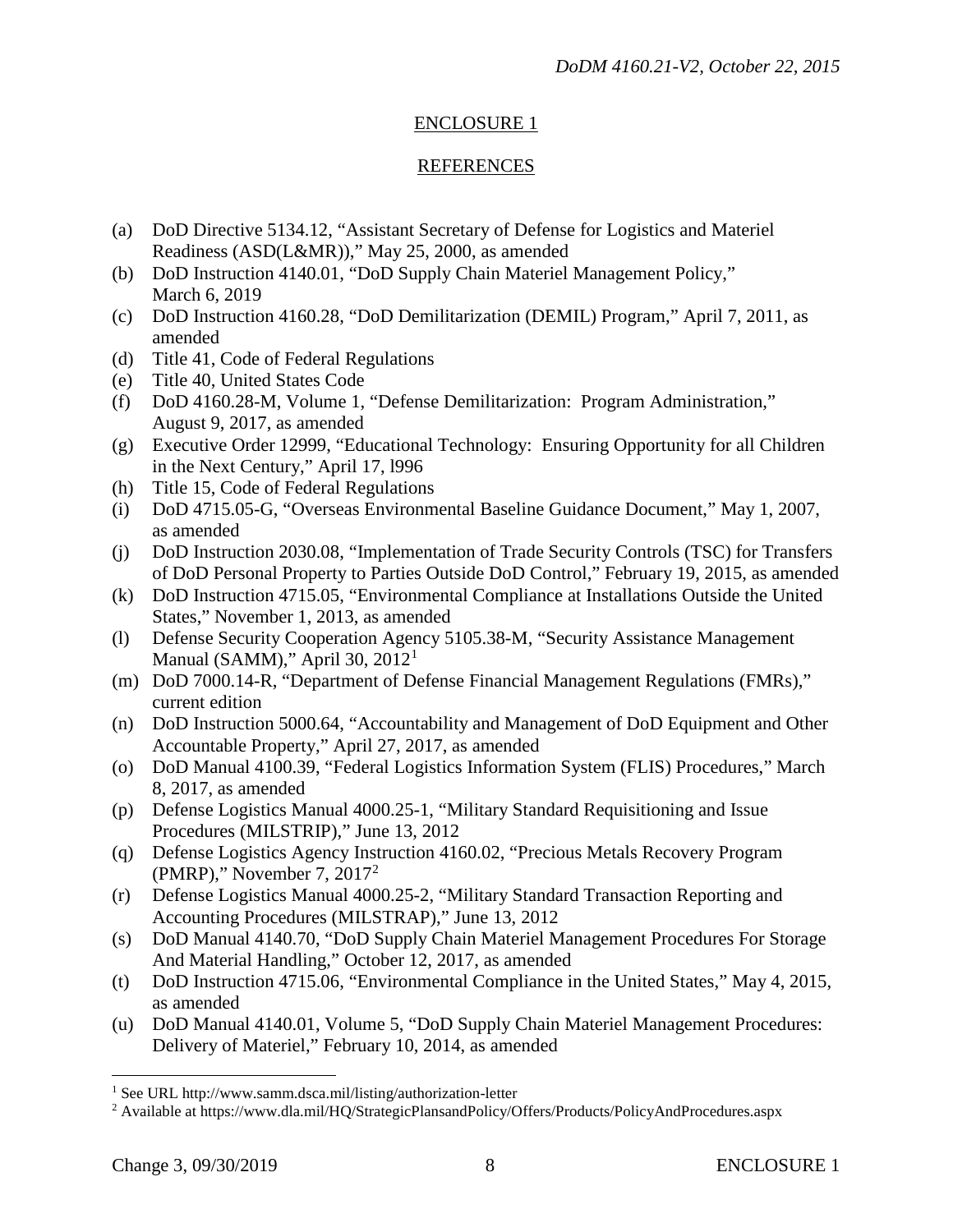## ENCLOSURE 1

## REFERENCES

(a) DoD Directive 5134.12, "Assistant Secretary of Defense for Logistics and Materiel Readiness (ASD(L&MR))," May 25, 2000, as amended

(b) DoD Instruction 4140.01, "DoD Supply Chain Materiel Management Policy," March 6, 2019

(c) DoD Instruction 4160.28, "DoD Demilitarization (DEMIL) Program," April 7, 2011, as amended

(d) Title 41, Code of Federal Regulations

(e) Title 40, United States Code

(f) DoD 4160.28-M, Volume 1, "Defense Demilitarization: Program Administration," August 9, 2017, as amended

(g) Executive Order 12999, "Educational Technology: Ensuring Opportunity for all Children in the Next Century," April 17, l996

(h) Title 15, Code of Federal Regulations

(i) DoD 4715.05-G, "Overseas Environmental Baseline Guidance Document," May 1, 2007, as amended

(j) DoD Instruction 2030.08, "Implementation of Trade Security Controls (TSC) for Transfers of DoD Personal Property to Parties Outside DoD Control," February 19, 2015, as amended

(k) DoD Instruction 4715.05, "Environmental Compliance at Installations Outside the United States," November 1, 2013, as amended

(l) Defense Security Cooperation Agency 5105.38-M, "Security Assistance Management Manual (SAMM)," April 30, 2012[1]

(m) DoD 7000.14-R, "Department of Defense Financial Management Regulations (FMRs)," current edition

(n) DoD Instruction 5000.64, "Accountability and Management of DoD Equipment and Other Accountable Property," April 27, 2017, as amended

(o) DoD Manual 4100.39, "Federal Logistics Information System (FLIS) Procedures," March 8, 2017, as amended

(p) Defense Logistics Manual 4000.25-1, "Military Standard Requisitioning and Issue Procedures (MILSTRIP)," June 13, 2012

(q) Defense Logistics Agency Instruction 4160.02, "Precious Metals Recovery Program (PMRP)," November 7, 2017[2]

(r) Defense Logistics Manual 4000.25-2, "Military Standard Transaction Reporting and Accounting Procedures (MILSTRAP)," June 13, 2012

(s) DoD Manual 4140.70, "DoD Supply Chain Materiel Management Procedures For Storage And Material Handling," October 12, 2017, as amended

(t) DoD Instruction 4715.06, "Environmental Compliance in the United States," May 4, 2015, as amended

(u) DoD Manual 4140.01, Volume 5, "DoD Supply Chain Materiel Management Procedures: Delivery of Materiel," February 10, 2014, as amended

---

[1] See URL http://www.samm.dsca.mil/listing/authorization-letter

[2] Available at https://www.dla.mil/HQ/StrategicPlansandPolicy/Offers/Products/PolicyAndProcedures.aspx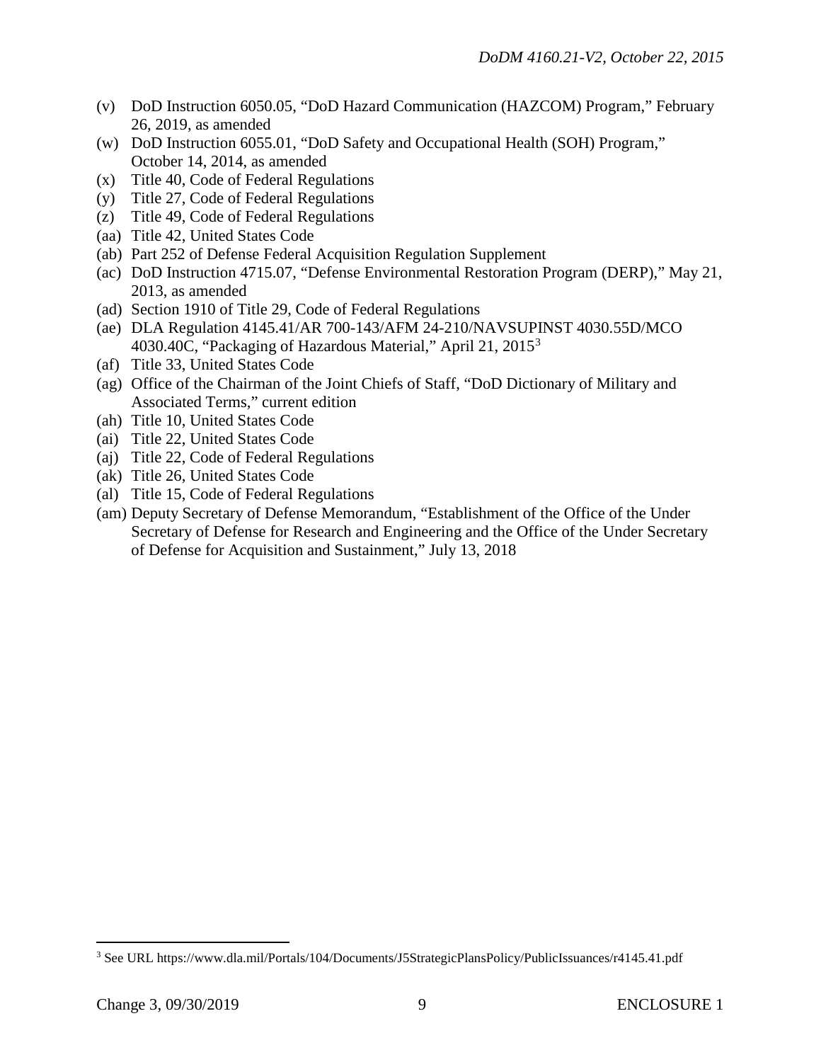(v) DoD Instruction 6050.05, "DoD Hazard Communication (HAZCOM) Program," February 26, 2019, as amended
(w) DoD Instruction 6055.01, "DoD Safety and Occupational Health (SOH) Program," October 14, 2014, as amended
(x) Title 40, Code of Federal Regulations
(y) Title 27, Code of Federal Regulations
(z) Title 49, Code of Federal Regulations
(aa) Title 42, United States Code
(ab) Part 252 of Defense Federal Acquisition Regulation Supplement
(ac) DoD Instruction 4715.07, "Defense Environmental Restoration Program (DERP)," May 21, 2013, as amended
(ad) Section 1910 of Title 29, Code of Federal Regulations
(ae) DLA Regulation 4145.41/AR 700-143/AFM 24-210/NAVSUPINST 4030.55D/MCO 4030.40C, "Packaging of Hazardous Material," April 21, 2015[3]
(af) Title 33, United States Code
(ag) Office of the Chairman of the Joint Chiefs of Staff, "DoD Dictionary of Military and Associated Terms," current edition
(ah) Title 10, United States Code
(ai) Title 22, United States Code
(aj) Title 22, Code of Federal Regulations
(ak) Title 26, United States Code
(al) Title 15, Code of Federal Regulations
(am) Deputy Secretary of Defense Memorandum, "Establishment of the Office of the Under Secretary of Defense for Research and Engineering and the Office of the Under Secretary of Defense for Acquisition and Sustainment," July 13, 2018

[3] See URL https://www.dla.mil/Portals/104/Documents/J5StrategicPlansPolicy/PublicIssuances/r4145.41.pdf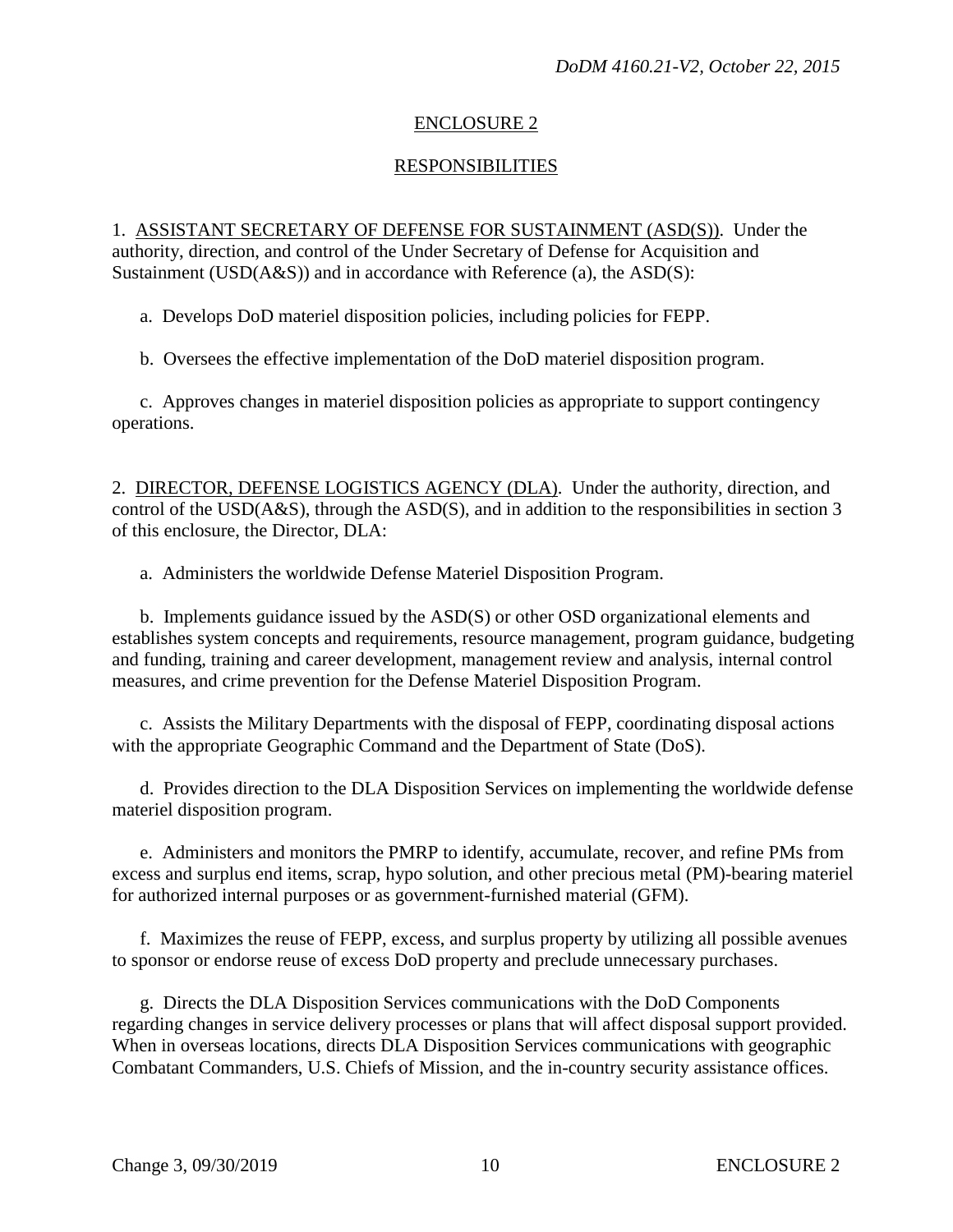## ENCLOSURE 2

## RESPONSIBILITIES

1. ASSISTANT SECRETARY OF DEFENSE FOR SUSTAINMENT (ASD(S)). Under the authority, direction, and control of the Under Secretary of Defense for Acquisition and Sustainment (USD(A&S)) and in accordance with Reference (a), the ASD(S):

a. Develops DoD materiel disposition policies, including policies for FEPP.

b. Oversees the effective implementation of the DoD materiel disposition program.

c. Approves changes in materiel disposition policies as appropriate to support contingency operations.

2. DIRECTOR, DEFENSE LOGISTICS AGENCY (DLA). Under the authority, direction, and control of the USD(A&S), through the ASD(S), and in addition to the responsibilities in section 3 of this enclosure, the Director, DLA:

a. Administers the worldwide Defense Materiel Disposition Program.

b. Implements guidance issued by the ASD(S) or other OSD organizational elements and establishes system concepts and requirements, resource management, program guidance, budgeting and funding, training and career development, management review and analysis, internal control measures, and crime prevention for the Defense Materiel Disposition Program.

c. Assists the Military Departments with the disposal of FEPP, coordinating disposal actions with the appropriate Geographic Command and the Department of State (DoS).

d. Provides direction to the DLA Disposition Services on implementing the worldwide defense materiel disposition program.

e. Administers and monitors the PMRP to identify, accumulate, recover, and refine PMs from excess and surplus end items, scrap, hypo solution, and other precious metal (PM)-bearing materiel for authorized internal purposes or as government-furnished material (GFM).

f. Maximizes the reuse of FEPP, excess, and surplus property by utilizing all possible avenues to sponsor or endorse reuse of excess DoD property and preclude unnecessary purchases.

g. Directs the DLA Disposition Services communications with the DoD Components regarding changes in service delivery processes or plans that will affect disposal support provided. When in overseas locations, directs DLA Disposition Services communications with geographic Combatant Commanders, U.S. Chiefs of Mission, and the in-country security assistance offices.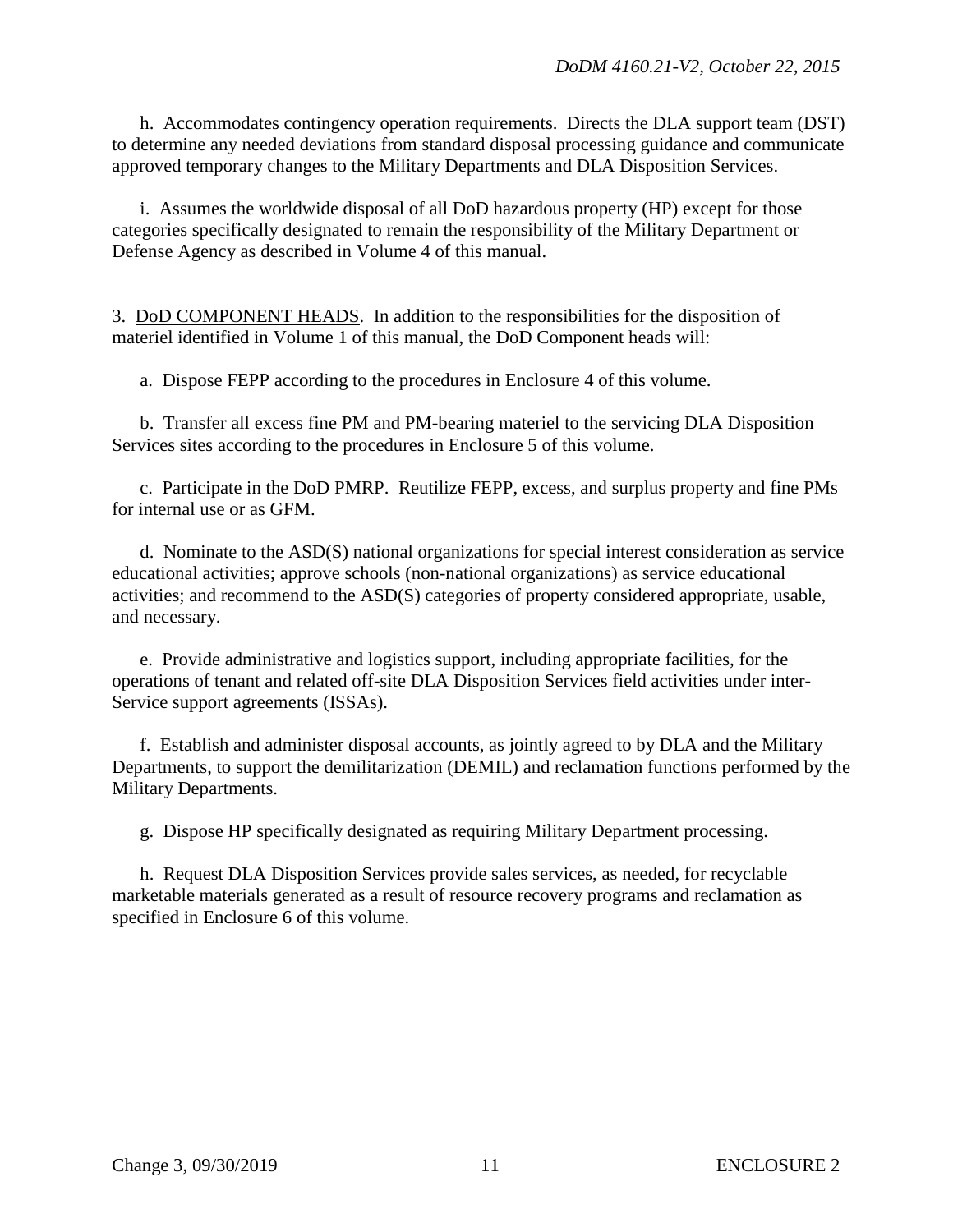h. Accommodates contingency operation requirements. Directs the DLA support team (DST) to determine any needed deviations from standard disposal processing guidance and communicate approved temporary changes to the Military Departments and DLA Disposition Services.

i. Assumes the worldwide disposal of all DoD hazardous property (HP) except for those categories specifically designated to remain the responsibility of the Military Department or Defense Agency as described in Volume 4 of this manual.

3. DoD COMPONENT HEADS. In addition to the responsibilities for the disposition of materiel identified in Volume 1 of this manual, the DoD Component heads will:

a. Dispose FEPP according to the procedures in Enclosure 4 of this volume.

b. Transfer all excess fine PM and PM-bearing materiel to the servicing DLA Disposition Services sites according to the procedures in Enclosure 5 of this volume.

c. Participate in the DoD PMRP. Reutilize FEPP, excess, and surplus property and fine PMs for internal use or as GFM.

d. Nominate to the ASD(S) national organizations for special interest consideration as service educational activities; approve schools (non-national organizations) as service educational activities; and recommend to the ASD(S) categories of property considered appropriate, usable, and necessary.

e. Provide administrative and logistics support, including appropriate facilities, for the operations of tenant and related off-site DLA Disposition Services field activities under inter-Service support agreements (ISSAs).

f. Establish and administer disposal accounts, as jointly agreed to by DLA and the Military Departments, to support the demilitarization (DEMIL) and reclamation functions performed by the Military Departments.

g. Dispose HP specifically designated as requiring Military Department processing.

h. Request DLA Disposition Services provide sales services, as needed, for recyclable marketable materials generated as a result of resource recovery programs and reclamation as specified in Enclosure 6 of this volume.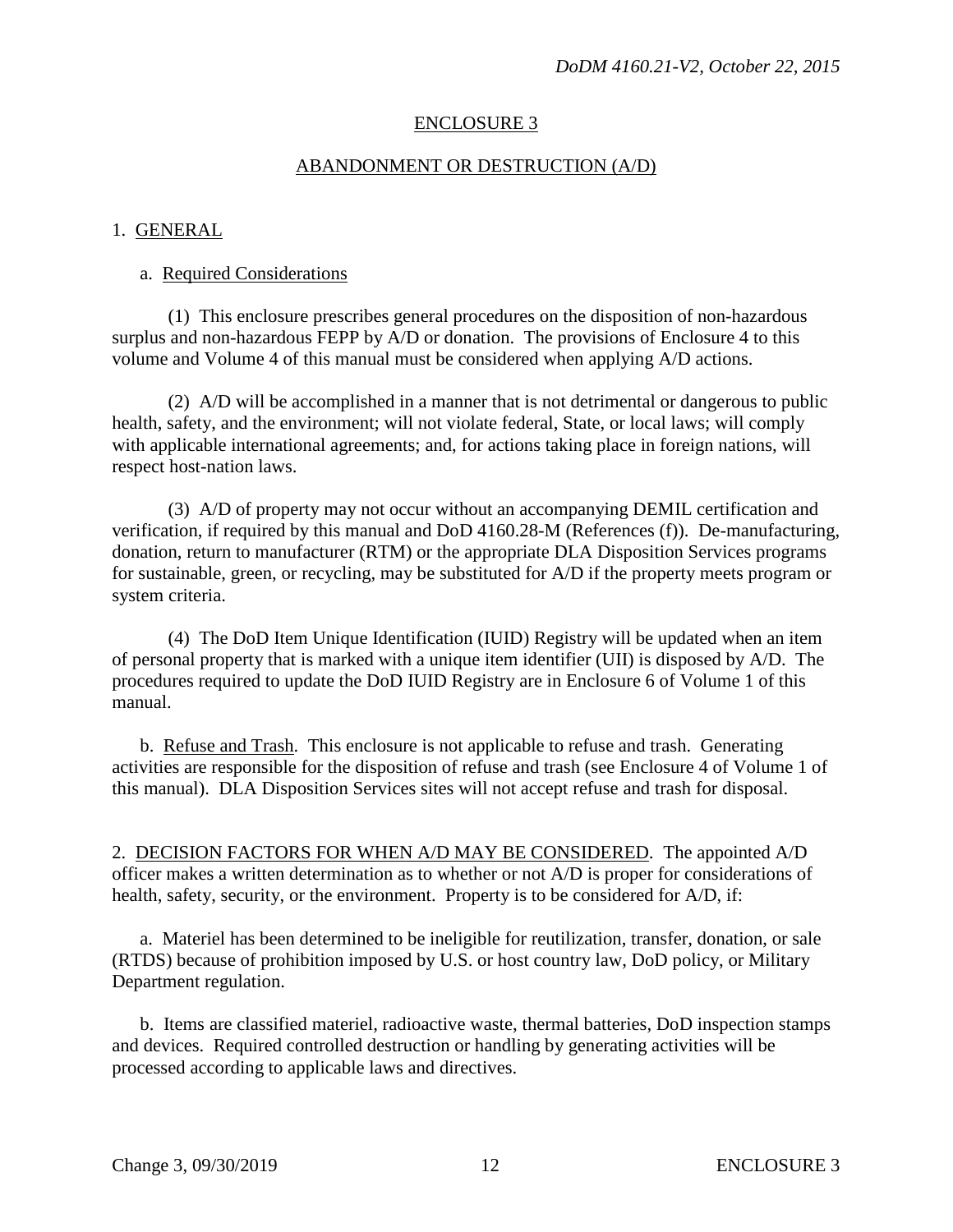# ENCLOSURE 3

## ABANDONMENT OR DESTRUCTION (A/D)

1. GENERAL

a. Required Considerations

(1) This enclosure prescribes general procedures on the disposition of non-hazardous surplus and non-hazardous FEPP by A/D or donation. The provisions of Enclosure 4 to this volume and Volume 4 of this manual must be considered when applying A/D actions.

(2) A/D will be accomplished in a manner that is not detrimental or dangerous to public health, safety, and the environment; will not violate federal, State, or local laws; will comply with applicable international agreements; and, for actions taking place in foreign nations, will respect host-nation laws.

(3) A/D of property may not occur without an accompanying DEMIL certification and verification, if required by this manual and DoD 4160.28-M (References (f)). De-manufacturing, donation, return to manufacturer (RTM) or the appropriate DLA Disposition Services programs for sustainable, green, or recycling, may be substituted for A/D if the property meets program or system criteria.

(4) The DoD Item Unique Identification (IUID) Registry will be updated when an item of personal property that is marked with a unique item identifier (UII) is disposed by A/D. The procedures required to update the DoD IUID Registry are in Enclosure 6 of Volume 1 of this manual.

b. Refuse and Trash. This enclosure is not applicable to refuse and trash. Generating activities are responsible for the disposition of refuse and trash (see Enclosure 4 of Volume 1 of this manual). DLA Disposition Services sites will not accept refuse and trash for disposal.

2. DECISION FACTORS FOR WHEN A/D MAY BE CONSIDERED. The appointed A/D officer makes a written determination as to whether or not A/D is proper for considerations of health, safety, security, or the environment. Property is to be considered for A/D, if:

a. Materiel has been determined to be ineligible for reutilization, transfer, donation, or sale (RTDS) because of prohibition imposed by U.S. or host country law, DoD policy, or Military Department regulation.

b. Items are classified materiel, radioactive waste, thermal batteries, DoD inspection stamps and devices. Required controlled destruction or handling by generating activities will be processed according to applicable laws and directives.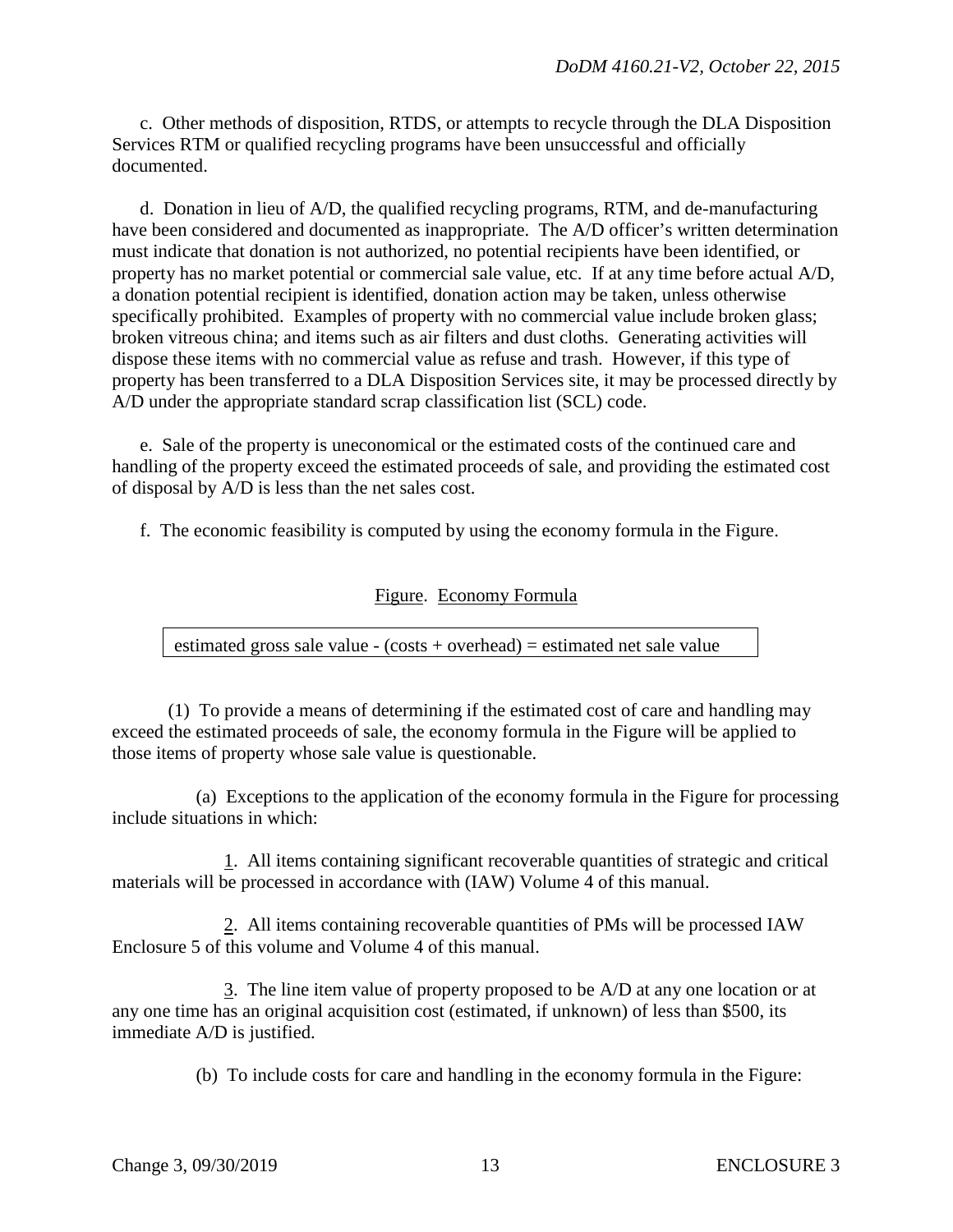c. Other methods of disposition, RTDS, or attempts to recycle through the DLA Disposition Services RTM or qualified recycling programs have been unsuccessful and officially documented.

d. Donation in lieu of A/D, the qualified recycling programs, RTM, and de-manufacturing have been considered and documented as inappropriate. The A/D officer's written determination must indicate that donation is not authorized, no potential recipients have been identified, or property has no market potential or commercial sale value, etc. If at any time before actual A/D, a donation potential recipient is identified, donation action may be taken, unless otherwise specifically prohibited. Examples of property with no commercial value include broken glass; broken vitreous china; and items such as air filters and dust cloths. Generating activities will dispose these items with no commercial value as refuse and trash. However, if this type of property has been transferred to a DLA Disposition Services site, it may be processed directly by A/D under the appropriate standard scrap classification list (SCL) code.

e. Sale of the property is uneconomical or the estimated costs of the continued care and handling of the property exceed the estimated proceeds of sale, and providing the estimated cost of disposal by A/D is less than the net sales cost.

f. The economic feasibility is computed by using the economy formula in the Figure.

Figure. Economy Formula

| estimated gross sale value - (costs + overhead) = estimated net sale value |
|---|

(1) To provide a means of determining if the estimated cost of care and handling may exceed the estimated proceeds of sale, the economy formula in the Figure will be applied to those items of property whose sale value is questionable.

(a) Exceptions to the application of the economy formula in the Figure for processing include situations in which:

1. All items containing significant recoverable quantities of strategic and critical materials will be processed in accordance with (IAW) Volume 4 of this manual.

2. All items containing recoverable quantities of PMs will be processed IAW Enclosure 5 of this volume and Volume 4 of this manual.

3. The line item value of property proposed to be A/D at any one location or at any one time has an original acquisition cost (estimated, if unknown) of less than $500, its immediate A/D is justified.

(b) To include costs for care and handling in the economy formula in the Figure: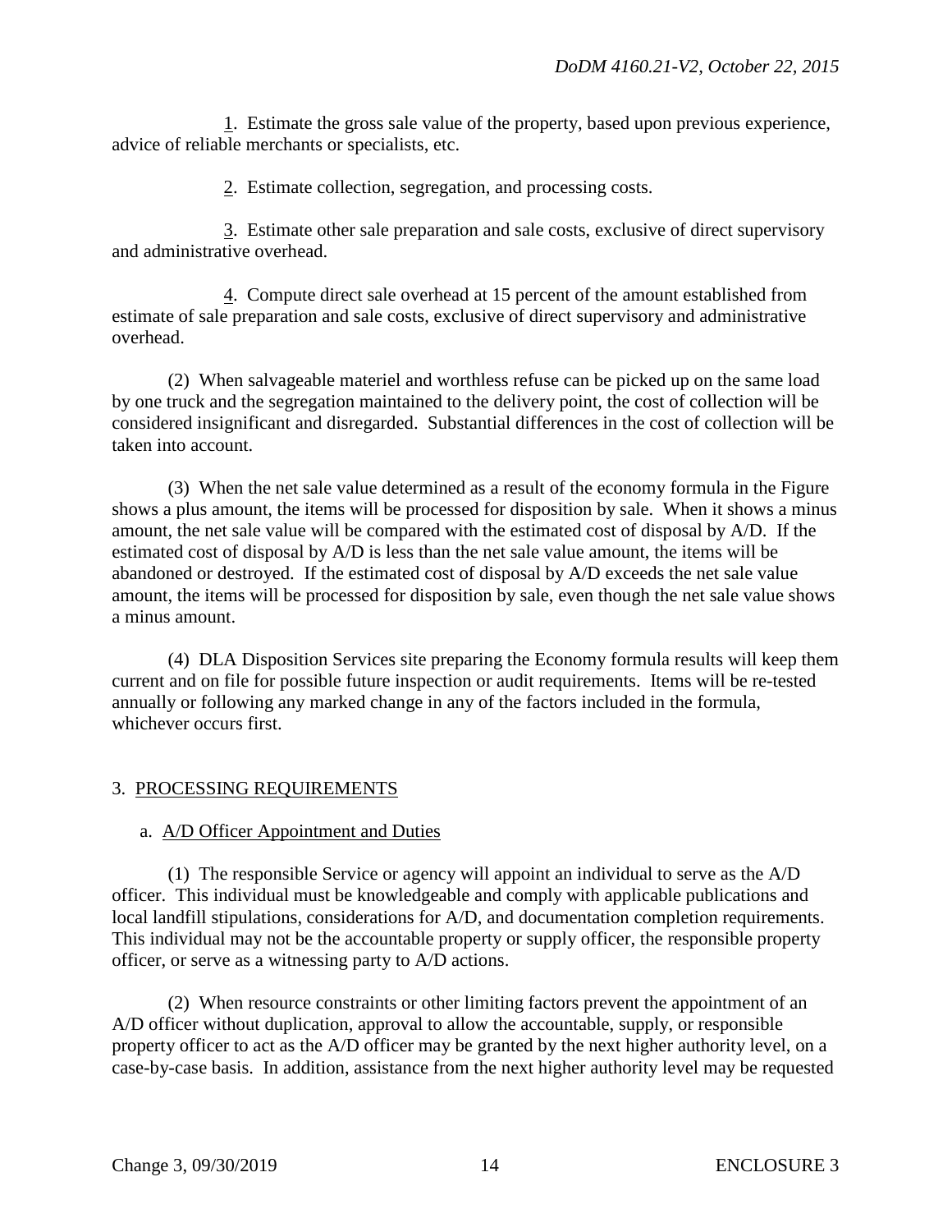1. Estimate the gross sale value of the property, based upon previous experience, advice of reliable merchants or specialists, etc.

2. Estimate collection, segregation, and processing costs.

3. Estimate other sale preparation and sale costs, exclusive of direct supervisory and administrative overhead.

4. Compute direct sale overhead at 15 percent of the amount established from estimate of sale preparation and sale costs, exclusive of direct supervisory and administrative overhead.

(2) When salvageable materiel and worthless refuse can be picked up on the same load by one truck and the segregation maintained to the delivery point, the cost of collection will be considered insignificant and disregarded. Substantial differences in the cost of collection will be taken into account.

(3) When the net sale value determined as a result of the economy formula in the Figure shows a plus amount, the items will be processed for disposition by sale. When it shows a minus amount, the net sale value will be compared with the estimated cost of disposal by A/D. If the estimated cost of disposal by A/D is less than the net sale value amount, the items will be abandoned or destroyed. If the estimated cost of disposal by A/D exceeds the net sale value amount, the items will be processed for disposition by sale, even though the net sale value shows a minus amount.

(4) DLA Disposition Services site preparing the Economy formula results will keep them current and on file for possible future inspection or audit requirements. Items will be re-tested annually or following any marked change in any of the factors included in the formula, whichever occurs first.

## 3. PROCESSING REQUIREMENTS

### a. A/D Officer Appointment and Duties

(1) The responsible Service or agency will appoint an individual to serve as the A/D officer. This individual must be knowledgeable and comply with applicable publications and local landfill stipulations, considerations for A/D, and documentation completion requirements. This individual may not be the accountable property or supply officer, the responsible property officer, or serve as a witnessing party to A/D actions.

(2) When resource constraints or other limiting factors prevent the appointment of an A/D officer without duplication, approval to allow the accountable, supply, or responsible property officer to act as the A/D officer may be granted by the next higher authority level, on a case-by-case basis. In addition, assistance from the next higher authority level may be requested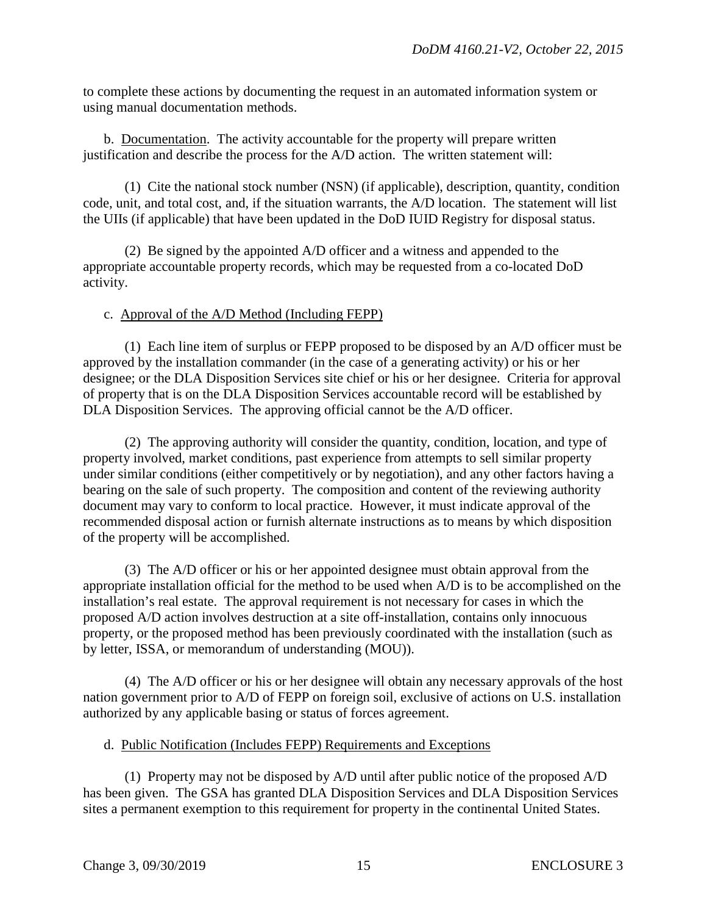to complete these actions by documenting the request in an automated information system or using manual documentation methods.

b. Documentation. The activity accountable for the property will prepare written justification and describe the process for the A/D action. The written statement will:

(1) Cite the national stock number (NSN) (if applicable), description, quantity, condition code, unit, and total cost, and, if the situation warrants, the A/D location. The statement will list the UIIs (if applicable) that have been updated in the DoD IUID Registry for disposal status.

(2) Be signed by the appointed A/D officer and a witness and appended to the appropriate accountable property records, which may be requested from a co-located DoD activity.

c. Approval of the A/D Method (Including FEPP)

(1) Each line item of surplus or FEPP proposed to be disposed by an A/D officer must be approved by the installation commander (in the case of a generating activity) or his or her designee; or the DLA Disposition Services site chief or his or her designee. Criteria for approval of property that is on the DLA Disposition Services accountable record will be established by DLA Disposition Services. The approving official cannot be the A/D officer.

(2) The approving authority will consider the quantity, condition, location, and type of property involved, market conditions, past experience from attempts to sell similar property under similar conditions (either competitively or by negotiation), and any other factors having a bearing on the sale of such property. The composition and content of the reviewing authority document may vary to conform to local practice. However, it must indicate approval of the recommended disposal action or furnish alternate instructions as to means by which disposition of the property will be accomplished.

(3) The A/D officer or his or her appointed designee must obtain approval from the appropriate installation official for the method to be used when A/D is to be accomplished on the installation's real estate. The approval requirement is not necessary for cases in which the proposed A/D action involves destruction at a site off-installation, contains only innocuous property, or the proposed method has been previously coordinated with the installation (such as by letter, ISSA, or memorandum of understanding (MOU)).

(4) The A/D officer or his or her designee will obtain any necessary approvals of the host nation government prior to A/D of FEPP on foreign soil, exclusive of actions on U.S. installation authorized by any applicable basing or status of forces agreement.

d. Public Notification (Includes FEPP) Requirements and Exceptions

(1) Property may not be disposed by A/D until after public notice of the proposed A/D has been given. The GSA has granted DLA Disposition Services and DLA Disposition Services sites a permanent exemption to this requirement for property in the continental United States.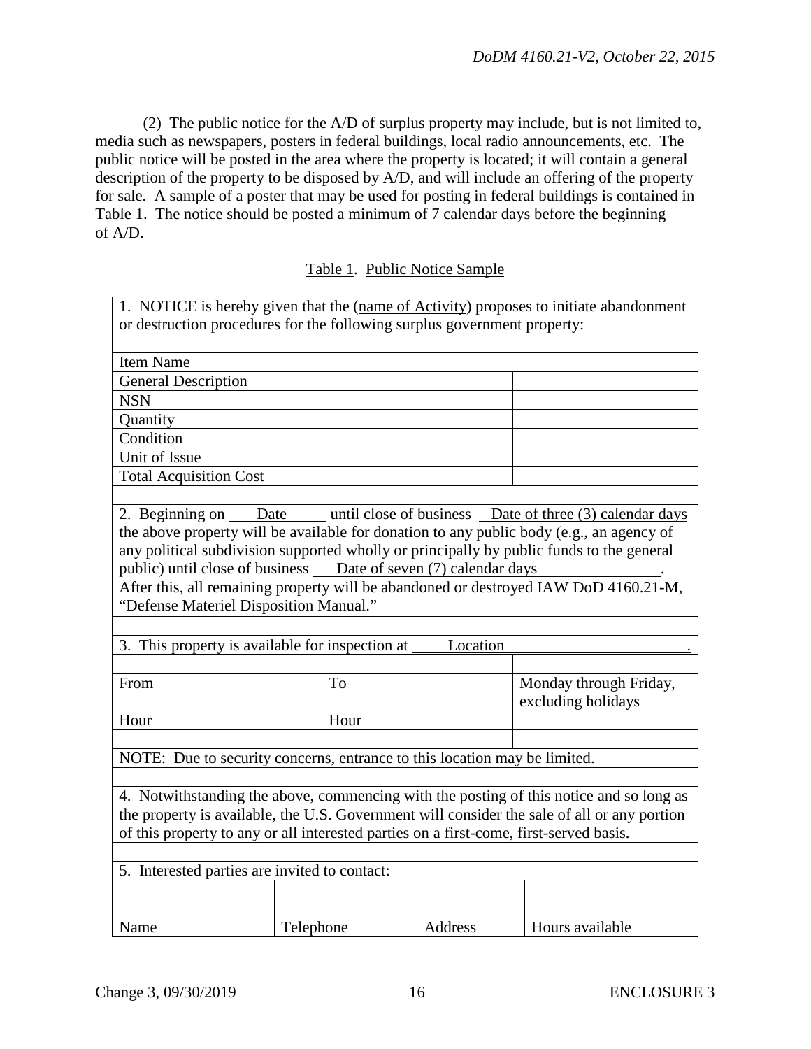(2) The public notice for the A/D of surplus property may include, but is not limited to, media such as newspapers, posters in federal buildings, local radio announcements, etc. The public notice will be posted in the area where the property is located; it will contain a general description of the property to be disposed by A/D, and will include an offering of the property for sale. A sample of a poster that may be used for posting in federal buildings is contained in Table 1. The notice should be posted a minimum of 7 calendar days before the beginning of A/D.

Table 1. Public Notice Sample

| | | |
|---|---|---|
| 1. NOTICE is hereby given that the (name of Activity) proposes to initiate abandonment or destruction procedures for the following surplus government property: | | |
| | | |
| Item Name | | |
| General Description | | |
| NSN | | |
| Quantity | | |
| Condition | | |
| Unit of Issue | | |
| Total Acquisition Cost | | |
| | | |
| 2. Beginning on \_\_\_Date\_\_\_ until close of business \_\_Date of three (3) calendar days the above property will be available for donation to any public body (e.g., an agency of any political subdivision supported wholly or principally by public funds to the general public) until close of business \_\_\_Date of seven (7) calendar days\_\_\_\_\_\_\_\_\_. After this, all remaining property will be abandoned or destroyed IAW DoD 4160.21-M, "Defense Materiel Disposition Manual." | | |
| | | |
| 3. This property is available for inspection at \_\_\_\_Location\_\_\_\_\_\_\_\_\_\_\_\_\_\_\_\_\_\_. | | |
| | | |
| From | To | Monday through Friday, excluding holidays |
| Hour | Hour | |
| | | |
| NOTE: Due to security concerns, entrance to this location may be limited. | | |
| | | |
| 4. Notwithstanding the above, commencing with the posting of this notice and so long as the property is available, the U.S. Government will consider the sale of all or any portion of this property to any or all interested parties on a first-come, first-served basis. | | |
| | | |
| 5. Interested parties are invited to contact: | | |

| | | | |
|---|---|---|---|
| | | | |
| | | | |
| Name | Telephone | Address | Hours available |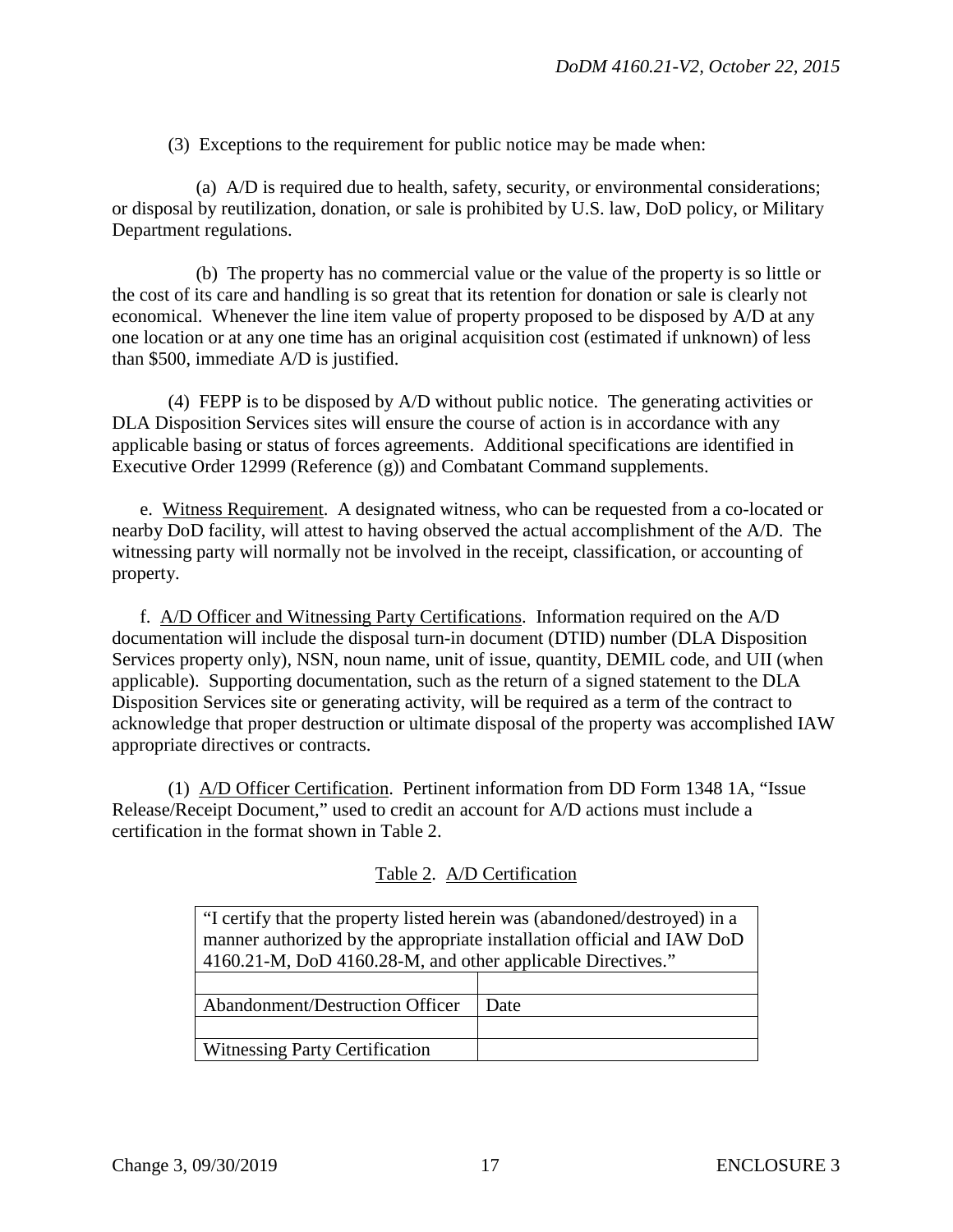(3) Exceptions to the requirement for public notice may be made when:

(a) A/D is required due to health, safety, security, or environmental considerations; or disposal by reutilization, donation, or sale is prohibited by U.S. law, DoD policy, or Military Department regulations.

(b) The property has no commercial value or the value of the property is so little or the cost of its care and handling is so great that its retention for donation or sale is clearly not economical. Whenever the line item value of property proposed to be disposed by A/D at any one location or at any one time has an original acquisition cost (estimated if unknown) of less than $500, immediate A/D is justified.

(4) FEPP is to be disposed by A/D without public notice. The generating activities or DLA Disposition Services sites will ensure the course of action is in accordance with any applicable basing or status of forces agreements. Additional specifications are identified in Executive Order 12999 (Reference (g)) and Combatant Command supplements.

e. Witness Requirement. A designated witness, who can be requested from a co-located or nearby DoD facility, will attest to having observed the actual accomplishment of the A/D. The witnessing party will normally not be involved in the receipt, classification, or accounting of property.

f. A/D Officer and Witnessing Party Certifications. Information required on the A/D documentation will include the disposal turn-in document (DTID) number (DLA Disposition Services property only), NSN, noun name, unit of issue, quantity, DEMIL code, and UII (when applicable). Supporting documentation, such as the return of a signed statement to the DLA Disposition Services site or generating activity, will be required as a term of the contract to acknowledge that proper destruction or ultimate disposal of the property was accomplished IAW appropriate directives or contracts.

(1) A/D Officer Certification. Pertinent information from DD Form 1348 1A, "Issue Release/Receipt Document," used to credit an account for A/D actions must include a certification in the format shown in Table 2.

Table 2. A/D Certification

| "I certify that the property listed herein was (abandoned/destroyed) in a manner authorized by the appropriate installation official and IAW DoD 4160.21-M, DoD 4160.28-M, and other applicable Directives." | |
|---|---|
| | |
| Abandonment/Destruction Officer | Date |
| | |
| Witnessing Party Certification | |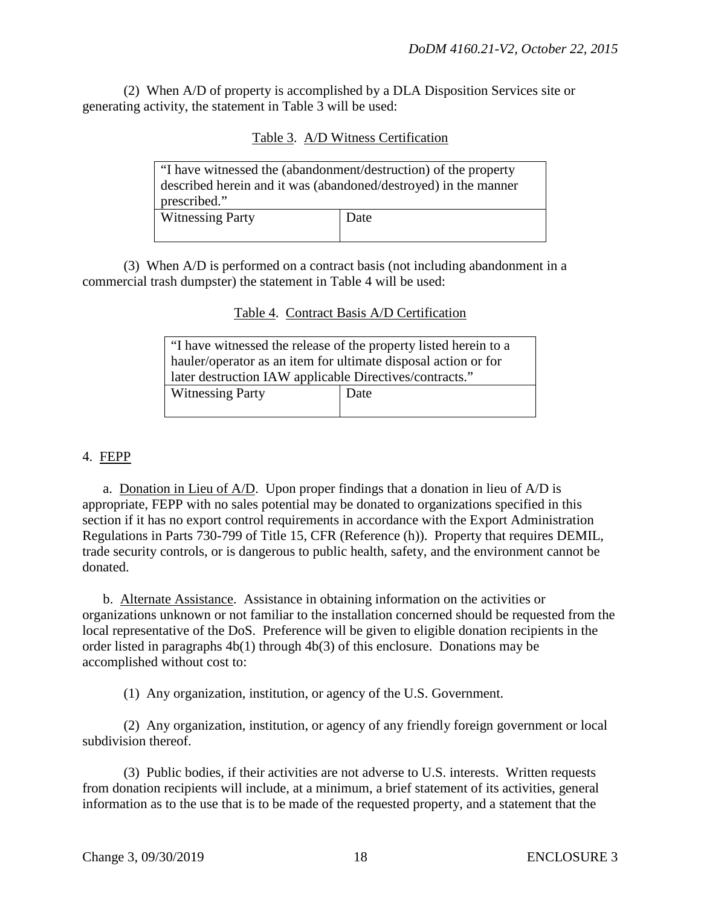(2) When A/D of property is accomplished by a DLA Disposition Services site or generating activity, the statement in Table 3 will be used:

Table 3. A/D Witness Certification

| "I have witnessed the (abandonment/destruction) of the property described herein and it was (abandoned/destroyed) in the manner prescribed." | |
|---|---|
| Witnessing Party | Date |

(3) When A/D is performed on a contract basis (not including abandonment in a commercial trash dumpster) the statement in Table 4 will be used:

Table 4. Contract Basis A/D Certification

| "I have witnessed the release of the property listed herein to a hauler/operator as an item for ultimate disposal action or for later destruction IAW applicable Directives/contracts." | |
|---|---|
| Witnessing Party | Date |

4. FEPP

a. Donation in Lieu of A/D. Upon proper findings that a donation in lieu of A/D is appropriate, FEPP with no sales potential may be donated to organizations specified in this section if it has no export control requirements in accordance with the Export Administration Regulations in Parts 730-799 of Title 15, CFR (Reference (h)). Property that requires DEMIL, trade security controls, or is dangerous to public health, safety, and the environment cannot be donated.

b. Alternate Assistance. Assistance in obtaining information on the activities or organizations unknown or not familiar to the installation concerned should be requested from the local representative of the DoS. Preference will be given to eligible donation recipients in the order listed in paragraphs 4b(1) through 4b(3) of this enclosure. Donations may be accomplished without cost to:

(1) Any organization, institution, or agency of the U.S. Government.

(2) Any organization, institution, or agency of any friendly foreign government or local subdivision thereof.

(3) Public bodies, if their activities are not adverse to U.S. interests. Written requests from donation recipients will include, at a minimum, a brief statement of its activities, general information as to the use that is to be made of the requested property, and a statement that the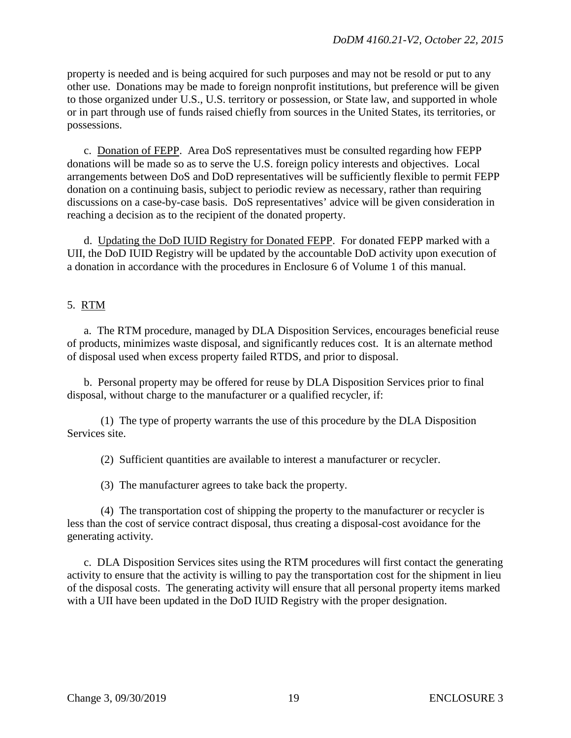property is needed and is being acquired for such purposes and may not be resold or put to any other use. Donations may be made to foreign nonprofit institutions, but preference will be given to those organized under U.S., U.S. territory or possession, or State law, and supported in whole or in part through use of funds raised chiefly from sources in the United States, its territories, or possessions.

c. Donation of FEPP. Area DoS representatives must be consulted regarding how FEPP donations will be made so as to serve the U.S. foreign policy interests and objectives. Local arrangements between DoS and DoD representatives will be sufficiently flexible to permit FEPP donation on a continuing basis, subject to periodic review as necessary, rather than requiring discussions on a case-by-case basis. DoS representatives' advice will be given consideration in reaching a decision as to the recipient of the donated property.

d. Updating the DoD IUID Registry for Donated FEPP. For donated FEPP marked with a UII, the DoD IUID Registry will be updated by the accountable DoD activity upon execution of a donation in accordance with the procedures in Enclosure 6 of Volume 1 of this manual.

5. RTM

a. The RTM procedure, managed by DLA Disposition Services, encourages beneficial reuse of products, minimizes waste disposal, and significantly reduces cost. It is an alternate method of disposal used when excess property failed RTDS, and prior to disposal.

b. Personal property may be offered for reuse by DLA Disposition Services prior to final disposal, without charge to the manufacturer or a qualified recycler, if:

(1) The type of property warrants the use of this procedure by the DLA Disposition Services site.

(2) Sufficient quantities are available to interest a manufacturer or recycler.

(3) The manufacturer agrees to take back the property.

(4) The transportation cost of shipping the property to the manufacturer or recycler is less than the cost of service contract disposal, thus creating a disposal-cost avoidance for the generating activity.

c. DLA Disposition Services sites using the RTM procedures will first contact the generating activity to ensure that the activity is willing to pay the transportation cost for the shipment in lieu of the disposal costs. The generating activity will ensure that all personal property items marked with a UII have been updated in the DoD IUID Registry with the proper designation.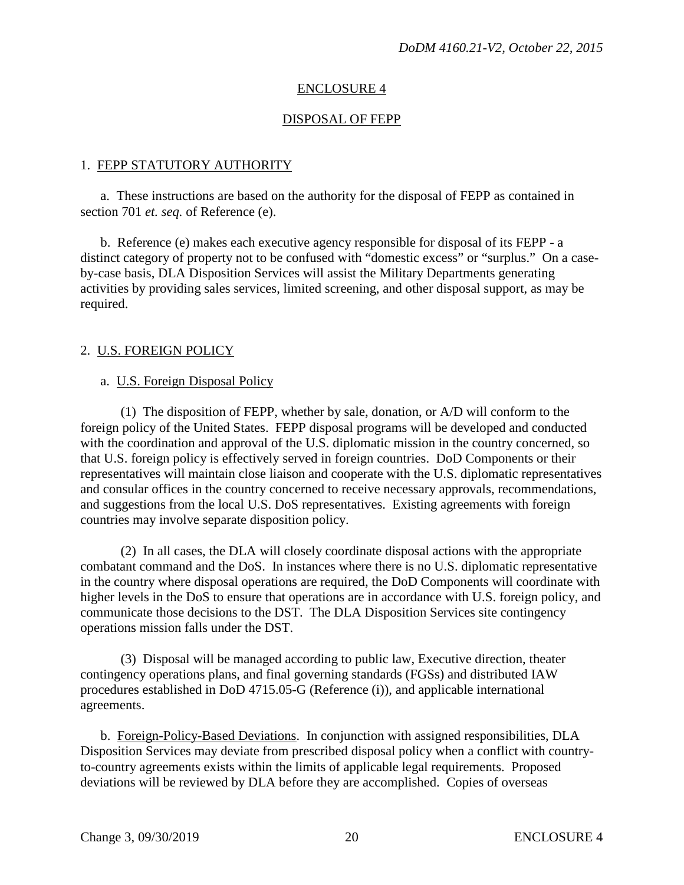## ENCLOSURE 4

## DISPOSAL OF FEPP

1. FEPP STATUTORY AUTHORITY

a. These instructions are based on the authority for the disposal of FEPP as contained in section 701 *et. seq.* of Reference (e).

b. Reference (e) makes each executive agency responsible for disposal of its FEPP - a distinct category of property not to be confused with "domestic excess" or "surplus." On a case-by-case basis, DLA Disposition Services will assist the Military Departments generating activities by providing sales services, limited screening, and other disposal support, as may be required.

2. U.S. FOREIGN POLICY

a. U.S. Foreign Disposal Policy

(1) The disposition of FEPP, whether by sale, donation, or A/D will conform to the foreign policy of the United States. FEPP disposal programs will be developed and conducted with the coordination and approval of the U.S. diplomatic mission in the country concerned, so that U.S. foreign policy is effectively served in foreign countries. DoD Components or their representatives will maintain close liaison and cooperate with the U.S. diplomatic representatives and consular offices in the country concerned to receive necessary approvals, recommendations, and suggestions from the local U.S. DoS representatives. Existing agreements with foreign countries may involve separate disposition policy.

(2) In all cases, the DLA will closely coordinate disposal actions with the appropriate combatant command and the DoS. In instances where there is no U.S. diplomatic representative in the country where disposal operations are required, the DoD Components will coordinate with higher levels in the DoS to ensure that operations are in accordance with U.S. foreign policy, and communicate those decisions to the DST. The DLA Disposition Services site contingency operations mission falls under the DST.

(3) Disposal will be managed according to public law, Executive direction, theater contingency operations plans, and final governing standards (FGSs) and distributed IAW procedures established in DoD 4715.05-G (Reference (i)), and applicable international agreements.

b. Foreign-Policy-Based Deviations. In conjunction with assigned responsibilities, DLA Disposition Services may deviate from prescribed disposal policy when a conflict with country-to-country agreements exists within the limits of applicable legal requirements. Proposed deviations will be reviewed by DLA before they are accomplished. Copies of overseas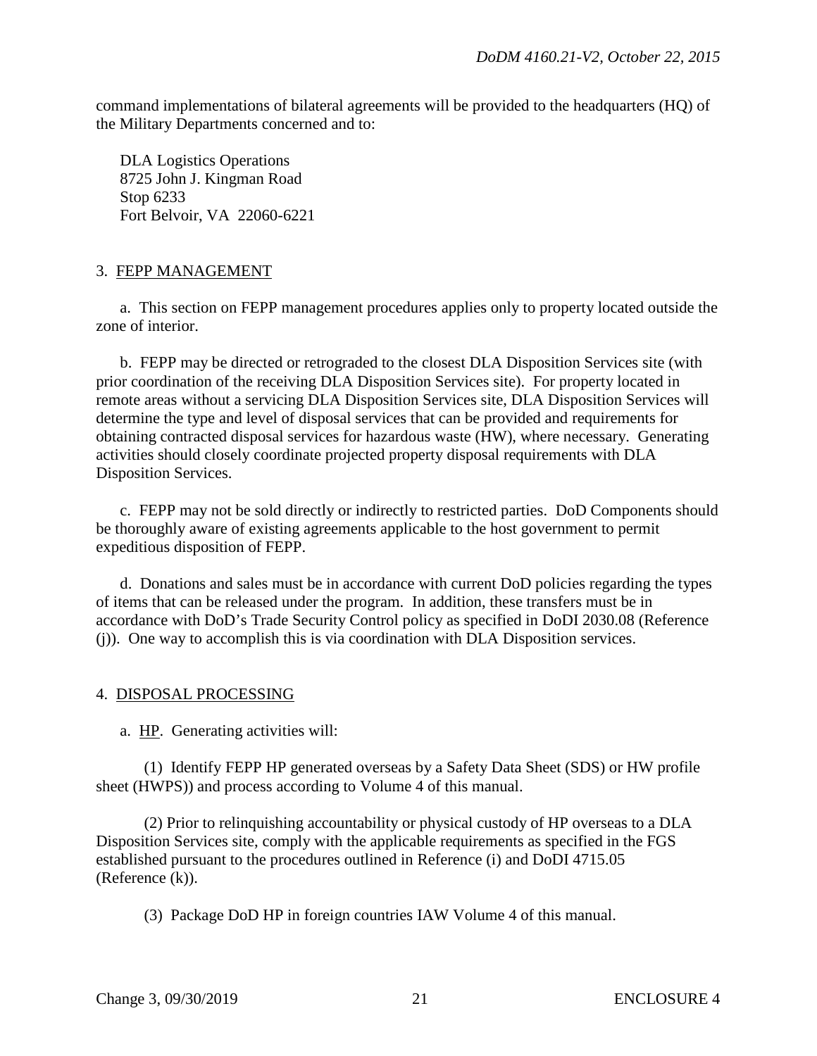command implementations of bilateral agreements will be provided to the headquarters (HQ) of the Military Departments concerned and to:

DLA Logistics Operations
8725 John J. Kingman Road
Stop 6233
Fort Belvoir, VA 22060-6221

3. FEPP MANAGEMENT

a. This section on FEPP management procedures applies only to property located outside the zone of interior.

b. FEPP may be directed or retrograded to the closest DLA Disposition Services site (with prior coordination of the receiving DLA Disposition Services site). For property located in remote areas without a servicing DLA Disposition Services site, DLA Disposition Services will determine the type and level of disposal services that can be provided and requirements for obtaining contracted disposal services for hazardous waste (HW), where necessary. Generating activities should closely coordinate projected property disposal requirements with DLA Disposition Services.

c. FEPP may not be sold directly or indirectly to restricted parties. DoD Components should be thoroughly aware of existing agreements applicable to the host government to permit expeditious disposition of FEPP.

d. Donations and sales must be in accordance with current DoD policies regarding the types of items that can be released under the program. In addition, these transfers must be in accordance with DoD's Trade Security Control policy as specified in DoDI 2030.08 (Reference (j)). One way to accomplish this is via coordination with DLA Disposition services.

4. DISPOSAL PROCESSING

a. HP. Generating activities will:

(1) Identify FEPP HP generated overseas by a Safety Data Sheet (SDS) or HW profile sheet (HWPS)) and process according to Volume 4 of this manual.

(2) Prior to relinquishing accountability or physical custody of HP overseas to a DLA Disposition Services site, comply with the applicable requirements as specified in the FGS established pursuant to the procedures outlined in Reference (i) and DoDI 4715.05 (Reference (k)).

(3) Package DoD HP in foreign countries IAW Volume 4 of this manual.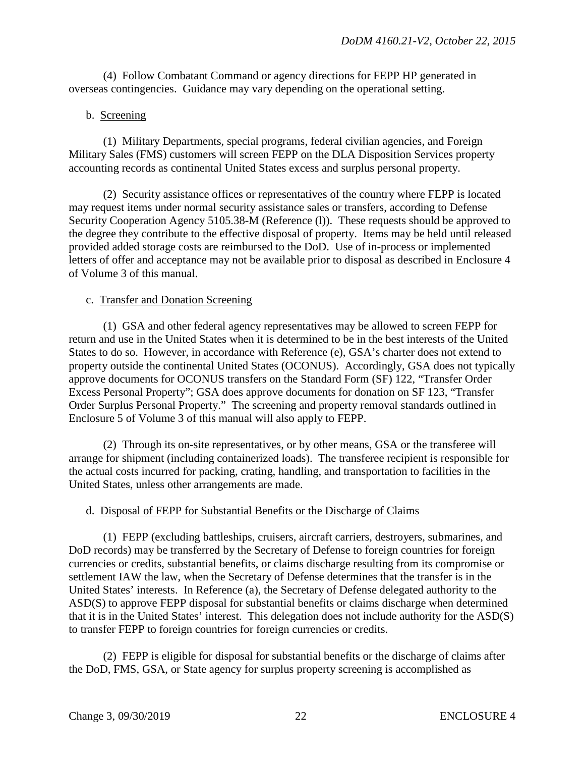(4) Follow Combatant Command or agency directions for FEPP HP generated in overseas contingencies. Guidance may vary depending on the operational setting.

b. Screening

(1) Military Departments, special programs, federal civilian agencies, and Foreign Military Sales (FMS) customers will screen FEPP on the DLA Disposition Services property accounting records as continental United States excess and surplus personal property.

(2) Security assistance offices or representatives of the country where FEPP is located may request items under normal security assistance sales or transfers, according to Defense Security Cooperation Agency 5105.38-M (Reference (l)). These requests should be approved to the degree they contribute to the effective disposal of property. Items may be held until released provided added storage costs are reimbursed to the DoD. Use of in-process or implemented letters of offer and acceptance may not be available prior to disposal as described in Enclosure 4 of Volume 3 of this manual.

c. Transfer and Donation Screening

(1) GSA and other federal agency representatives may be allowed to screen FEPP for return and use in the United States when it is determined to be in the best interests of the United States to do so. However, in accordance with Reference (e), GSA's charter does not extend to property outside the continental United States (OCONUS). Accordingly, GSA does not typically approve documents for OCONUS transfers on the Standard Form (SF) 122, "Transfer Order Excess Personal Property"; GSA does approve documents for donation on SF 123, "Transfer Order Surplus Personal Property." The screening and property removal standards outlined in Enclosure 5 of Volume 3 of this manual will also apply to FEPP.

(2) Through its on-site representatives, or by other means, GSA or the transferee will arrange for shipment (including containerized loads). The transferee recipient is responsible for the actual costs incurred for packing, crating, handling, and transportation to facilities in the United States, unless other arrangements are made.

d. Disposal of FEPP for Substantial Benefits or the Discharge of Claims

(1) FEPP (excluding battleships, cruisers, aircraft carriers, destroyers, submarines, and DoD records) may be transferred by the Secretary of Defense to foreign countries for foreign currencies or credits, substantial benefits, or claims discharge resulting from its compromise or settlement IAW the law, when the Secretary of Defense determines that the transfer is in the United States' interests. In Reference (a), the Secretary of Defense delegated authority to the ASD(S) to approve FEPP disposal for substantial benefits or claims discharge when determined that it is in the United States' interest. This delegation does not include authority for the ASD(S) to transfer FEPP to foreign countries for foreign currencies or credits.

(2) FEPP is eligible for disposal for substantial benefits or the discharge of claims after the DoD, FMS, GSA, or State agency for surplus property screening is accomplished as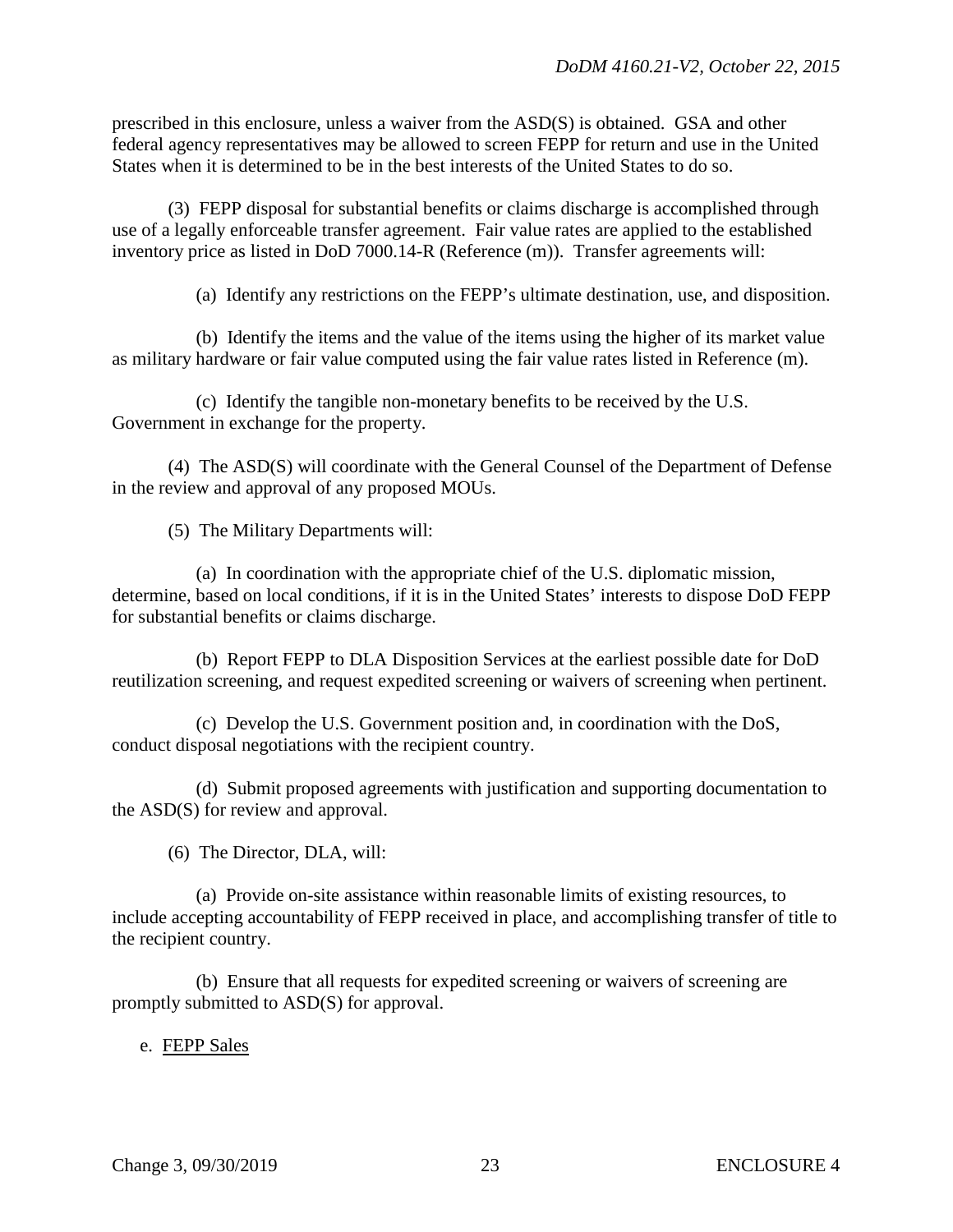prescribed in this enclosure, unless a waiver from the ASD(S) is obtained. GSA and other federal agency representatives may be allowed to screen FEPP for return and use in the United States when it is determined to be in the best interests of the United States to do so.

(3) FEPP disposal for substantial benefits or claims discharge is accomplished through use of a legally enforceable transfer agreement. Fair value rates are applied to the established inventory price as listed in DoD 7000.14-R (Reference (m)). Transfer agreements will:

(a) Identify any restrictions on the FEPP's ultimate destination, use, and disposition.

(b) Identify the items and the value of the items using the higher of its market value as military hardware or fair value computed using the fair value rates listed in Reference (m).

(c) Identify the tangible non-monetary benefits to be received by the U.S. Government in exchange for the property.

(4) The ASD(S) will coordinate with the General Counsel of the Department of Defense in the review and approval of any proposed MOUs.

(5) The Military Departments will:

(a) In coordination with the appropriate chief of the U.S. diplomatic mission, determine, based on local conditions, if it is in the United States' interests to dispose DoD FEPP for substantial benefits or claims discharge.

(b) Report FEPP to DLA Disposition Services at the earliest possible date for DoD reutilization screening, and request expedited screening or waivers of screening when pertinent.

(c) Develop the U.S. Government position and, in coordination with the DoS, conduct disposal negotiations with the recipient country.

(d) Submit proposed agreements with justification and supporting documentation to the ASD(S) for review and approval.

(6) The Director, DLA, will:

(a) Provide on-site assistance within reasonable limits of existing resources, to include accepting accountability of FEPP received in place, and accomplishing transfer of title to the recipient country.

(b) Ensure that all requests for expedited screening or waivers of screening are promptly submitted to ASD(S) for approval.

e. FEPP Sales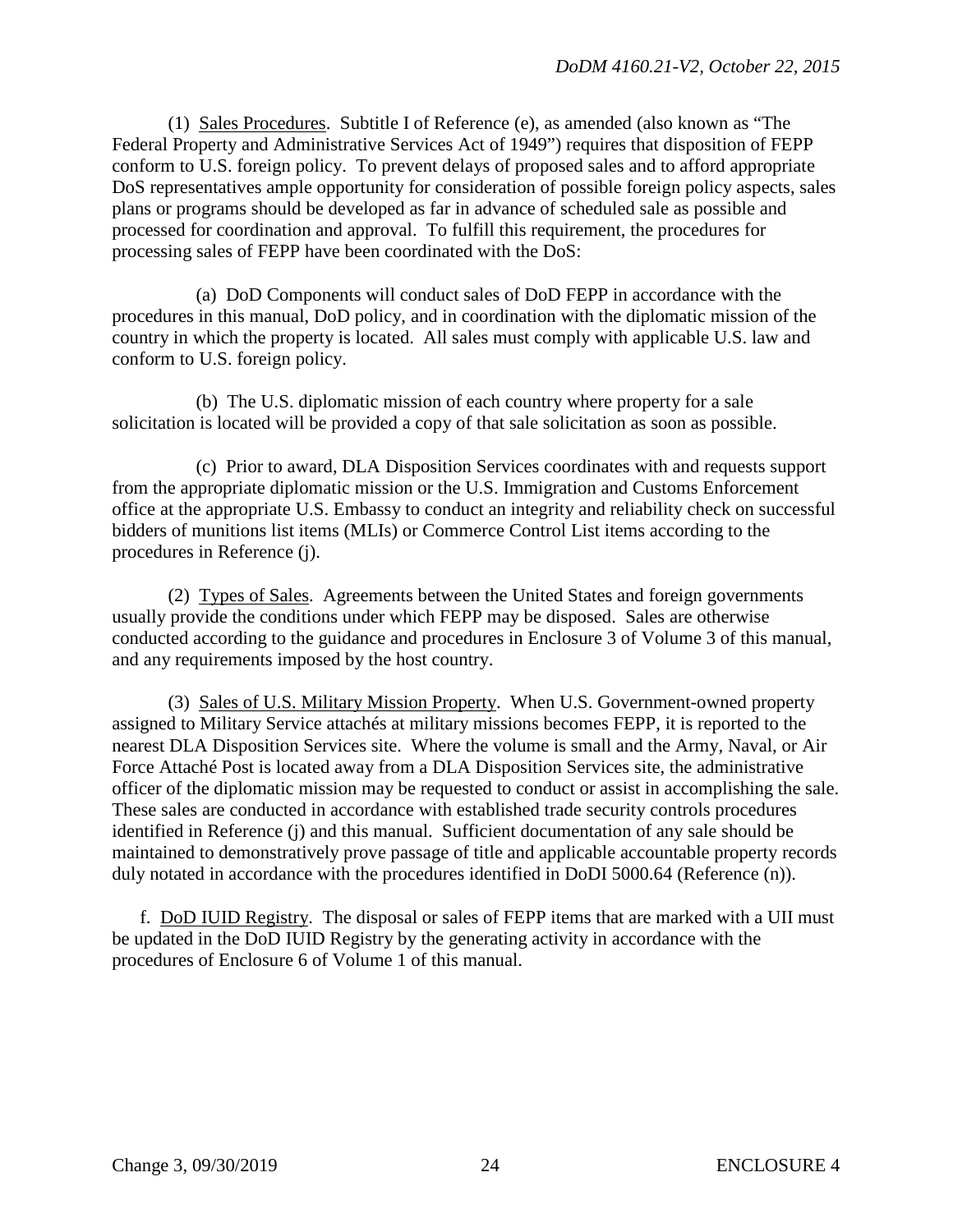(1) Sales Procedures. Subtitle I of Reference (e), as amended (also known as "The Federal Property and Administrative Services Act of 1949") requires that disposition of FEPP conform to U.S. foreign policy. To prevent delays of proposed sales and to afford appropriate DoS representatives ample opportunity for consideration of possible foreign policy aspects, sales plans or programs should be developed as far in advance of scheduled sale as possible and processed for coordination and approval. To fulfill this requirement, the procedures for processing sales of FEPP have been coordinated with the DoS:

(a) DoD Components will conduct sales of DoD FEPP in accordance with the procedures in this manual, DoD policy, and in coordination with the diplomatic mission of the country in which the property is located. All sales must comply with applicable U.S. law and conform to U.S. foreign policy.

(b) The U.S. diplomatic mission of each country where property for a sale solicitation is located will be provided a copy of that sale solicitation as soon as possible.

(c) Prior to award, DLA Disposition Services coordinates with and requests support from the appropriate diplomatic mission or the U.S. Immigration and Customs Enforcement office at the appropriate U.S. Embassy to conduct an integrity and reliability check on successful bidders of munitions list items (MLIs) or Commerce Control List items according to the procedures in Reference (j).

(2) Types of Sales. Agreements between the United States and foreign governments usually provide the conditions under which FEPP may be disposed. Sales are otherwise conducted according to the guidance and procedures in Enclosure 3 of Volume 3 of this manual, and any requirements imposed by the host country.

(3) Sales of U.S. Military Mission Property. When U.S. Government-owned property assigned to Military Service attachés at military missions becomes FEPP, it is reported to the nearest DLA Disposition Services site. Where the volume is small and the Army, Naval, or Air Force Attaché Post is located away from a DLA Disposition Services site, the administrative officer of the diplomatic mission may be requested to conduct or assist in accomplishing the sale. These sales are conducted in accordance with established trade security controls procedures identified in Reference (j) and this manual. Sufficient documentation of any sale should be maintained to demonstratively prove passage of title and applicable accountable property records duly notated in accordance with the procedures identified in DoDI 5000.64 (Reference (n)).

f. DoD IUID Registry. The disposal or sales of FEPP items that are marked with a UII must be updated in the DoD IUID Registry by the generating activity in accordance with the procedures of Enclosure 6 of Volume 1 of this manual.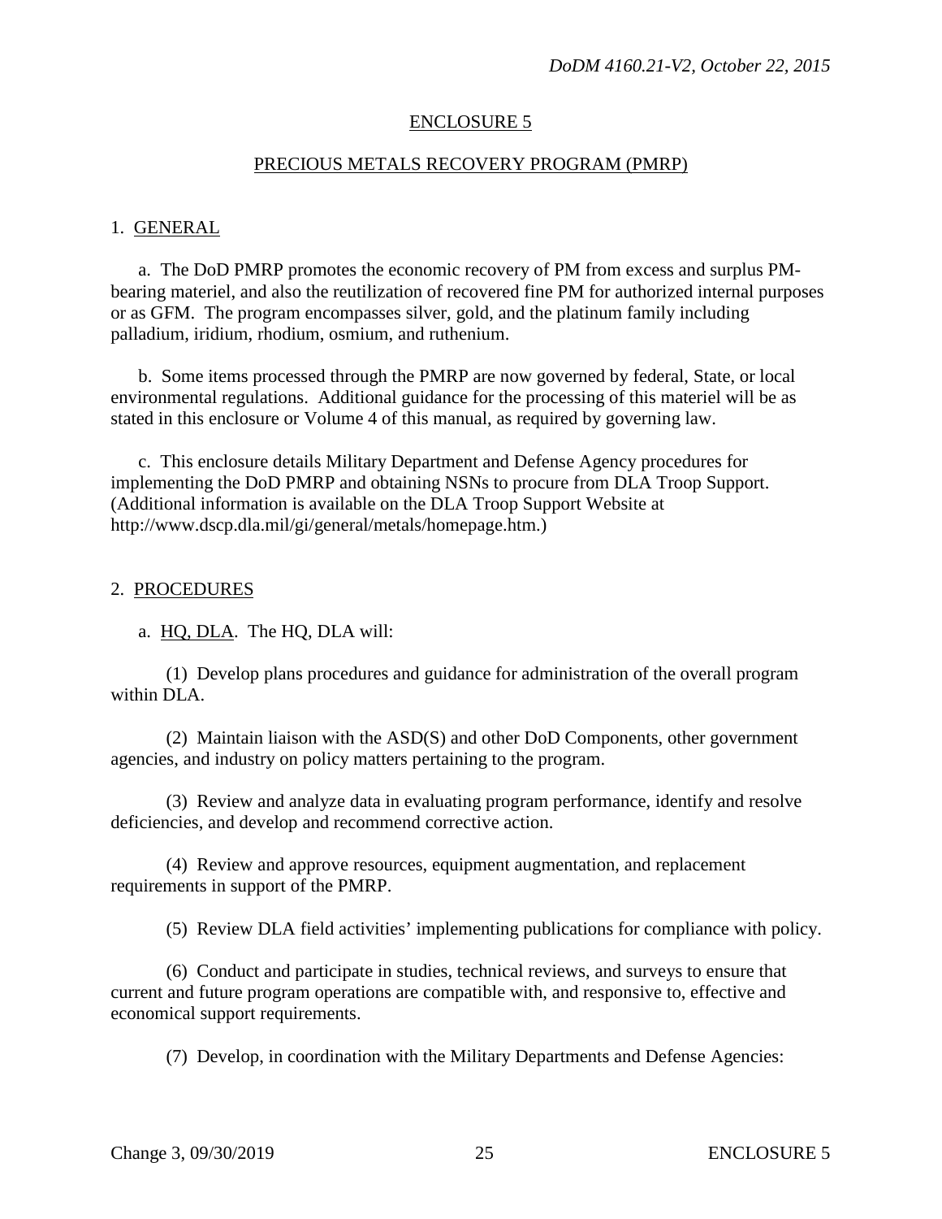## ENCLOSURE 5

## PRECIOUS METALS RECOVERY PROGRAM (PMRP)

### 1. GENERAL

a. The DoD PMRP promotes the economic recovery of PM from excess and surplus PM-bearing materiel, and also the reutilization of recovered fine PM for authorized internal purposes or as GFM. The program encompasses silver, gold, and the platinum family including palladium, iridium, rhodium, osmium, and ruthenium.

b. Some items processed through the PMRP are now governed by federal, State, or local environmental regulations. Additional guidance for the processing of this materiel will be as stated in this enclosure or Volume 4 of this manual, as required by governing law.

c. This enclosure details Military Department and Defense Agency procedures for implementing the DoD PMRP and obtaining NSNs to procure from DLA Troop Support. (Additional information is available on the DLA Troop Support Website at http://www.dscp.dla.mil/gi/general/metals/homepage.htm.)

### 2. PROCEDURES

a. HQ, DLA. The HQ, DLA will:

(1) Develop plans procedures and guidance for administration of the overall program within DLA.

(2) Maintain liaison with the ASD(S) and other DoD Components, other government agencies, and industry on policy matters pertaining to the program.

(3) Review and analyze data in evaluating program performance, identify and resolve deficiencies, and develop and recommend corrective action.

(4) Review and approve resources, equipment augmentation, and replacement requirements in support of the PMRP.

(5) Review DLA field activities' implementing publications for compliance with policy.

(6) Conduct and participate in studies, technical reviews, and surveys to ensure that current and future program operations are compatible with, and responsive to, effective and economical support requirements.

(7) Develop, in coordination with the Military Departments and Defense Agencies: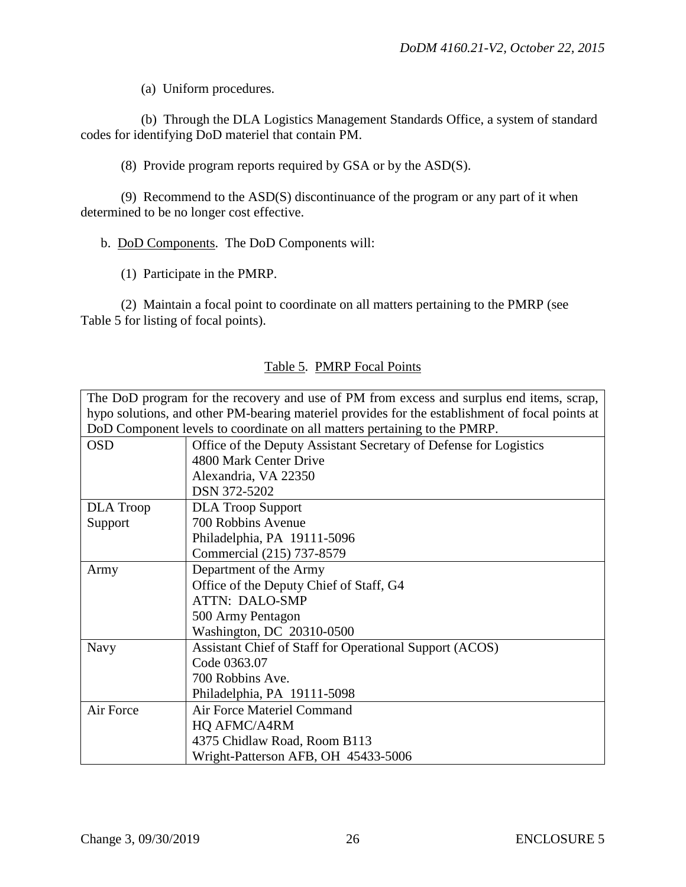(a) Uniform procedures.

(b) Through the DLA Logistics Management Standards Office, a system of standard codes for identifying DoD materiel that contain PM.

(8) Provide program reports required by GSA or by the ASD(S).

(9) Recommend to the ASD(S) discontinuance of the program or any part of it when determined to be no longer cost effective.

b. DoD Components. The DoD Components will:

(1) Participate in the PMRP.

(2) Maintain a focal point to coordinate on all matters pertaining to the PMRP (see Table 5 for listing of focal points).

Table 5. PMRP Focal Points

| The DoD program for the recovery and use of PM from excess and surplus end items, scrap, hypo solutions, and other PM-bearing materiel provides for the establishment of focal points at DoD Component levels to coordinate on all matters pertaining to the PMRP. | |
|---|---|
| OSD | Office of the Deputy Assistant Secretary of Defense for Logistics<br>4800 Mark Center Drive<br>Alexandria, VA 22350<br>DSN 372-5202 |
| DLA Troop Support | DLA Troop Support<br>700 Robbins Avenue<br>Philadelphia, PA 19111-5096<br>Commercial (215) 737-8579 |
| Army | Department of the Army<br>Office of the Deputy Chief of Staff, G4<br>ATTN: DALO-SMP<br>500 Army Pentagon<br>Washington, DC 20310-0500 |
| Navy | Assistant Chief of Staff for Operational Support (ACOS)<br>Code 0363.07<br>700 Robbins Ave.<br>Philadelphia, PA 19111-5098 |
| Air Force | Air Force Materiel Command<br>HQ AFMC/A4RM<br>4375 Chidlaw Road, Room B113<br>Wright-Patterson AFB, OH 45433-5006 |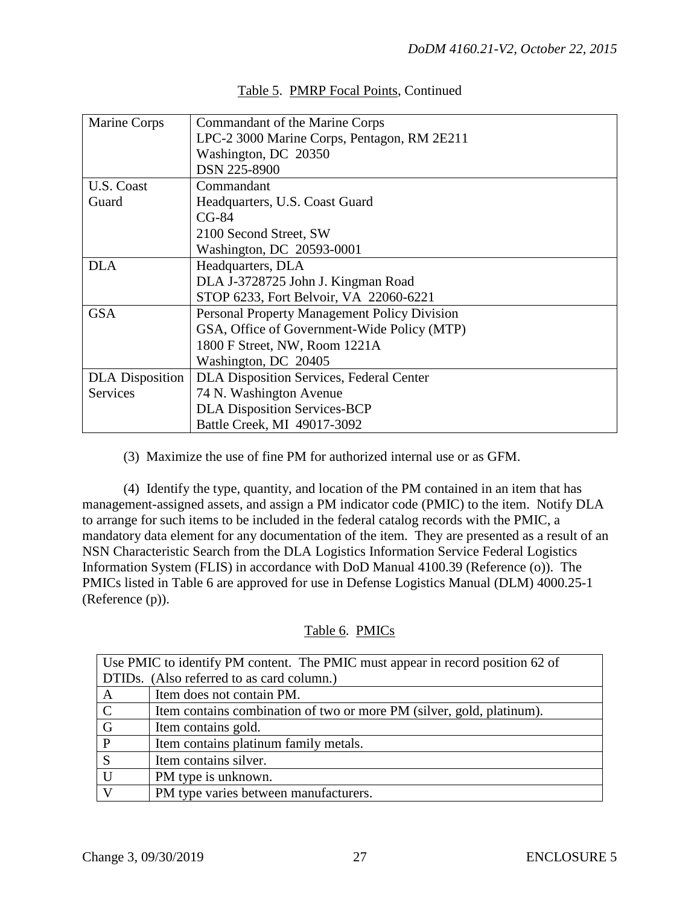Table 5. PMRP Focal Points, Continued

| | |
|---|---|
| Marine Corps | Commandant of the Marine Corps<br>LPC-2 3000 Marine Corps, Pentagon, RM 2E211<br>Washington, DC 20350<br>DSN 225-8900 |
| U.S. Coast Guard | Commandant<br>Headquarters, U.S. Coast Guard<br>CG-84<br>2100 Second Street, SW<br>Washington, DC 20593-0001 |
| DLA | Headquarters, DLA<br>DLA J-3728725 John J. Kingman Road<br>STOP 6233, Fort Belvoir, VA 22060-6221 |
| GSA | Personal Property Management Policy Division<br>GSA, Office of Government-Wide Policy (MTP)<br>1800 F Street, NW, Room 1221A<br>Washington, DC 20405 |
| DLA Disposition Services | DLA Disposition Services, Federal Center<br>74 N. Washington Avenue<br>DLA Disposition Services-BCP<br>Battle Creek, MI 49017-3092 |

(3) Maximize the use of fine PM for authorized internal use or as GFM.

(4) Identify the type, quantity, and location of the PM contained in an item that has management-assigned assets, and assign a PM indicator code (PMIC) to the item. Notify DLA to arrange for such items to be included in the federal catalog records with the PMIC, a mandatory data element for any documentation of the item. They are presented as a result of an NSN Characteristic Search from the DLA Logistics Information Service Federal Logistics Information System (FLIS) in accordance with DoD Manual 4100.39 (Reference (o)). The PMICs listed in Table 6 are approved for use in Defense Logistics Manual (DLM) 4000.25-1 (Reference (p)).

Table 6. PMICs

| Use PMIC to identify PM content. The PMIC must appear in record position 62 of DTIDs. (Also referred to as card column.) | |
|---|---|
| A | Item does not contain PM. |
| C | Item contains combination of two or more PM (silver, gold, platinum). |
| G | Item contains gold. |
| P | Item contains platinum family metals. |
| S | Item contains silver. |
| U | PM type is unknown. |
| V | PM type varies between manufacturers. |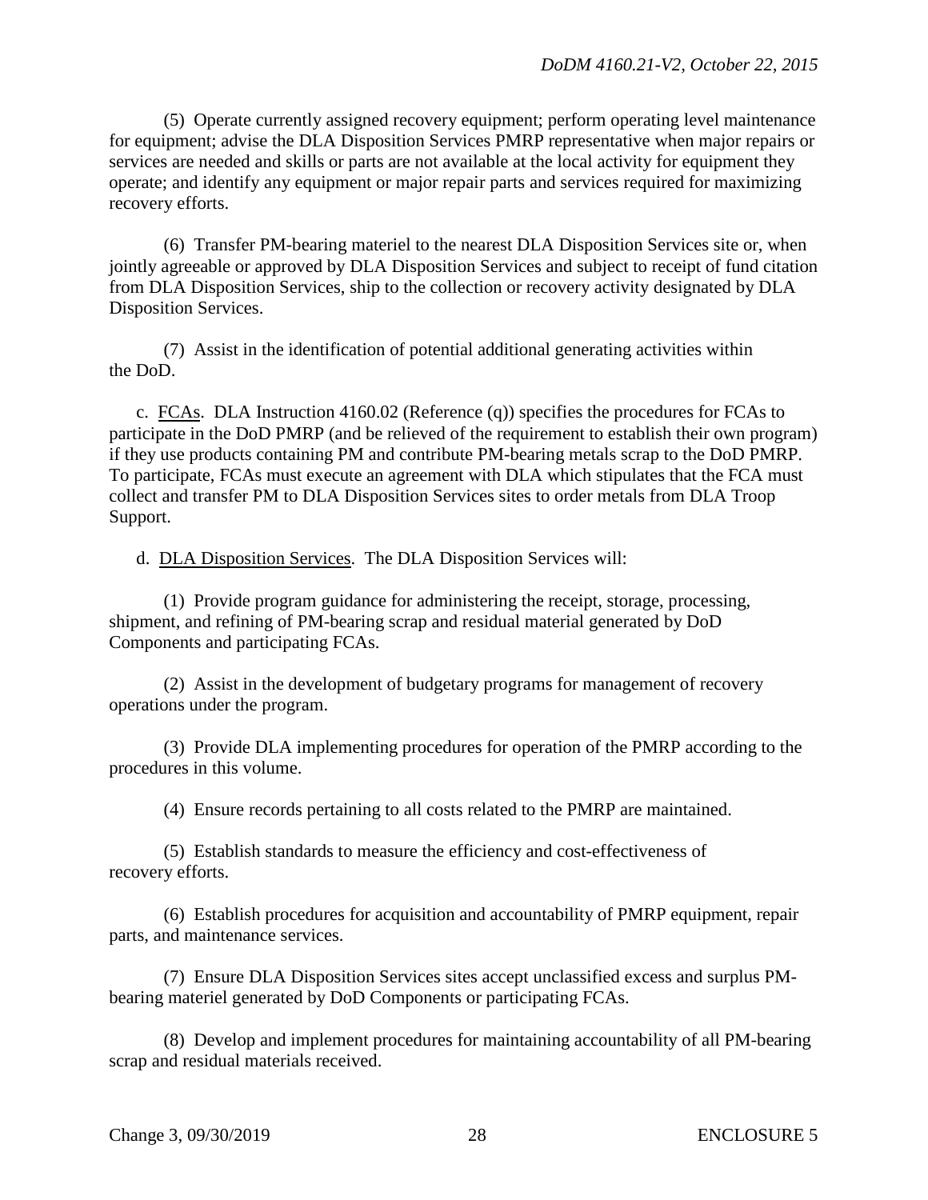(5) Operate currently assigned recovery equipment; perform operating level maintenance for equipment; advise the DLA Disposition Services PMRP representative when major repairs or services are needed and skills or parts are not available at the local activity for equipment they operate; and identify any equipment or major repair parts and services required for maximizing recovery efforts.

(6) Transfer PM-bearing materiel to the nearest DLA Disposition Services site or, when jointly agreeable or approved by DLA Disposition Services and subject to receipt of fund citation from DLA Disposition Services, ship to the collection or recovery activity designated by DLA Disposition Services.

(7) Assist in the identification of potential additional generating activities within the DoD.

c. FCAs. DLA Instruction 4160.02 (Reference (q)) specifies the procedures for FCAs to participate in the DoD PMRP (and be relieved of the requirement to establish their own program) if they use products containing PM and contribute PM-bearing metals scrap to the DoD PMRP. To participate, FCAs must execute an agreement with DLA which stipulates that the FCA must collect and transfer PM to DLA Disposition Services sites to order metals from DLA Troop Support.

d. DLA Disposition Services. The DLA Disposition Services will:

(1) Provide program guidance for administering the receipt, storage, processing, shipment, and refining of PM-bearing scrap and residual material generated by DoD Components and participating FCAs.

(2) Assist in the development of budgetary programs for management of recovery operations under the program.

(3) Provide DLA implementing procedures for operation of the PMRP according to the procedures in this volume.

(4) Ensure records pertaining to all costs related to the PMRP are maintained.

(5) Establish standards to measure the efficiency and cost-effectiveness of recovery efforts.

(6) Establish procedures for acquisition and accountability of PMRP equipment, repair parts, and maintenance services.

(7) Ensure DLA Disposition Services sites accept unclassified excess and surplus PM-bearing materiel generated by DoD Components or participating FCAs.

(8) Develop and implement procedures for maintaining accountability of all PM-bearing scrap and residual materials received.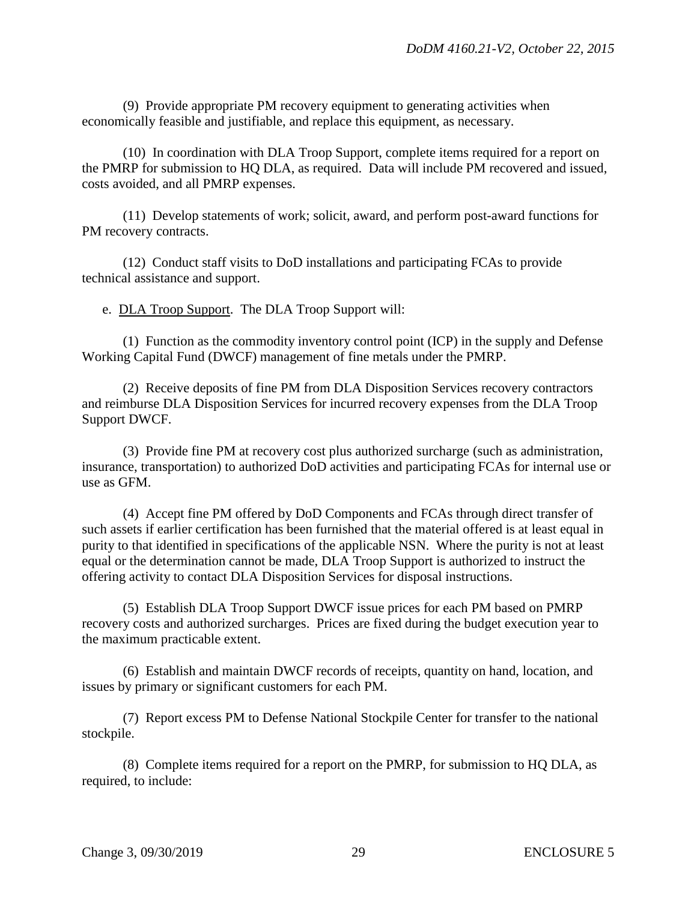(9) Provide appropriate PM recovery equipment to generating activities when economically feasible and justifiable, and replace this equipment, as necessary.

(10) In coordination with DLA Troop Support, complete items required for a report on the PMRP for submission to HQ DLA, as required. Data will include PM recovered and issued, costs avoided, and all PMRP expenses.

(11) Develop statements of work; solicit, award, and perform post-award functions for PM recovery contracts.

(12) Conduct staff visits to DoD installations and participating FCAs to provide technical assistance and support.

e. DLA Troop Support. The DLA Troop Support will:

(1) Function as the commodity inventory control point (ICP) in the supply and Defense Working Capital Fund (DWCF) management of fine metals under the PMRP.

(2) Receive deposits of fine PM from DLA Disposition Services recovery contractors and reimburse DLA Disposition Services for incurred recovery expenses from the DLA Troop Support DWCF.

(3) Provide fine PM at recovery cost plus authorized surcharge (such as administration, insurance, transportation) to authorized DoD activities and participating FCAs for internal use or use as GFM.

(4) Accept fine PM offered by DoD Components and FCAs through direct transfer of such assets if earlier certification has been furnished that the material offered is at least equal in purity to that identified in specifications of the applicable NSN. Where the purity is not at least equal or the determination cannot be made, DLA Troop Support is authorized to instruct the offering activity to contact DLA Disposition Services for disposal instructions.

(5) Establish DLA Troop Support DWCF issue prices for each PM based on PMRP recovery costs and authorized surcharges. Prices are fixed during the budget execution year to the maximum practicable extent.

(6) Establish and maintain DWCF records of receipts, quantity on hand, location, and issues by primary or significant customers for each PM.

(7) Report excess PM to Defense National Stockpile Center for transfer to the national stockpile.

(8) Complete items required for a report on the PMRP, for submission to HQ DLA, as required, to include: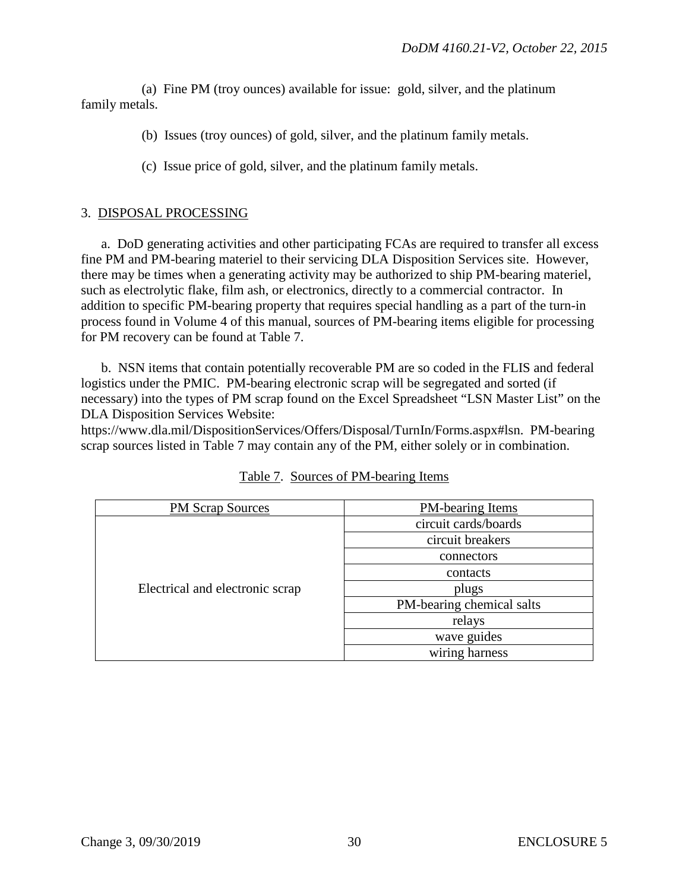(a) Fine PM (troy ounces) available for issue: gold, silver, and the platinum family metals.

(b) Issues (troy ounces) of gold, silver, and the platinum family metals.

(c) Issue price of gold, silver, and the platinum family metals.

3. DISPOSAL PROCESSING

a. DoD generating activities and other participating FCAs are required to transfer all excess fine PM and PM-bearing materiel to their servicing DLA Disposition Services site. However, there may be times when a generating activity may be authorized to ship PM-bearing materiel, such as electrolytic flake, film ash, or electronics, directly to a commercial contractor. In addition to specific PM-bearing property that requires special handling as a part of the turn-in process found in Volume 4 of this manual, sources of PM-bearing items eligible for processing for PM recovery can be found at Table 7.

b. NSN items that contain potentially recoverable PM are so coded in the FLIS and federal logistics under the PMIC. PM-bearing electronic scrap will be segregated and sorted (if necessary) into the types of PM scrap found on the Excel Spreadsheet "LSN Master List" on the DLA Disposition Services Website: https://www.dla.mil/DispositionServices/Offers/Disposal/TurnIn/Forms.aspx#lsn. PM-bearing scrap sources listed in Table 7 may contain any of the PM, either solely or in combination.

Table 7. Sources of PM-bearing Items

| PM Scrap Sources | PM-bearing Items |
|---|---|
| Electrical and electronic scrap | circuit cards/boards |
| | circuit breakers |
| | connectors |
| | contacts |
| | plugs |
| | PM-bearing chemical salts |
| | relays |
| | wave guides |
| | wiring harness |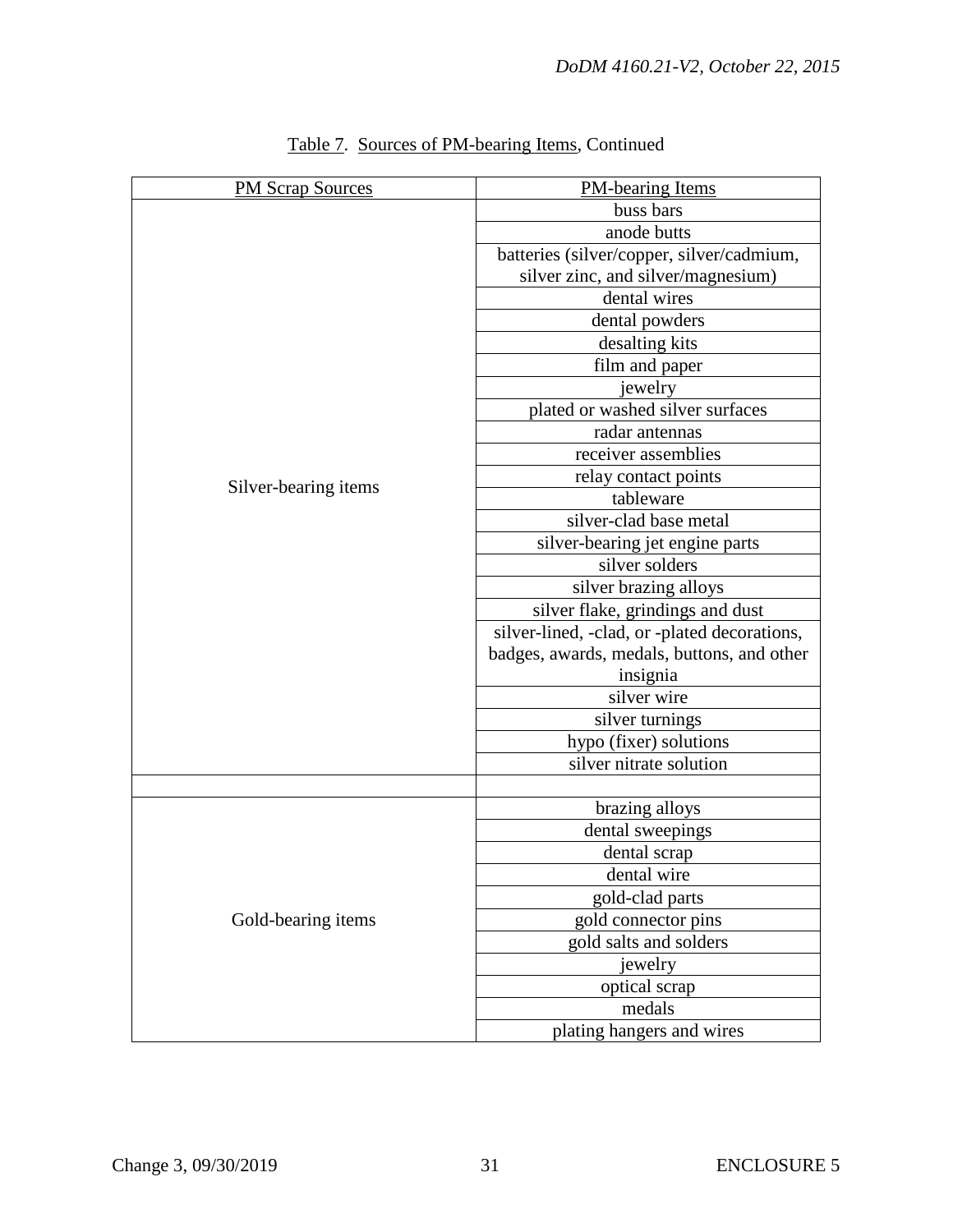Table 7. Sources of PM-bearing Items, Continued

| PM Scrap Sources | PM-bearing Items |
|---|---|
| Silver-bearing items | buss bars |
| | anode butts |
| | batteries (silver/copper, silver/cadmium, silver zinc, and silver/magnesium) |
| | dental wires |
| | dental powders |
| | desalting kits |
| | film and paper |
| | jewelry |
| | plated or washed silver surfaces |
| | radar antennas |
| | receiver assemblies |
| | relay contact points |
| | tableware |
| | silver-clad base metal |
| | silver-bearing jet engine parts |
| | silver solders |
| | silver brazing alloys |
| | silver flake, grindings and dust |
| | silver-lined, -clad, or -plated decorations, badges, awards, medals, buttons, and other insignia |
| | silver wire |
| | silver turnings |
| | hypo (fixer) solutions |
| | silver nitrate solution |
| | |
| Gold-bearing items | brazing alloys |
| | dental sweepings |
| | dental scrap |
| | dental wire |
| | gold-clad parts |
| | gold connector pins |
| | gold salts and solders |
| | jewelry |
| | optical scrap |
| | medals |
| | plating hangers and wires |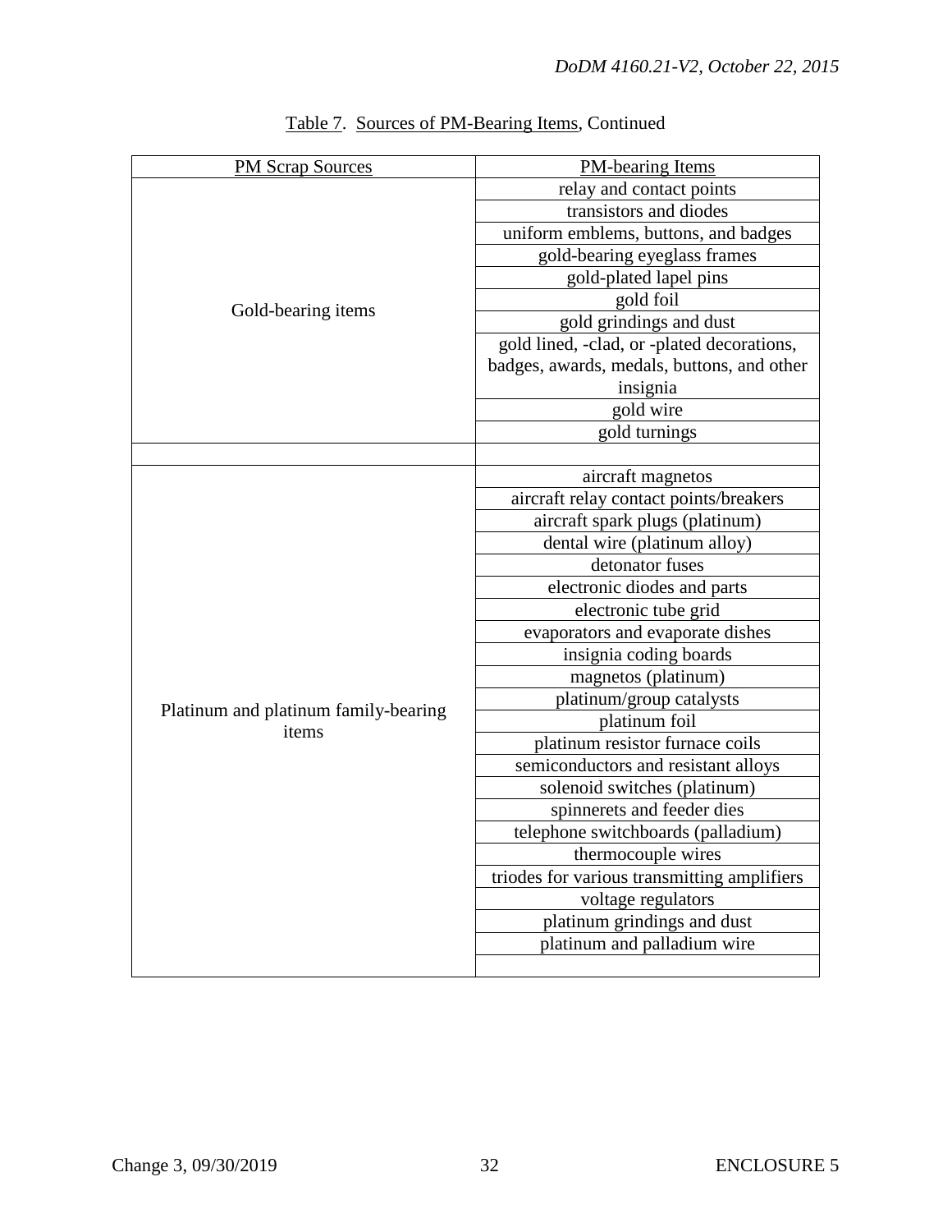Table 7. Sources of PM-Bearing Items, Continued

| PM Scrap Sources | PM-bearing Items |
|---|---|
| Gold-bearing items | relay and contact points |
| | transistors and diodes |
| | uniform emblems, buttons, and badges |
| | gold-bearing eyeglass frames |
| | gold-plated lapel pins |
| | gold foil |
| | gold grindings and dust |
| | gold lined, -clad, or -plated decorations, badges, awards, medals, buttons, and other insignia |
| | gold wire |
| | gold turnings |
| | |
| Platinum and platinum family-bearing items | aircraft magnetos |
| | aircraft relay contact points/breakers |
| | aircraft spark plugs (platinum) |
| | dental wire (platinum alloy) |
| | detonator fuses |
| | electronic diodes and parts |
| | electronic tube grid |
| | evaporators and evaporate dishes |
| | insignia coding boards |
| | magnetos (platinum) |
| | platinum/group catalysts |
| | platinum foil |
| | platinum resistor furnace coils |
| | semiconductors and resistant alloys |
| | solenoid switches (platinum) |
| | spinnerets and feeder dies |
| | telephone switchboards (palladium) |
| | thermocouple wires |
| | triodes for various transmitting amplifiers |
| | voltage regulators |
| | platinum grindings and dust |
| | platinum and palladium wire |
| | |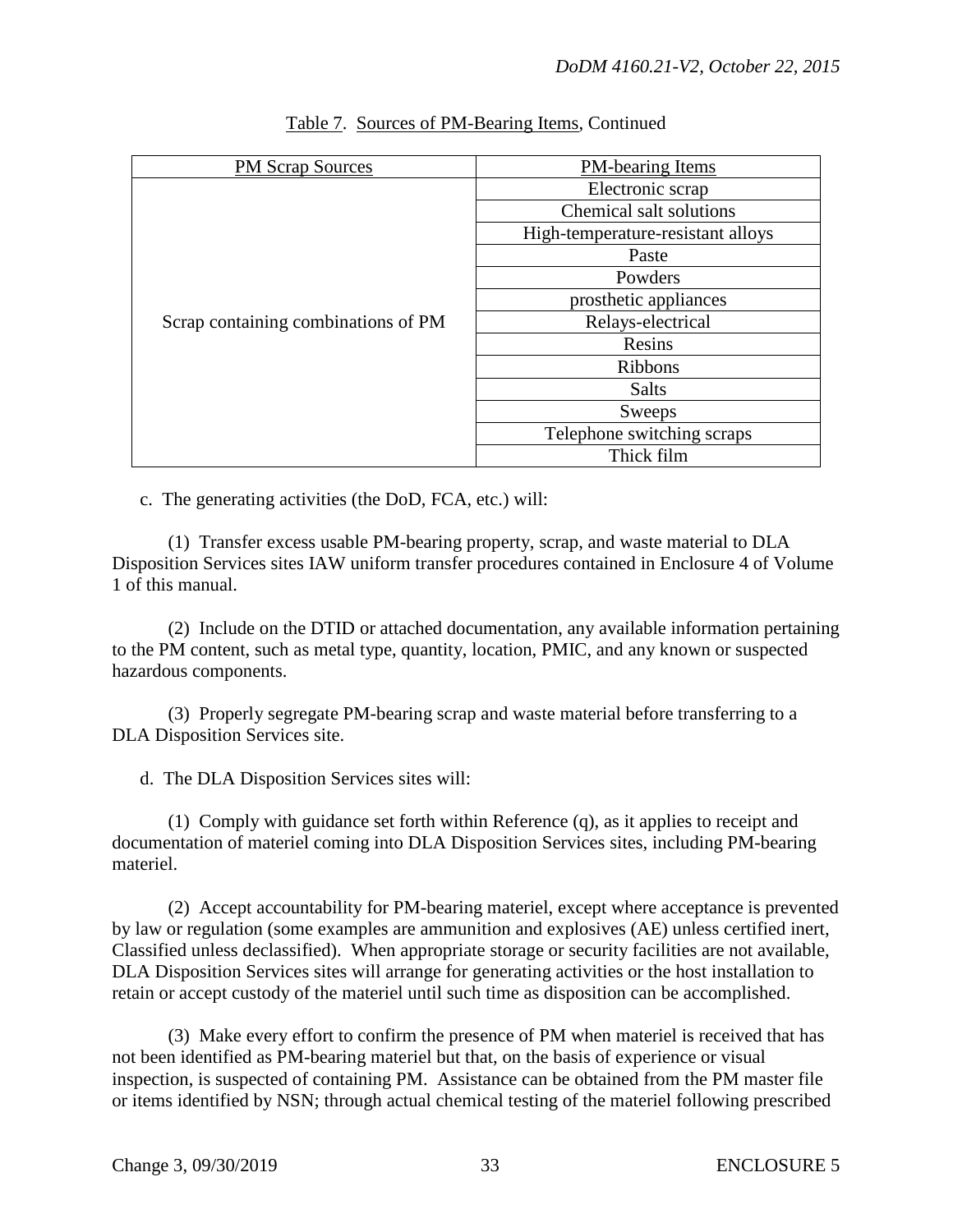Table 7. Sources of PM-Bearing Items, Continued

| PM Scrap Sources | PM-bearing Items |
|---|---|
| Scrap containing combinations of PM | Electronic scrap |
| | Chemical salt solutions |
| | High-temperature-resistant alloys |
| | Paste |
| | Powders |
| | prosthetic appliances |
| | Relays-electrical |
| | Resins |
| | Ribbons |
| | Salts |
| | Sweeps |
| | Telephone switching scraps |
| | Thick film |

c. The generating activities (the DoD, FCA, etc.) will:

(1) Transfer excess usable PM-bearing property, scrap, and waste material to DLA Disposition Services sites IAW uniform transfer procedures contained in Enclosure 4 of Volume 1 of this manual.

(2) Include on the DTID or attached documentation, any available information pertaining to the PM content, such as metal type, quantity, location, PMIC, and any known or suspected hazardous components.

(3) Properly segregate PM-bearing scrap and waste material before transferring to a DLA Disposition Services site.

d. The DLA Disposition Services sites will:

(1) Comply with guidance set forth within Reference (q), as it applies to receipt and documentation of materiel coming into DLA Disposition Services sites, including PM-bearing materiel.

(2) Accept accountability for PM-bearing materiel, except where acceptance is prevented by law or regulation (some examples are ammunition and explosives (AE) unless certified inert, Classified unless declassified). When appropriate storage or security facilities are not available, DLA Disposition Services sites will arrange for generating activities or the host installation to retain or accept custody of the materiel until such time as disposition can be accomplished.

(3) Make every effort to confirm the presence of PM when materiel is received that has not been identified as PM-bearing materiel but that, on the basis of experience or visual inspection, is suspected of containing PM. Assistance can be obtained from the PM master file or items identified by NSN; through actual chemical testing of the materiel following prescribed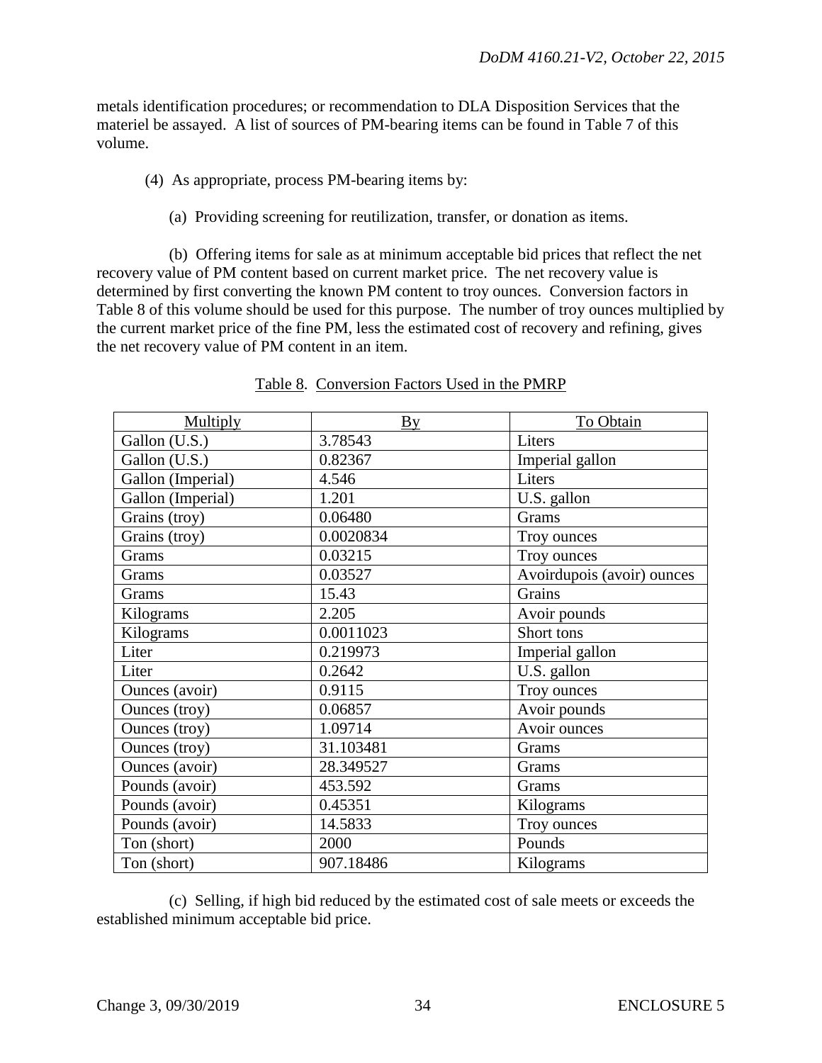metals identification procedures; or recommendation to DLA Disposition Services that the materiel be assayed. A list of sources of PM-bearing items can be found in Table 7 of this volume.

(4) As appropriate, process PM-bearing items by:

(a) Providing screening for reutilization, transfer, or donation as items.

(b) Offering items for sale as at minimum acceptable bid prices that reflect the net recovery value of PM content based on current market price. The net recovery value is determined by first converting the known PM content to troy ounces. Conversion factors in Table 8 of this volume should be used for this purpose. The number of troy ounces multiplied by the current market price of the fine PM, less the estimated cost of recovery and refining, gives the net recovery value of PM content in an item.

Table 8. Conversion Factors Used in the PMRP

| Multiply | By | To Obtain |
|---|---|---|
| Gallon (U.S.) | 3.78543 | Liters |
| Gallon (U.S.) | 0.82367 | Imperial gallon |
| Gallon (Imperial) | 4.546 | Liters |
| Gallon (Imperial) | 1.201 | U.S. gallon |
| Grains (troy) | 0.06480 | Grams |
| Grains (troy) | 0.0020834 | Troy ounces |
| Grams | 0.03215 | Troy ounces |
| Grams | 0.03527 | Avoirdupois (avoir) ounces |
| Grams | 15.43 | Grains |
| Kilograms | 2.205 | Avoir pounds |
| Kilograms | 0.0011023 | Short tons |
| Liter | 0.219973 | Imperial gallon |
| Liter | 0.2642 | U.S. gallon |
| Ounces (avoir) | 0.9115 | Troy ounces |
| Ounces (troy) | 0.06857 | Avoir pounds |
| Ounces (troy) | 1.09714 | Avoir ounces |
| Ounces (troy) | 31.103481 | Grams |
| Ounces (avoir) | 28.349527 | Grams |
| Pounds (avoir) | 453.592 | Grams |
| Pounds (avoir) | 0.45351 | Kilograms |
| Pounds (avoir) | 14.5833 | Troy ounces |
| Ton (short) | 2000 | Pounds |
| Ton (short) | 907.18486 | Kilograms |

(c) Selling, if high bid reduced by the estimated cost of sale meets or exceeds the established minimum acceptable bid price.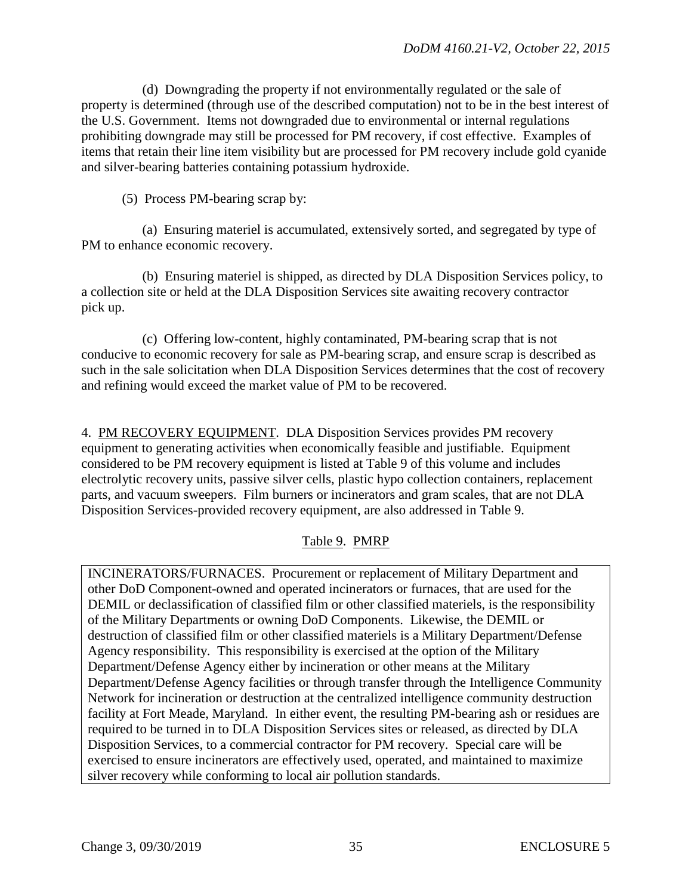(d) Downgrading the property if not environmentally regulated or the sale of property is determined (through use of the described computation) not to be in the best interest of the U.S. Government. Items not downgraded due to environmental or internal regulations prohibiting downgrade may still be processed for PM recovery, if cost effective. Examples of items that retain their line item visibility but are processed for PM recovery include gold cyanide and silver-bearing batteries containing potassium hydroxide.

(5) Process PM-bearing scrap by:

(a) Ensuring materiel is accumulated, extensively sorted, and segregated by type of PM to enhance economic recovery.

(b) Ensuring materiel is shipped, as directed by DLA Disposition Services policy, to a collection site or held at the DLA Disposition Services site awaiting recovery contractor pick up.

(c) Offering low-content, highly contaminated, PM-bearing scrap that is not conducive to economic recovery for sale as PM-bearing scrap, and ensure scrap is described as such in the sale solicitation when DLA Disposition Services determines that the cost of recovery and refining would exceed the market value of PM to be recovered.

4. PM RECOVERY EQUIPMENT. DLA Disposition Services provides PM recovery equipment to generating activities when economically feasible and justifiable. Equipment considered to be PM recovery equipment is listed at Table 9 of this volume and includes electrolytic recovery units, passive silver cells, plastic hypo collection containers, replacement parts, and vacuum sweepers. Film burners or incinerators and gram scales, that are not DLA Disposition Services-provided recovery equipment, are also addressed in Table 9.

Table 9. PMRP

| INCINERATORS/FURNACES. Procurement or replacement of Military Department and other DoD Component-owned and operated incinerators or furnaces, that are used for the DEMIL or declassification of classified film or other classified materiels, is the responsibility of the Military Departments or owning DoD Components. Likewise, the DEMIL or destruction of classified film or other classified materiels is a Military Department/Defense Agency responsibility. This responsibility is exercised at the option of the Military Department/Defense Agency either by incineration or other means at the Military Department/Defense Agency facilities or through transfer through the Intelligence Community Network for incineration or destruction at the centralized intelligence community destruction facility at Fort Meade, Maryland. In either event, the resulting PM-bearing ash or residues are required to be turned in to DLA Disposition Services sites or released, as directed by DLA Disposition Services, to a commercial contractor for PM recovery. Special care will be exercised to ensure incinerators are effectively used, operated, and maintained to maximize silver recovery while conforming to local air pollution standards. |
| --- |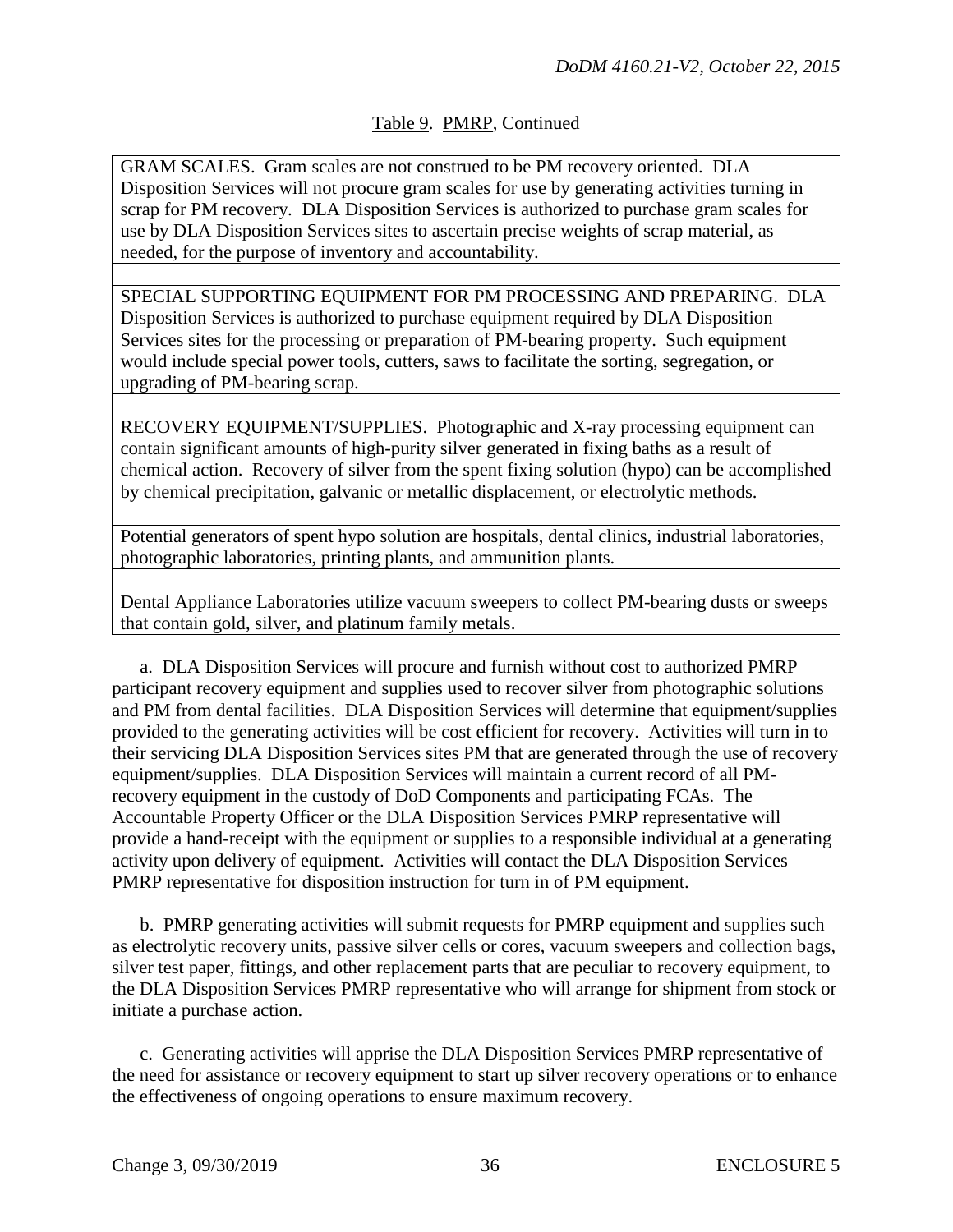Table 9. PMRP, Continued

| |
|---|
| GRAM SCALES. Gram scales are not construed to be PM recovery oriented. DLA Disposition Services will not procure gram scales for use by generating activities turning in scrap for PM recovery. DLA Disposition Services is authorized to purchase gram scales for use by DLA Disposition Services sites to ascertain precise weights of scrap material, as needed, for the purpose of inventory and accountability. |
| |
| SPECIAL SUPPORTING EQUIPMENT FOR PM PROCESSING AND PREPARING. DLA Disposition Services is authorized to purchase equipment required by DLA Disposition Services sites for the processing or preparation of PM-bearing property. Such equipment would include special power tools, cutters, saws to facilitate the sorting, segregation, or upgrading of PM-bearing scrap. |
| |
| RECOVERY EQUIPMENT/SUPPLIES. Photographic and X-ray processing equipment can contain significant amounts of high-purity silver generated in fixing baths as a result of chemical action. Recovery of silver from the spent fixing solution (hypo) can be accomplished by chemical precipitation, galvanic or metallic displacement, or electrolytic methods. |
| |
| Potential generators of spent hypo solution are hospitals, dental clinics, industrial laboratories, photographic laboratories, printing plants, and ammunition plants. |
| |
| Dental Appliance Laboratories utilize vacuum sweepers to collect PM-bearing dusts or sweeps that contain gold, silver, and platinum family metals. |

a. DLA Disposition Services will procure and furnish without cost to authorized PMRP participant recovery equipment and supplies used to recover silver from photographic solutions and PM from dental facilities. DLA Disposition Services will determine that equipment/supplies provided to the generating activities will be cost efficient for recovery. Activities will turn in to their servicing DLA Disposition Services sites PM that are generated through the use of recovery equipment/supplies. DLA Disposition Services will maintain a current record of all PM-recovery equipment in the custody of DoD Components and participating FCAs. The Accountable Property Officer or the DLA Disposition Services PMRP representative will provide a hand-receipt with the equipment or supplies to a responsible individual at a generating activity upon delivery of equipment. Activities will contact the DLA Disposition Services PMRP representative for disposition instruction for turn in of PM equipment.

b. PMRP generating activities will submit requests for PMRP equipment and supplies such as electrolytic recovery units, passive silver cells or cores, vacuum sweepers and collection bags, silver test paper, fittings, and other replacement parts that are peculiar to recovery equipment, to the DLA Disposition Services PMRP representative who will arrange for shipment from stock or initiate a purchase action.

c. Generating activities will apprise the DLA Disposition Services PMRP representative of the need for assistance or recovery equipment to start up silver recovery operations or to enhance the effectiveness of ongoing operations to ensure maximum recovery.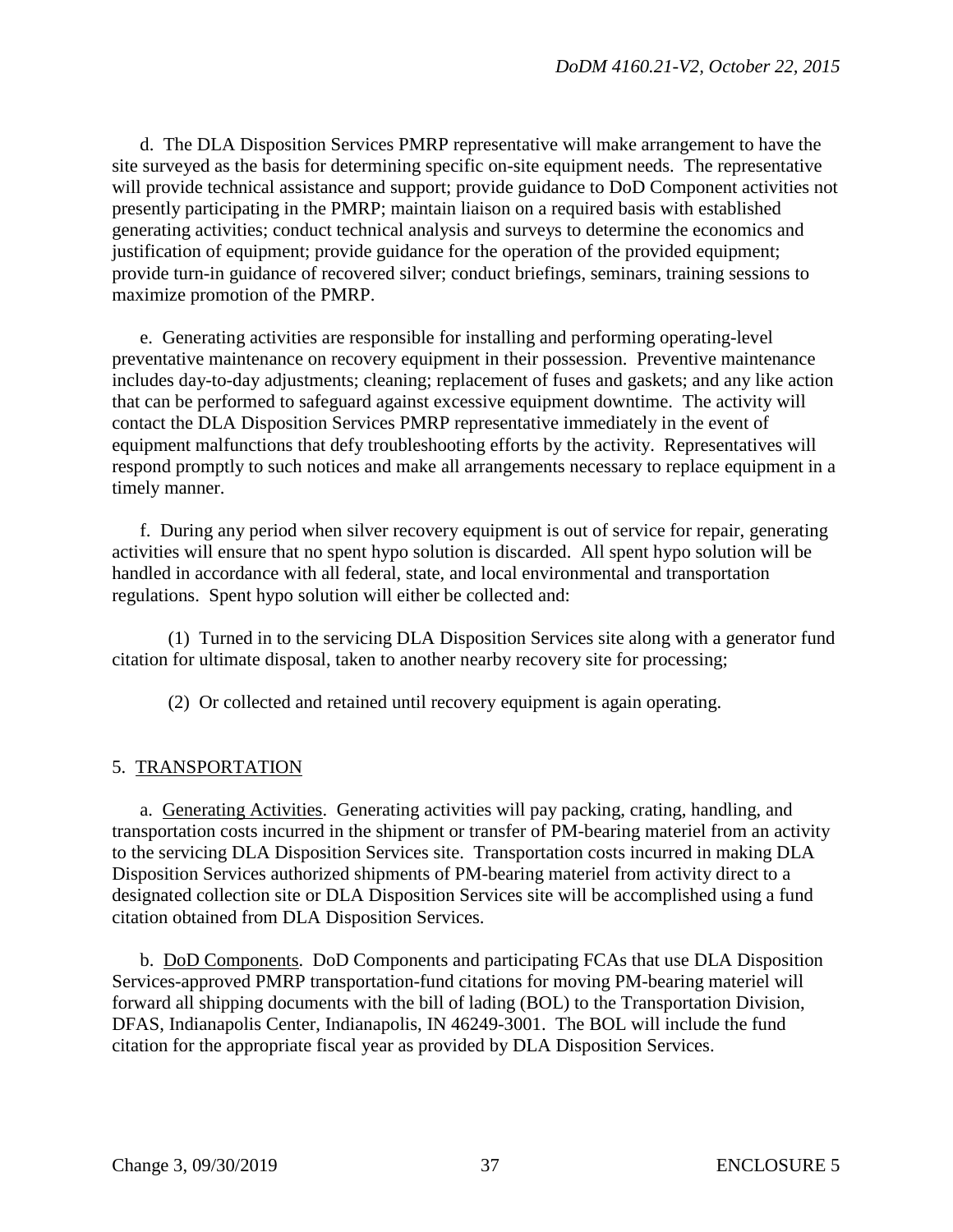d. The DLA Disposition Services PMRP representative will make arrangement to have the site surveyed as the basis for determining specific on-site equipment needs. The representative will provide technical assistance and support; provide guidance to DoD Component activities not presently participating in the PMRP; maintain liaison on a required basis with established generating activities; conduct technical analysis and surveys to determine the economics and justification of equipment; provide guidance for the operation of the provided equipment; provide turn-in guidance of recovered silver; conduct briefings, seminars, training sessions to maximize promotion of the PMRP.

e. Generating activities are responsible for installing and performing operating-level preventative maintenance on recovery equipment in their possession. Preventive maintenance includes day-to-day adjustments; cleaning; replacement of fuses and gaskets; and any like action that can be performed to safeguard against excessive equipment downtime. The activity will contact the DLA Disposition Services PMRP representative immediately in the event of equipment malfunctions that defy troubleshooting efforts by the activity. Representatives will respond promptly to such notices and make all arrangements necessary to replace equipment in a timely manner.

f. During any period when silver recovery equipment is out of service for repair, generating activities will ensure that no spent hypo solution is discarded. All spent hypo solution will be handled in accordance with all federal, state, and local environmental and transportation regulations. Spent hypo solution will either be collected and:

(1) Turned in to the servicing DLA Disposition Services site along with a generator fund citation for ultimate disposal, taken to another nearby recovery site for processing;

(2) Or collected and retained until recovery equipment is again operating.

## 5. TRANSPORTATION

a. Generating Activities. Generating activities will pay packing, crating, handling, and transportation costs incurred in the shipment or transfer of PM-bearing materiel from an activity to the servicing DLA Disposition Services site. Transportation costs incurred in making DLA Disposition Services authorized shipments of PM-bearing materiel from activity direct to a designated collection site or DLA Disposition Services site will be accomplished using a fund citation obtained from DLA Disposition Services.

b. DoD Components. DoD Components and participating FCAs that use DLA Disposition Services-approved PMRP transportation-fund citations for moving PM-bearing materiel will forward all shipping documents with the bill of lading (BOL) to the Transportation Division, DFAS, Indianapolis Center, Indianapolis, IN 46249-3001. The BOL will include the fund citation for the appropriate fiscal year as provided by DLA Disposition Services.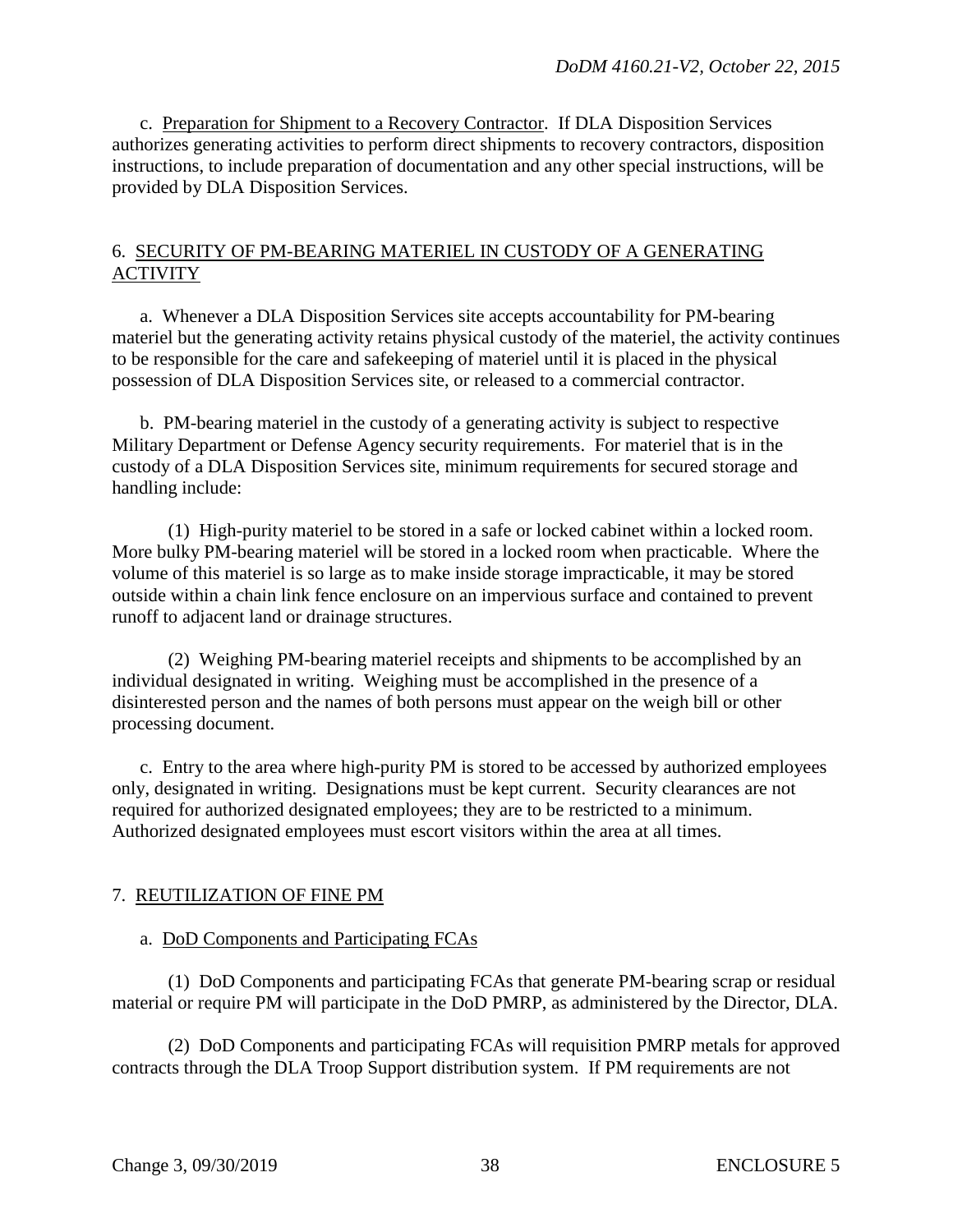c. Preparation for Shipment to a Recovery Contractor. If DLA Disposition Services authorizes generating activities to perform direct shipments to recovery contractors, disposition instructions, to include preparation of documentation and any other special instructions, will be provided by DLA Disposition Services.

## 6. SECURITY OF PM-BEARING MATERIEL IN CUSTODY OF A GENERATING ACTIVITY

a. Whenever a DLA Disposition Services site accepts accountability for PM-bearing materiel but the generating activity retains physical custody of the materiel, the activity continues to be responsible for the care and safekeeping of materiel until it is placed in the physical possession of DLA Disposition Services site, or released to a commercial contractor.

b. PM-bearing materiel in the custody of a generating activity is subject to respective Military Department or Defense Agency security requirements. For materiel that is in the custody of a DLA Disposition Services site, minimum requirements for secured storage and handling include:

(1) High-purity materiel to be stored in a safe or locked cabinet within a locked room. More bulky PM-bearing materiel will be stored in a locked room when practicable. Where the volume of this materiel is so large as to make inside storage impracticable, it may be stored outside within a chain link fence enclosure on an impervious surface and contained to prevent runoff to adjacent land or drainage structures.

(2) Weighing PM-bearing materiel receipts and shipments to be accomplished by an individual designated in writing. Weighing must be accomplished in the presence of a disinterested person and the names of both persons must appear on the weigh bill or other processing document.

c. Entry to the area where high-purity PM is stored to be accessed by authorized employees only, designated in writing. Designations must be kept current. Security clearances are not required for authorized designated employees; they are to be restricted to a minimum. Authorized designated employees must escort visitors within the area at all times.

## 7. REUTILIZATION OF FINE PM

a. DoD Components and Participating FCAs

(1) DoD Components and participating FCAs that generate PM-bearing scrap or residual material or require PM will participate in the DoD PMRP, as administered by the Director, DLA.

(2) DoD Components and participating FCAs will requisition PMRP metals for approved contracts through the DLA Troop Support distribution system. If PM requirements are not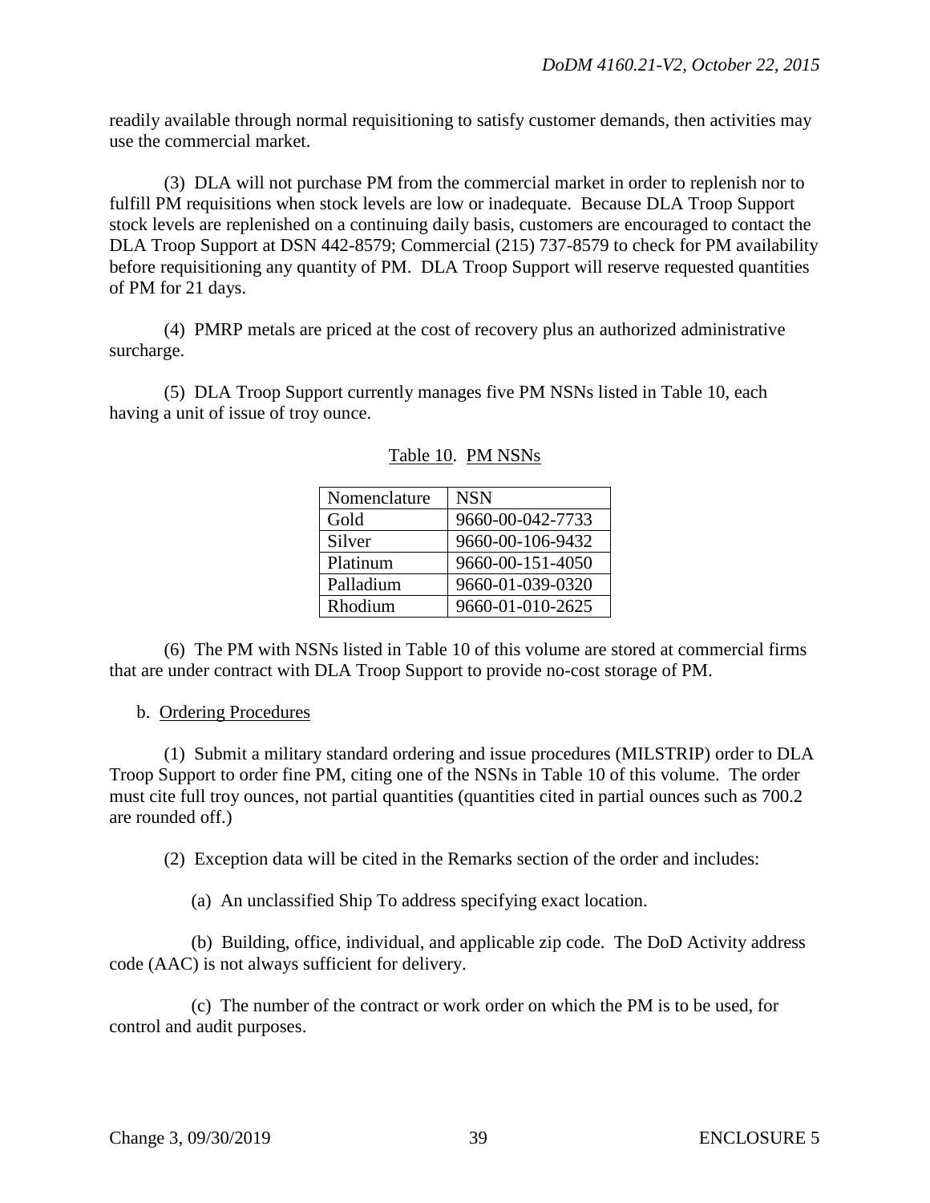readily available through normal requisitioning to satisfy customer demands, then activities may use the commercial market.

(3) DLA will not purchase PM from the commercial market in order to replenish nor to fulfill PM requisitions when stock levels are low or inadequate. Because DLA Troop Support stock levels are replenished on a continuing daily basis, customers are encouraged to contact the DLA Troop Support at DSN 442-8579; Commercial (215) 737-8579 to check for PM availability before requisitioning any quantity of PM. DLA Troop Support will reserve requested quantities of PM for 21 days.

(4) PMRP metals are priced at the cost of recovery plus an authorized administrative surcharge.

(5) DLA Troop Support currently manages five PM NSNs listed in Table 10, each having a unit of issue of troy ounce.

Table 10. PM NSNs

| Nomenclature | NSN |
|---|---|
| Gold | 9660-00-042-7733 |
| Silver | 9660-00-106-9432 |
| Platinum | 9660-00-151-4050 |
| Palladium | 9660-01-039-0320 |
| Rhodium | 9660-01-010-2625 |

(6) The PM with NSNs listed in Table 10 of this volume are stored at commercial firms that are under contract with DLA Troop Support to provide no-cost storage of PM.

b. Ordering Procedures

(1) Submit a military standard ordering and issue procedures (MILSTRIP) order to DLA Troop Support to order fine PM, citing one of the NSNs in Table 10 of this volume. The order must cite full troy ounces, not partial quantities (quantities cited in partial ounces such as 700.2 are rounded off.)

(2) Exception data will be cited in the Remarks section of the order and includes:

(a) An unclassified Ship To address specifying exact location.

(b) Building, office, individual, and applicable zip code. The DoD Activity address code (AAC) is not always sufficient for delivery.

(c) The number of the contract or work order on which the PM is to be used, for control and audit purposes.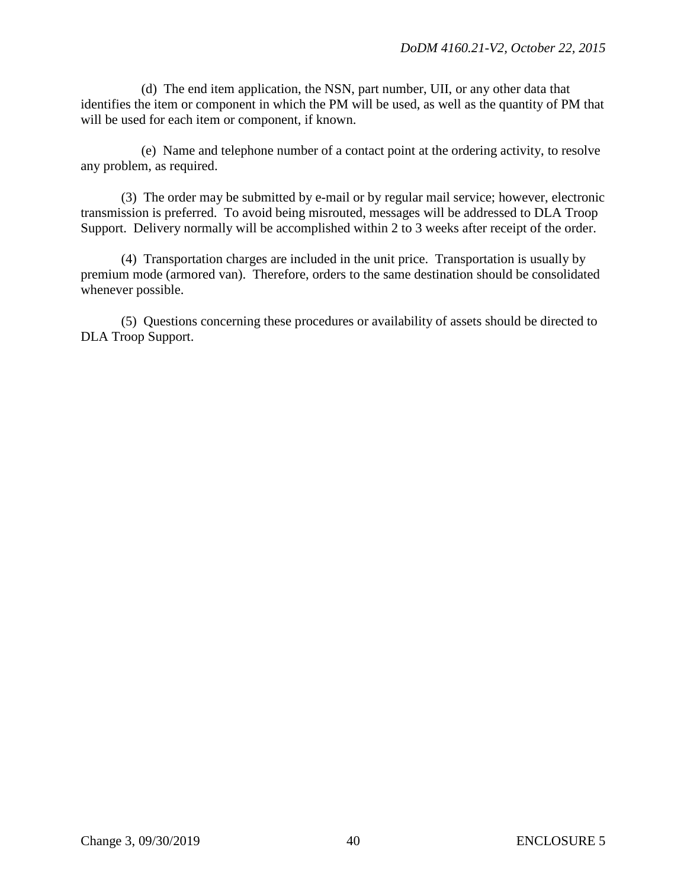(d) The end item application, the NSN, part number, UII, or any other data that identifies the item or component in which the PM will be used, as well as the quantity of PM that will be used for each item or component, if known.

(e) Name and telephone number of a contact point at the ordering activity, to resolve any problem, as required.

(3) The order may be submitted by e-mail or by regular mail service; however, electronic transmission is preferred. To avoid being misrouted, messages will be addressed to DLA Troop Support. Delivery normally will be accomplished within 2 to 3 weeks after receipt of the order.

(4) Transportation charges are included in the unit price. Transportation is usually by premium mode (armored van). Therefore, orders to the same destination should be consolidated whenever possible.

(5) Questions concerning these procedures or availability of assets should be directed to DLA Troop Support.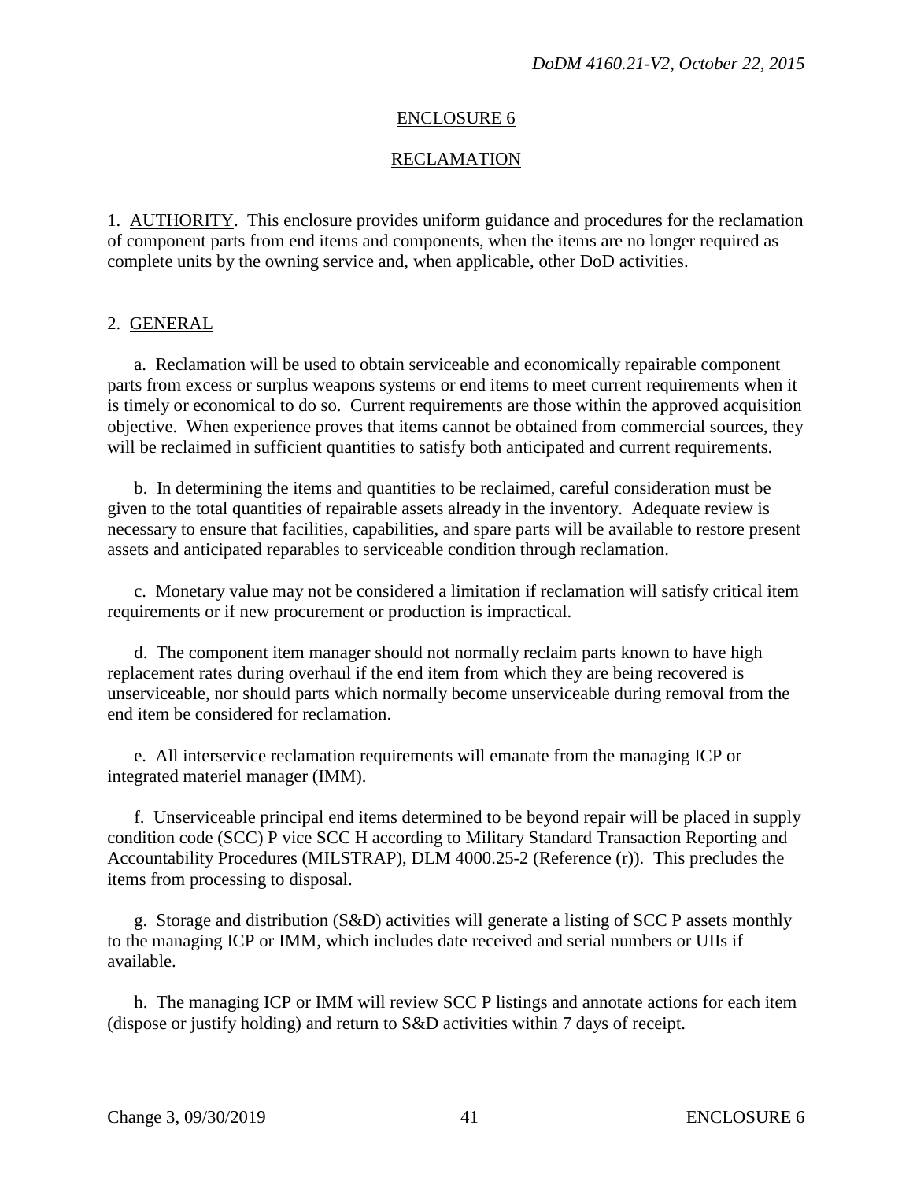# ENCLOSURE 6

## RECLAMATION

1. AUTHORITY. This enclosure provides uniform guidance and procedures for the reclamation of component parts from end items and components, when the items are no longer required as complete units by the owning service and, when applicable, other DoD activities.

2. GENERAL

a. Reclamation will be used to obtain serviceable and economically repairable component parts from excess or surplus weapons systems or end items to meet current requirements when it is timely or economical to do so. Current requirements are those within the approved acquisition objective. When experience proves that items cannot be obtained from commercial sources, they will be reclaimed in sufficient quantities to satisfy both anticipated and current requirements.

b. In determining the items and quantities to be reclaimed, careful consideration must be given to the total quantities of repairable assets already in the inventory. Adequate review is necessary to ensure that facilities, capabilities, and spare parts will be available to restore present assets and anticipated reparables to serviceable condition through reclamation.

c. Monetary value may not be considered a limitation if reclamation will satisfy critical item requirements or if new procurement or production is impractical.

d. The component item manager should not normally reclaim parts known to have high replacement rates during overhaul if the end item from which they are being recovered is unserviceable, nor should parts which normally become unserviceable during removal from the end item be considered for reclamation.

e. All interservice reclamation requirements will emanate from the managing ICP or integrated materiel manager (IMM).

f. Unserviceable principal end items determined to be beyond repair will be placed in supply condition code (SCC) P vice SCC H according to Military Standard Transaction Reporting and Accountability Procedures (MILSTRAP), DLM 4000.25-2 (Reference (r)). This precludes the items from processing to disposal.

g. Storage and distribution (S&D) activities will generate a listing of SCC P assets monthly to the managing ICP or IMM, which includes date received and serial numbers or UIIs if available.

h. The managing ICP or IMM will review SCC P listings and annotate actions for each item (dispose or justify holding) and return to S&D activities within 7 days of receipt.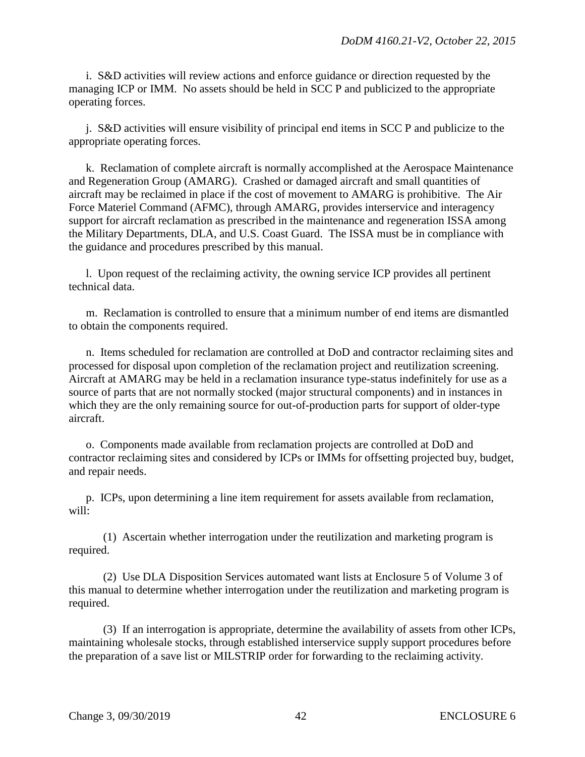i. S&D activities will review actions and enforce guidance or direction requested by the managing ICP or IMM. No assets should be held in SCC P and publicized to the appropriate operating forces.

j. S&D activities will ensure visibility of principal end items in SCC P and publicize to the appropriate operating forces.

k. Reclamation of complete aircraft is normally accomplished at the Aerospace Maintenance and Regeneration Group (AMARG). Crashed or damaged aircraft and small quantities of aircraft may be reclaimed in place if the cost of movement to AMARG is prohibitive. The Air Force Materiel Command (AFMC), through AMARG, provides interservice and interagency support for aircraft reclamation as prescribed in the maintenance and regeneration ISSA among the Military Departments, DLA, and U.S. Coast Guard. The ISSA must be in compliance with the guidance and procedures prescribed by this manual.

l. Upon request of the reclaiming activity, the owning service ICP provides all pertinent technical data.

m. Reclamation is controlled to ensure that a minimum number of end items are dismantled to obtain the components required.

n. Items scheduled for reclamation are controlled at DoD and contractor reclaiming sites and processed for disposal upon completion of the reclamation project and reutilization screening. Aircraft at AMARG may be held in a reclamation insurance type-status indefinitely for use as a source of parts that are not normally stocked (major structural components) and in instances in which they are the only remaining source for out-of-production parts for support of older-type aircraft.

o. Components made available from reclamation projects are controlled at DoD and contractor reclaiming sites and considered by ICPs or IMMs for offsetting projected buy, budget, and repair needs.

p. ICPs, upon determining a line item requirement for assets available from reclamation, will:

(1) Ascertain whether interrogation under the reutilization and marketing program is required.

(2) Use DLA Disposition Services automated want lists at Enclosure 5 of Volume 3 of this manual to determine whether interrogation under the reutilization and marketing program is required.

(3) If an interrogation is appropriate, determine the availability of assets from other ICPs, maintaining wholesale stocks, through established interservice supply support procedures before the preparation of a save list or MILSTRIP order for forwarding to the reclaiming activity.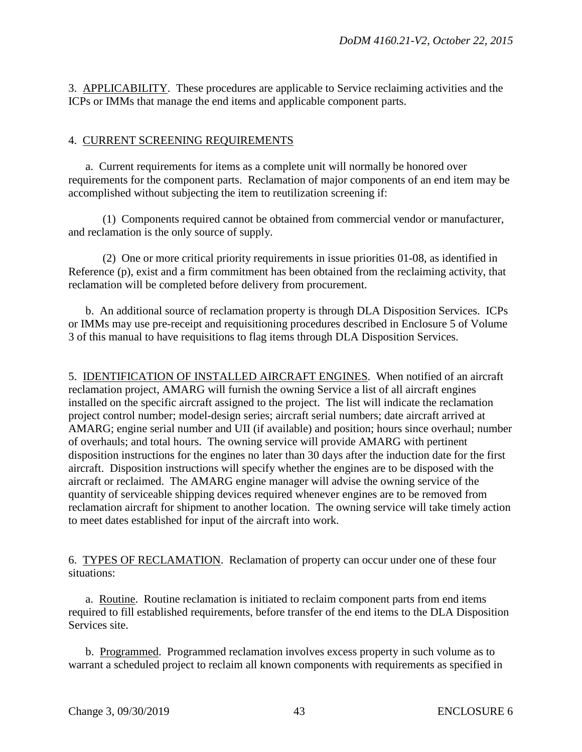3. APPLICABILITY. These procedures are applicable to Service reclaiming activities and the ICPs or IMMs that manage the end items and applicable component parts.

4. CURRENT SCREENING REQUIREMENTS

a. Current requirements for items as a complete unit will normally be honored over requirements for the component parts. Reclamation of major components of an end item may be accomplished without subjecting the item to reutilization screening if:

(1) Components required cannot be obtained from commercial vendor or manufacturer, and reclamation is the only source of supply.

(2) One or more critical priority requirements in issue priorities 01-08, as identified in Reference (p), exist and a firm commitment has been obtained from the reclaiming activity, that reclamation will be completed before delivery from procurement.

b. An additional source of reclamation property is through DLA Disposition Services. ICPs or IMMs may use pre-receipt and requisitioning procedures described in Enclosure 5 of Volume 3 of this manual to have requisitions to flag items through DLA Disposition Services.

5. IDENTIFICATION OF INSTALLED AIRCRAFT ENGINES. When notified of an aircraft reclamation project, AMARG will furnish the owning Service a list of all aircraft engines installed on the specific aircraft assigned to the project. The list will indicate the reclamation project control number; model-design series; aircraft serial numbers; date aircraft arrived at AMARG; engine serial number and UII (if available) and position; hours since overhaul; number of overhauls; and total hours. The owning service will provide AMARG with pertinent disposition instructions for the engines no later than 30 days after the induction date for the first aircraft. Disposition instructions will specify whether the engines are to be disposed with the aircraft or reclaimed. The AMARG engine manager will advise the owning service of the quantity of serviceable shipping devices required whenever engines are to be removed from reclamation aircraft for shipment to another location. The owning service will take timely action to meet dates established for input of the aircraft into work.

6. TYPES OF RECLAMATION. Reclamation of property can occur under one of these four situations:

a. Routine. Routine reclamation is initiated to reclaim component parts from end items required to fill established requirements, before transfer of the end items to the DLA Disposition Services site.

b. Programmed. Programmed reclamation involves excess property in such volume as to warrant a scheduled project to reclaim all known components with requirements as specified in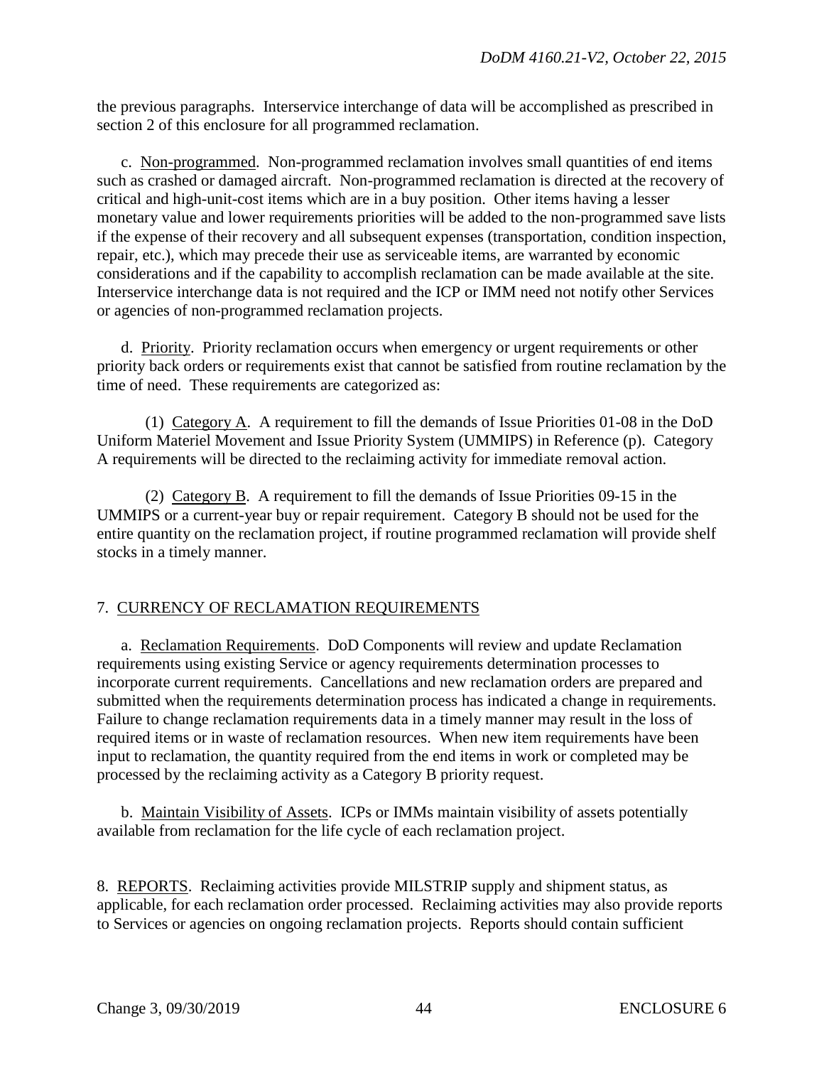the previous paragraphs. Interservice interchange of data will be accomplished as prescribed in section 2 of this enclosure for all programmed reclamation.

c. Non-programmed. Non-programmed reclamation involves small quantities of end items such as crashed or damaged aircraft. Non-programmed reclamation is directed at the recovery of critical and high-unit-cost items which are in a buy position. Other items having a lesser monetary value and lower requirements priorities will be added to the non-programmed save lists if the expense of their recovery and all subsequent expenses (transportation, condition inspection, repair, etc.), which may precede their use as serviceable items, are warranted by economic considerations and if the capability to accomplish reclamation can be made available at the site. Interservice interchange data is not required and the ICP or IMM need not notify other Services or agencies of non-programmed reclamation projects.

d. Priority. Priority reclamation occurs when emergency or urgent requirements or other priority back orders or requirements exist that cannot be satisfied from routine reclamation by the time of need. These requirements are categorized as:

(1) Category A. A requirement to fill the demands of Issue Priorities 01-08 in the DoD Uniform Materiel Movement and Issue Priority System (UMMIPS) in Reference (p). Category A requirements will be directed to the reclaiming activity for immediate removal action.

(2) Category B. A requirement to fill the demands of Issue Priorities 09-15 in the UMMIPS or a current-year buy or repair requirement. Category B should not be used for the entire quantity on the reclamation project, if routine programmed reclamation will provide shelf stocks in a timely manner.

## 7. CURRENCY OF RECLAMATION REQUIREMENTS

a. Reclamation Requirements. DoD Components will review and update Reclamation requirements using existing Service or agency requirements determination processes to incorporate current requirements. Cancellations and new reclamation orders are prepared and submitted when the requirements determination process has indicated a change in requirements. Failure to change reclamation requirements data in a timely manner may result in the loss of required items or in waste of reclamation resources. When new item requirements have been input to reclamation, the quantity required from the end items in work or completed may be processed by the reclaiming activity as a Category B priority request.

b. Maintain Visibility of Assets. ICPs or IMMs maintain visibility of assets potentially available from reclamation for the life cycle of each reclamation project.

## 8. REPORTS

Reclaiming activities provide MILSTRIP supply and shipment status, as applicable, for each reclamation order processed. Reclaiming activities may also provide reports to Services or agencies on ongoing reclamation projects. Reports should contain sufficient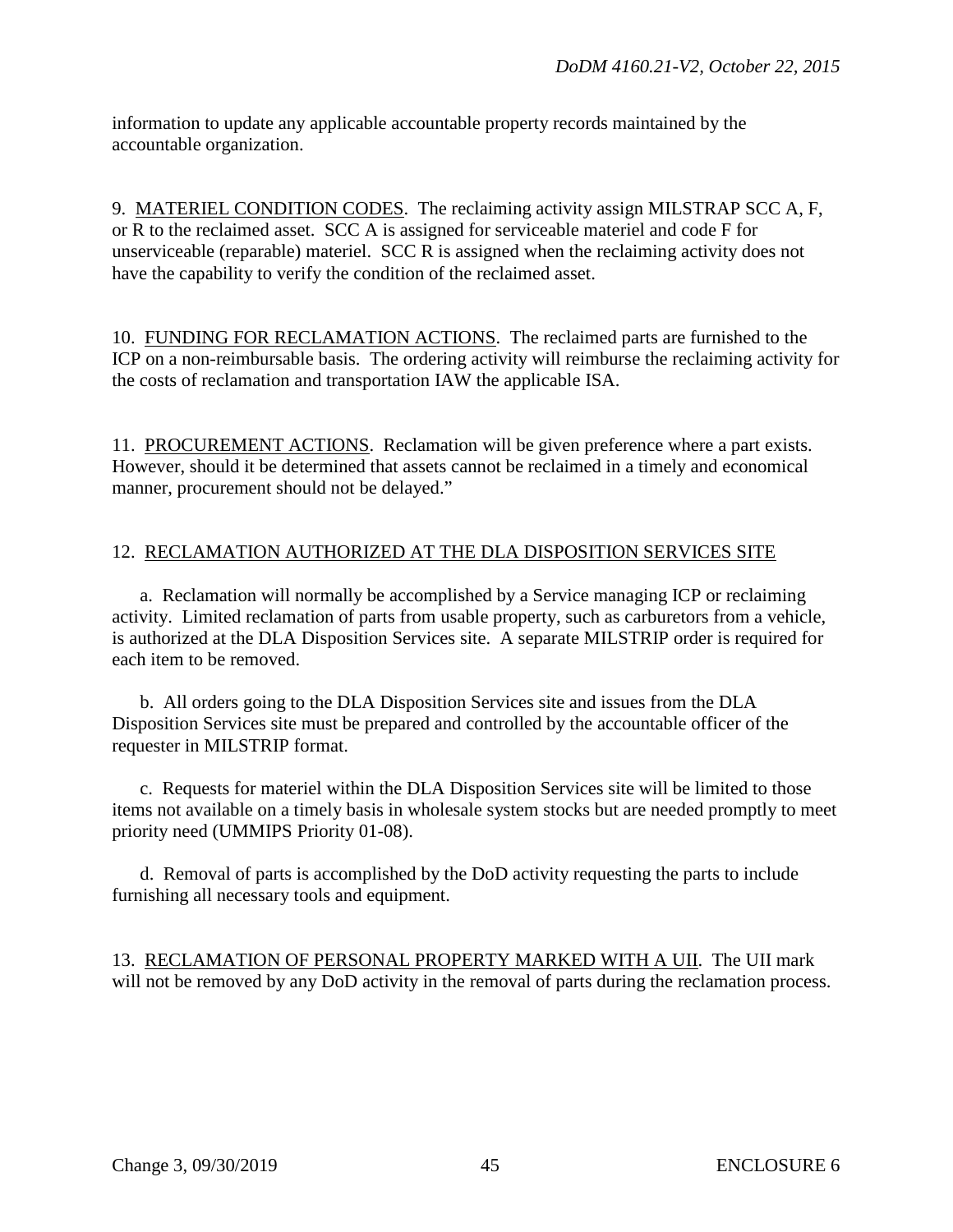information to update any applicable accountable property records maintained by the accountable organization.

9. MATERIEL CONDITION CODES. The reclaiming activity assign MILSTRAP SCC A, F, or R to the reclaimed asset. SCC A is assigned for serviceable materiel and code F for unserviceable (reparable) materiel. SCC R is assigned when the reclaiming activity does not have the capability to verify the condition of the reclaimed asset.

10. FUNDING FOR RECLAMATION ACTIONS. The reclaimed parts are furnished to the ICP on a non-reimbursable basis. The ordering activity will reimburse the reclaiming activity for the costs of reclamation and transportation IAW the applicable ISA.

11. PROCUREMENT ACTIONS. Reclamation will be given preference where a part exists. However, should it be determined that assets cannot be reclaimed in a timely and economical manner, procurement should not be delayed."

12. RECLAMATION AUTHORIZED AT THE DLA DISPOSITION SERVICES SITE

a. Reclamation will normally be accomplished by a Service managing ICP or reclaiming activity. Limited reclamation of parts from usable property, such as carburetors from a vehicle, is authorized at the DLA Disposition Services site. A separate MILSTRIP order is required for each item to be removed.

b. All orders going to the DLA Disposition Services site and issues from the DLA Disposition Services site must be prepared and controlled by the accountable officer of the requester in MILSTRIP format.

c. Requests for materiel within the DLA Disposition Services site will be limited to those items not available on a timely basis in wholesale system stocks but are needed promptly to meet priority need (UMMIPS Priority 01-08).

d. Removal of parts is accomplished by the DoD activity requesting the parts to include furnishing all necessary tools and equipment.

13. RECLAMATION OF PERSONAL PROPERTY MARKED WITH A UII. The UII mark will not be removed by any DoD activity in the removal of parts during the reclamation process.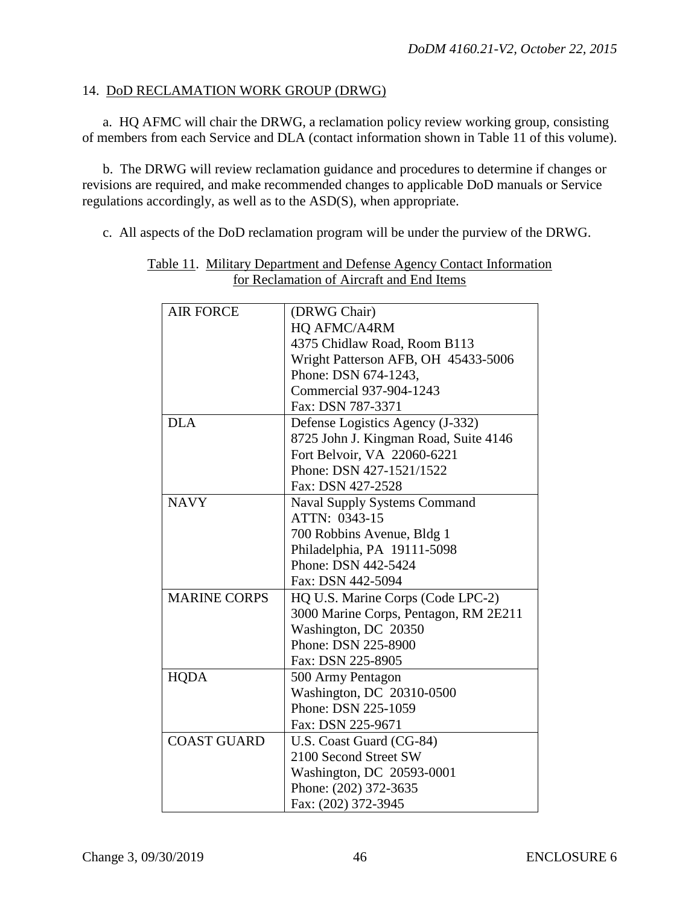## 14. DoD RECLAMATION WORK GROUP (DRWG)

a. HQ AFMC will chair the DRWG, a reclamation policy review working group, consisting of members from each Service and DLA (contact information shown in Table 11 of this volume).

b. The DRWG will review reclamation guidance and procedures to determine if changes or revisions are required, and make recommended changes to applicable DoD manuals or Service regulations accordingly, as well as to the ASD(S), when appropriate.

c. All aspects of the DoD reclamation program will be under the purview of the DRWG.

Table 11. Military Department and Defense Agency Contact Information for Reclamation of Aircraft and End Items

| | |
|---|---|
| AIR FORCE | (DRWG Chair)<br>HQ AFMC/A4RM<br>4375 Chidlaw Road, Room B113<br>Wright Patterson AFB, OH 45433-5006<br>Phone: DSN 674-1243,<br>Commercial 937-904-1243<br>Fax: DSN 787-3371 |
| DLA | Defense Logistics Agency (J-332)<br>8725 John J. Kingman Road, Suite 4146<br>Fort Belvoir, VA 22060-6221<br>Phone: DSN 427-1521/1522<br>Fax: DSN 427-2528 |
| NAVY | Naval Supply Systems Command<br>ATTN: 0343-15<br>700 Robbins Avenue, Bldg 1<br>Philadelphia, PA 19111-5098<br>Phone: DSN 442-5424<br>Fax: DSN 442-5094 |
| MARINE CORPS | HQ U.S. Marine Corps (Code LPC-2)<br>3000 Marine Corps, Pentagon, RM 2E211<br>Washington, DC 20350<br>Phone: DSN 225-8900<br>Fax: DSN 225-8905 |
| HQDA | 500 Army Pentagon<br>Washington, DC 20310-0500<br>Phone: DSN 225-1059<br>Fax: DSN 225-9671 |
| COAST GUARD | U.S. Coast Guard (CG-84)<br>2100 Second Street SW<br>Washington, DC 20593-0001<br>Phone: (202) 372-3635<br>Fax: (202) 372-3945 |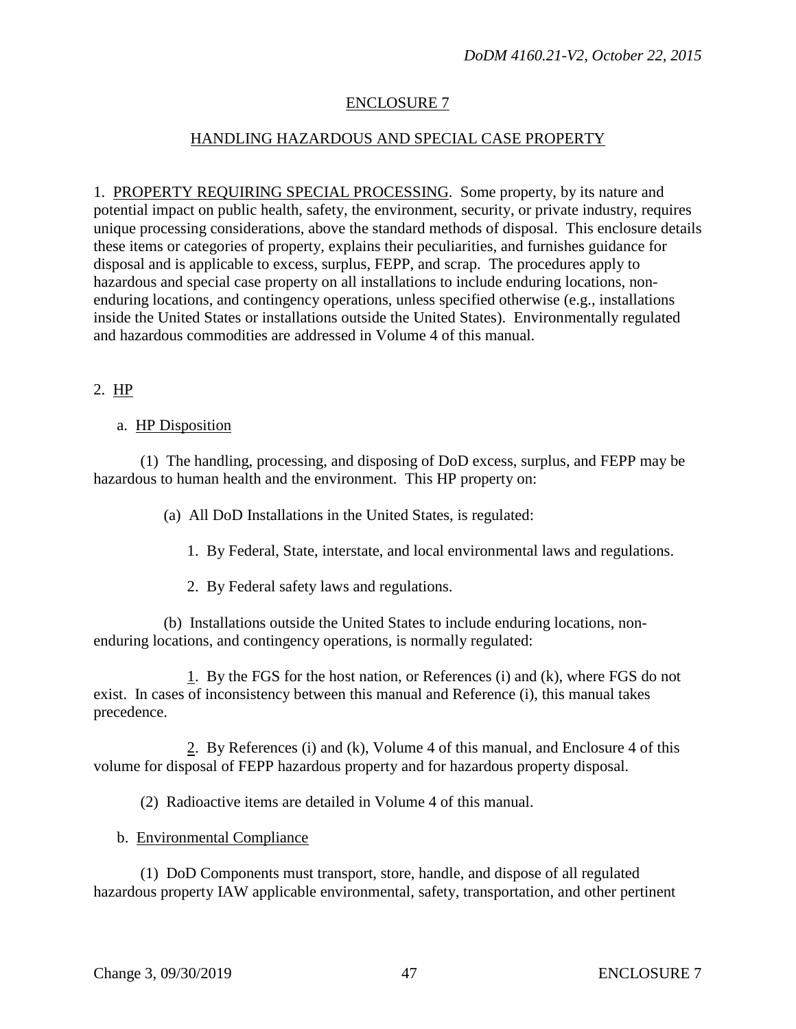ENCLOSURE 7

HANDLING HAZARDOUS AND SPECIAL CASE PROPERTY

1. PROPERTY REQUIRING SPECIAL PROCESSING. Some property, by its nature and potential impact on public health, safety, the environment, security, or private industry, requires unique processing considerations, above the standard methods of disposal. This enclosure details these items or categories of property, explains their peculiarities, and furnishes guidance for disposal and is applicable to excess, surplus, FEPP, and scrap. The procedures apply to hazardous and special case property on all installations to include enduring locations, non-enduring locations, and contingency operations, unless specified otherwise (e.g., installations inside the United States or installations outside the United States). Environmentally regulated and hazardous commodities are addressed in Volume 4 of this manual.

2. HP

a. HP Disposition

(1) The handling, processing, and disposing of DoD excess, surplus, and FEPP may be hazardous to human health and the environment. This HP property on:

(a) All DoD Installations in the United States, is regulated:

1. By Federal, State, interstate, and local environmental laws and regulations.

2. By Federal safety laws and regulations.

(b) Installations outside the United States to include enduring locations, non-enduring locations, and contingency operations, is normally regulated:

1. By the FGS for the host nation, or References (i) and (k), where FGS do not exist. In cases of inconsistency between this manual and Reference (i), this manual takes precedence.

2. By References (i) and (k), Volume 4 of this manual, and Enclosure 4 of this volume for disposal of FEPP hazardous property and for hazardous property disposal.

(2) Radioactive items are detailed in Volume 4 of this manual.

b. Environmental Compliance

(1) DoD Components must transport, store, handle, and dispose of all regulated hazardous property IAW applicable environmental, safety, transportation, and other pertinent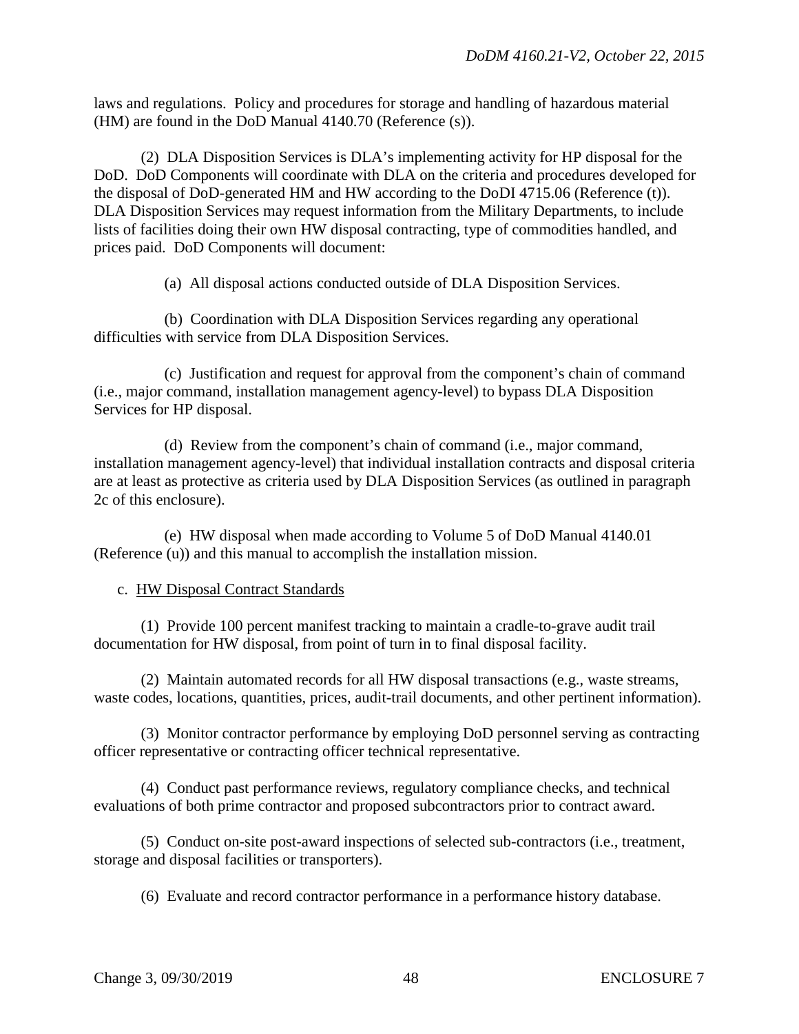laws and regulations. Policy and procedures for storage and handling of hazardous material (HM) are found in the DoD Manual 4140.70 (Reference (s)).

(2) DLA Disposition Services is DLA's implementing activity for HP disposal for the DoD. DoD Components will coordinate with DLA on the criteria and procedures developed for the disposal of DoD-generated HM and HW according to the DoDI 4715.06 (Reference (t)). DLA Disposition Services may request information from the Military Departments, to include lists of facilities doing their own HW disposal contracting, type of commodities handled, and prices paid. DoD Components will document:

(a) All disposal actions conducted outside of DLA Disposition Services.

(b) Coordination with DLA Disposition Services regarding any operational difficulties with service from DLA Disposition Services.

(c) Justification and request for approval from the component's chain of command (i.e., major command, installation management agency-level) to bypass DLA Disposition Services for HP disposal.

(d) Review from the component's chain of command (i.e., major command, installation management agency-level) that individual installation contracts and disposal criteria are at least as protective as criteria used by DLA Disposition Services (as outlined in paragraph 2c of this enclosure).

(e) HW disposal when made according to Volume 5 of DoD Manual 4140.01 (Reference (u)) and this manual to accomplish the installation mission.

c. HW Disposal Contract Standards

(1) Provide 100 percent manifest tracking to maintain a cradle-to-grave audit trail documentation for HW disposal, from point of turn in to final disposal facility.

(2) Maintain automated records for all HW disposal transactions (e.g., waste streams, waste codes, locations, quantities, prices, audit-trail documents, and other pertinent information).

(3) Monitor contractor performance by employing DoD personnel serving as contracting officer representative or contracting officer technical representative.

(4) Conduct past performance reviews, regulatory compliance checks, and technical evaluations of both prime contractor and proposed subcontractors prior to contract award.

(5) Conduct on-site post-award inspections of selected sub-contractors (i.e., treatment, storage and disposal facilities or transporters).

(6) Evaluate and record contractor performance in a performance history database.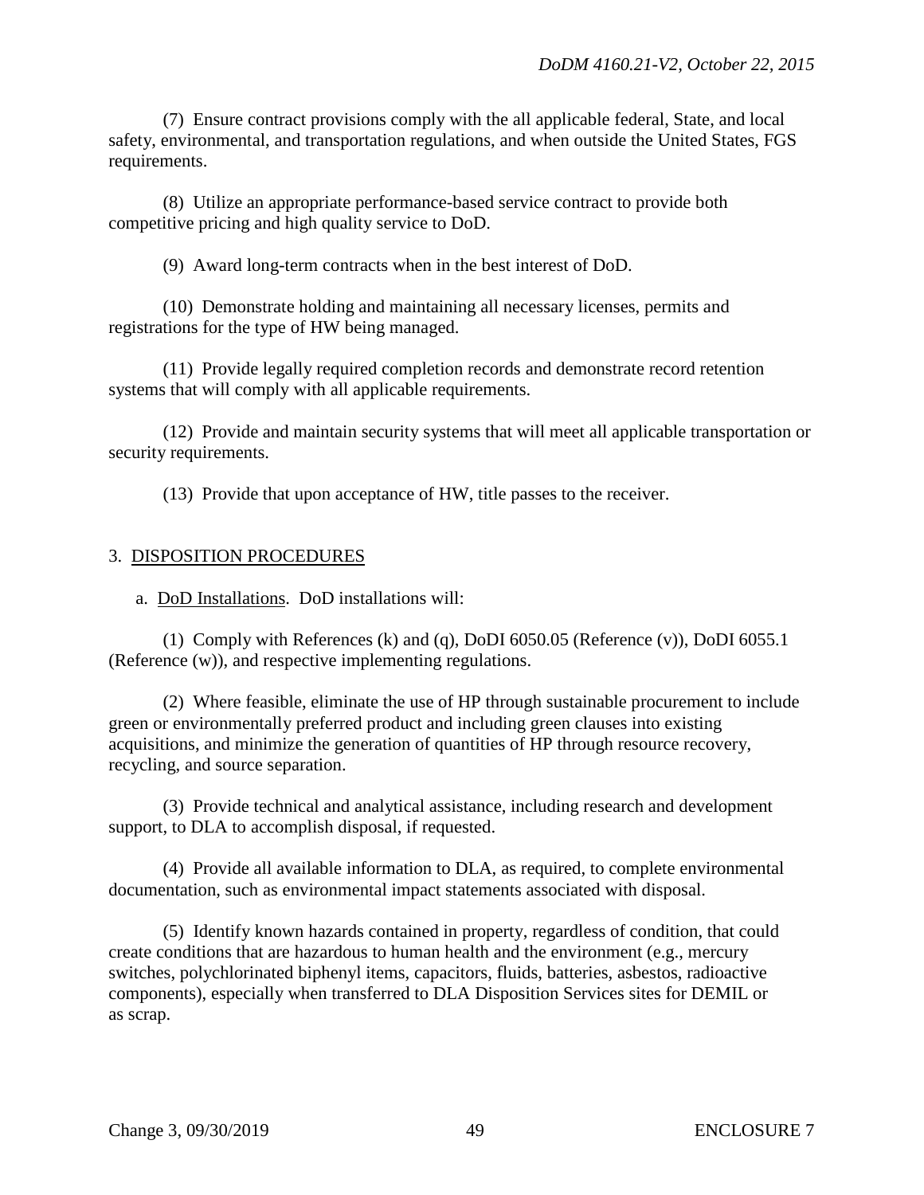(7) Ensure contract provisions comply with the all applicable federal, State, and local safety, environmental, and transportation regulations, and when outside the United States, FGS requirements.

(8) Utilize an appropriate performance-based service contract to provide both competitive pricing and high quality service to DoD.

(9) Award long-term contracts when in the best interest of DoD.

(10) Demonstrate holding and maintaining all necessary licenses, permits and registrations for the type of HW being managed.

(11) Provide legally required completion records and demonstrate record retention systems that will comply with all applicable requirements.

(12) Provide and maintain security systems that will meet all applicable transportation or security requirements.

(13) Provide that upon acceptance of HW, title passes to the receiver.

3. DISPOSITION PROCEDURES

a. DoD Installations. DoD installations will:

(1) Comply with References (k) and (q), DoDI 6050.05 (Reference (v)), DoDI 6055.1 (Reference (w)), and respective implementing regulations.

(2) Where feasible, eliminate the use of HP through sustainable procurement to include green or environmentally preferred product and including green clauses into existing acquisitions, and minimize the generation of quantities of HP through resource recovery, recycling, and source separation.

(3) Provide technical and analytical assistance, including research and development support, to DLA to accomplish disposal, if requested.

(4) Provide all available information to DLA, as required, to complete environmental documentation, such as environmental impact statements associated with disposal.

(5) Identify known hazards contained in property, regardless of condition, that could create conditions that are hazardous to human health and the environment (e.g., mercury switches, polychlorinated biphenyl items, capacitors, fluids, batteries, asbestos, radioactive components), especially when transferred to DLA Disposition Services sites for DEMIL or as scrap.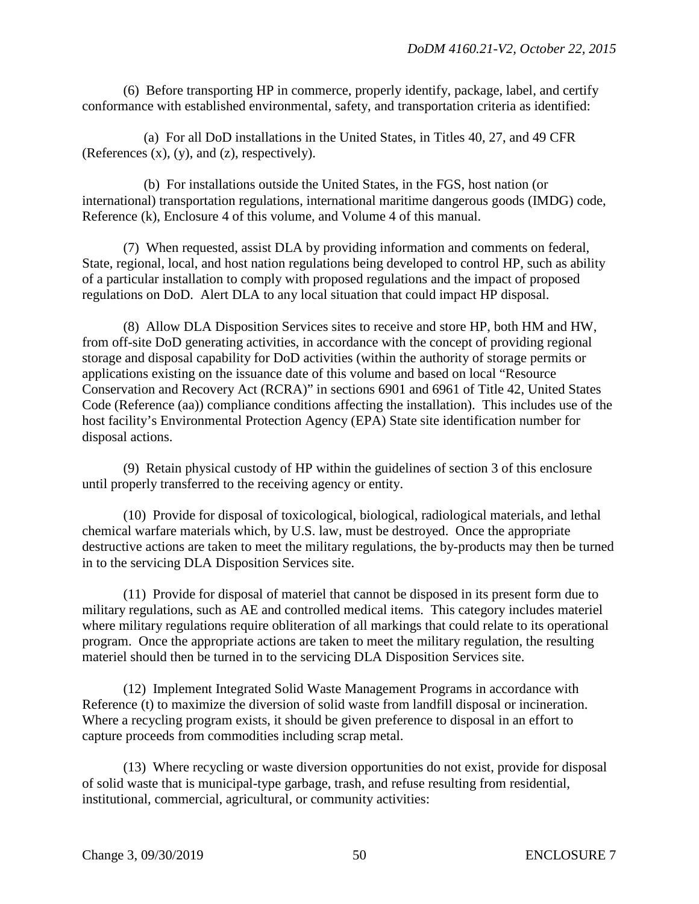(6) Before transporting HP in commerce, properly identify, package, label, and certify conformance with established environmental, safety, and transportation criteria as identified:

(a) For all DoD installations in the United States, in Titles 40, 27, and 49 CFR (References (x), (y), and (z), respectively).

(b) For installations outside the United States, in the FGS, host nation (or international) transportation regulations, international maritime dangerous goods (IMDG) code, Reference (k), Enclosure 4 of this volume, and Volume 4 of this manual.

(7) When requested, assist DLA by providing information and comments on federal, State, regional, local, and host nation regulations being developed to control HP, such as ability of a particular installation to comply with proposed regulations and the impact of proposed regulations on DoD. Alert DLA to any local situation that could impact HP disposal.

(8) Allow DLA Disposition Services sites to receive and store HP, both HM and HW, from off-site DoD generating activities, in accordance with the concept of providing regional storage and disposal capability for DoD activities (within the authority of storage permits or applications existing on the issuance date of this volume and based on local "Resource Conservation and Recovery Act (RCRA)" in sections 6901 and 6961 of Title 42, United States Code (Reference (aa)) compliance conditions affecting the installation). This includes use of the host facility's Environmental Protection Agency (EPA) State site identification number for disposal actions.

(9) Retain physical custody of HP within the guidelines of section 3 of this enclosure until properly transferred to the receiving agency or entity.

(10) Provide for disposal of toxicological, biological, radiological materials, and lethal chemical warfare materials which, by U.S. law, must be destroyed. Once the appropriate destructive actions are taken to meet the military regulations, the by-products may then be turned in to the servicing DLA Disposition Services site.

(11) Provide for disposal of materiel that cannot be disposed in its present form due to military regulations, such as AE and controlled medical items. This category includes materiel where military regulations require obliteration of all markings that could relate to its operational program. Once the appropriate actions are taken to meet the military regulation, the resulting materiel should then be turned in to the servicing DLA Disposition Services site.

(12) Implement Integrated Solid Waste Management Programs in accordance with Reference (t) to maximize the diversion of solid waste from landfill disposal or incineration. Where a recycling program exists, it should be given preference to disposal in an effort to capture proceeds from commodities including scrap metal.

(13) Where recycling or waste diversion opportunities do not exist, provide for disposal of solid waste that is municipal-type garbage, trash, and refuse resulting from residential, institutional, commercial, agricultural, or community activities: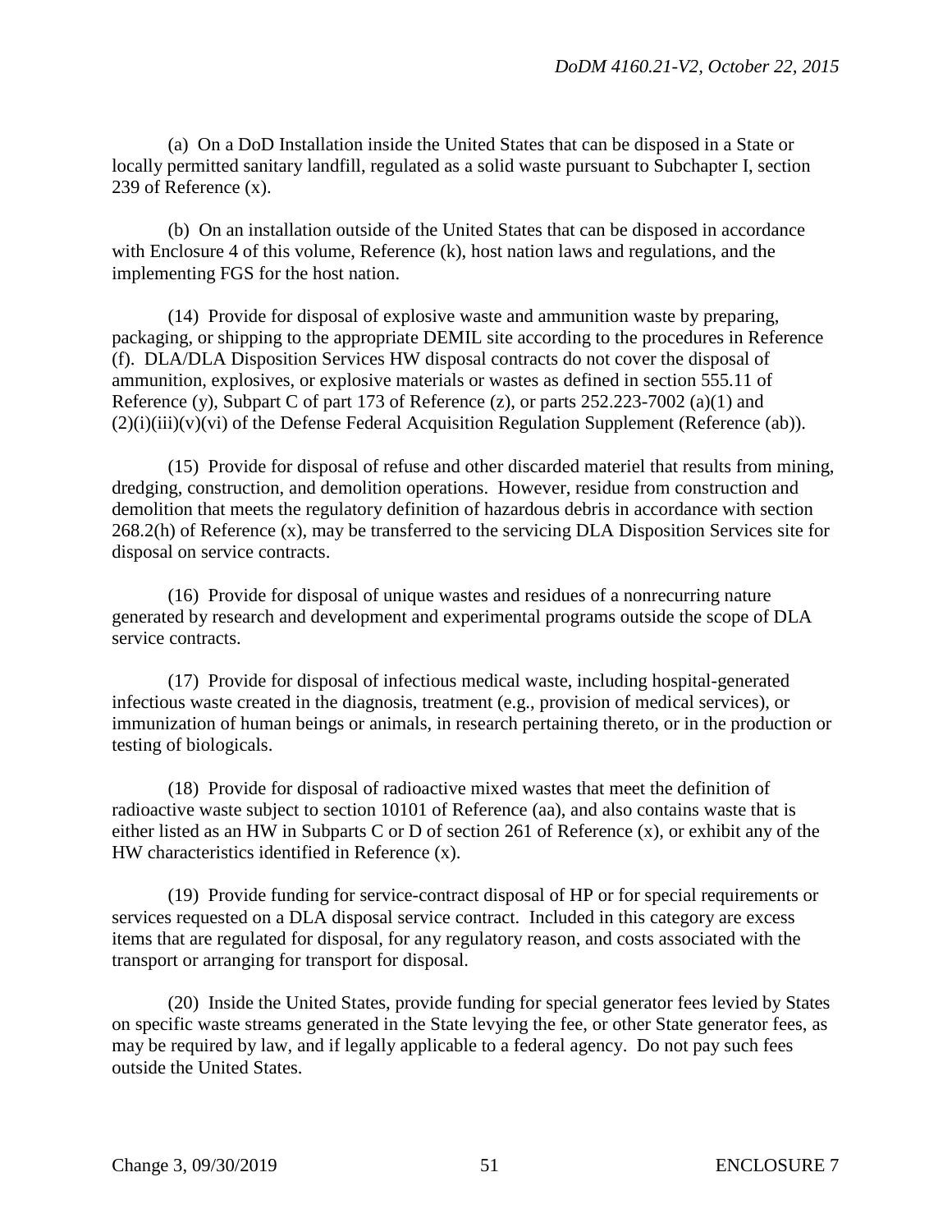(a) On a DoD Installation inside the United States that can be disposed in a State or locally permitted sanitary landfill, regulated as a solid waste pursuant to Subchapter I, section 239 of Reference (x).

(b) On an installation outside of the United States that can be disposed in accordance with Enclosure 4 of this volume, Reference (k), host nation laws and regulations, and the implementing FGS for the host nation.

(14) Provide for disposal of explosive waste and ammunition waste by preparing, packaging, or shipping to the appropriate DEMIL site according to the procedures in Reference (f). DLA/DLA Disposition Services HW disposal contracts do not cover the disposal of ammunition, explosives, or explosive materials or wastes as defined in section 555.11 of Reference (y), Subpart C of part 173 of Reference (z), or parts 252.223-7002 (a)(1) and (2)(i)(iii)(v)(vi) of the Defense Federal Acquisition Regulation Supplement (Reference (ab)).

(15) Provide for disposal of refuse and other discarded materiel that results from mining, dredging, construction, and demolition operations. However, residue from construction and demolition that meets the regulatory definition of hazardous debris in accordance with section 268.2(h) of Reference (x), may be transferred to the servicing DLA Disposition Services site for disposal on service contracts.

(16) Provide for disposal of unique wastes and residues of a nonrecurring nature generated by research and development and experimental programs outside the scope of DLA service contracts.

(17) Provide for disposal of infectious medical waste, including hospital-generated infectious waste created in the diagnosis, treatment (e.g., provision of medical services), or immunization of human beings or animals, in research pertaining thereto, or in the production or testing of biologicals.

(18) Provide for disposal of radioactive mixed wastes that meet the definition of radioactive waste subject to section 10101 of Reference (aa), and also contains waste that is either listed as an HW in Subparts C or D of section 261 of Reference (x), or exhibit any of the HW characteristics identified in Reference (x).

(19) Provide funding for service-contract disposal of HP or for special requirements or services requested on a DLA disposal service contract. Included in this category are excess items that are regulated for disposal, for any regulatory reason, and costs associated with the transport or arranging for transport for disposal.

(20) Inside the United States, provide funding for special generator fees levied by States on specific waste streams generated in the State levying the fee, or other State generator fees, as may be required by law, and if legally applicable to a federal agency. Do not pay such fees outside the United States.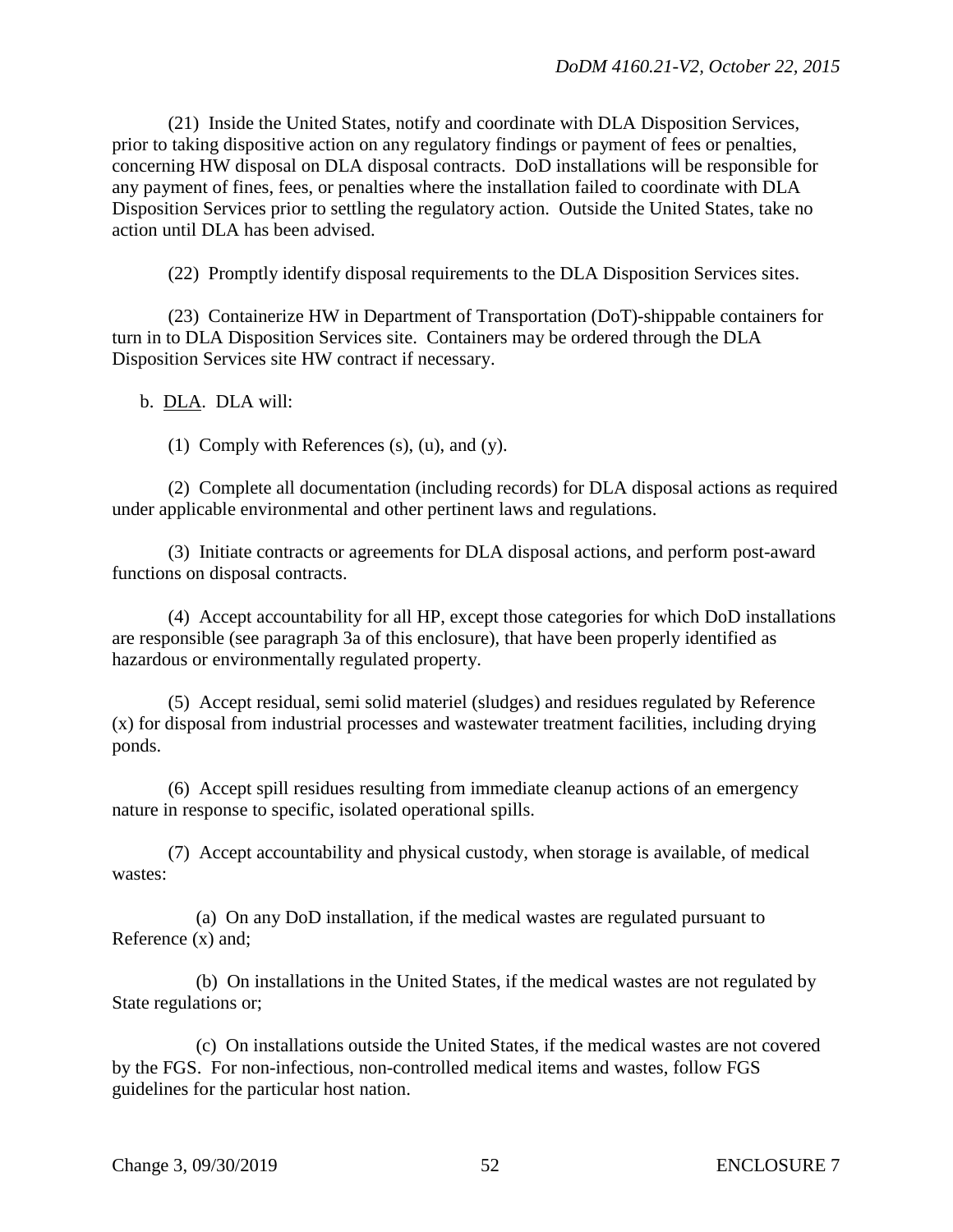(21) Inside the United States, notify and coordinate with DLA Disposition Services, prior to taking dispositive action on any regulatory findings or payment of fees or penalties, concerning HW disposal on DLA disposal contracts. DoD installations will be responsible for any payment of fines, fees, or penalties where the installation failed to coordinate with DLA Disposition Services prior to settling the regulatory action. Outside the United States, take no action until DLA has been advised.

(22) Promptly identify disposal requirements to the DLA Disposition Services sites.

(23) Containerize HW in Department of Transportation (DoT)-shippable containers for turn in to DLA Disposition Services site. Containers may be ordered through the DLA Disposition Services site HW contract if necessary.

b. DLA. DLA will:

(1) Comply with References (s), (u), and (y).

(2) Complete all documentation (including records) for DLA disposal actions as required under applicable environmental and other pertinent laws and regulations.

(3) Initiate contracts or agreements for DLA disposal actions, and perform post-award functions on disposal contracts.

(4) Accept accountability for all HP, except those categories for which DoD installations are responsible (see paragraph 3a of this enclosure), that have been properly identified as hazardous or environmentally regulated property.

(5) Accept residual, semi solid materiel (sludges) and residues regulated by Reference (x) for disposal from industrial processes and wastewater treatment facilities, including drying ponds.

(6) Accept spill residues resulting from immediate cleanup actions of an emergency nature in response to specific, isolated operational spills.

(7) Accept accountability and physical custody, when storage is available, of medical wastes:

(a) On any DoD installation, if the medical wastes are regulated pursuant to Reference (x) and;

(b) On installations in the United States, if the medical wastes are not regulated by State regulations or;

(c) On installations outside the United States, if the medical wastes are not covered by the FGS. For non-infectious, non-controlled medical items and wastes, follow FGS guidelines for the particular host nation.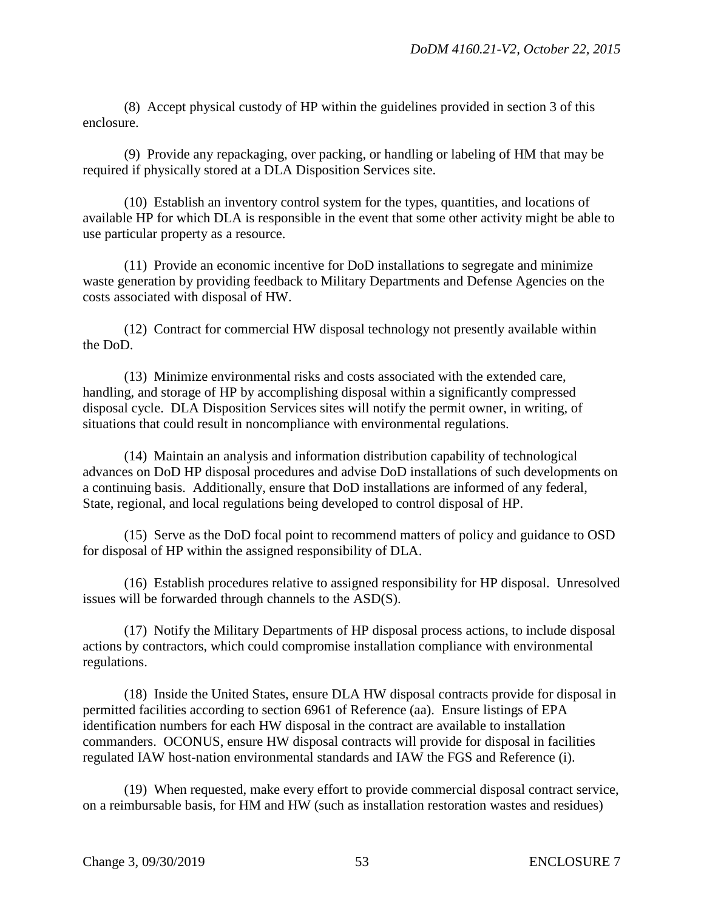(8) Accept physical custody of HP within the guidelines provided in section 3 of this enclosure.

(9) Provide any repackaging, over packing, or handling or labeling of HM that may be required if physically stored at a DLA Disposition Services site.

(10) Establish an inventory control system for the types, quantities, and locations of available HP for which DLA is responsible in the event that some other activity might be able to use particular property as a resource.

(11) Provide an economic incentive for DoD installations to segregate and minimize waste generation by providing feedback to Military Departments and Defense Agencies on the costs associated with disposal of HW.

(12) Contract for commercial HW disposal technology not presently available within the DoD.

(13) Minimize environmental risks and costs associated with the extended care, handling, and storage of HP by accomplishing disposal within a significantly compressed disposal cycle. DLA Disposition Services sites will notify the permit owner, in writing, of situations that could result in noncompliance with environmental regulations.

(14) Maintain an analysis and information distribution capability of technological advances on DoD HP disposal procedures and advise DoD installations of such developments on a continuing basis. Additionally, ensure that DoD installations are informed of any federal, State, regional, and local regulations being developed to control disposal of HP.

(15) Serve as the DoD focal point to recommend matters of policy and guidance to OSD for disposal of HP within the assigned responsibility of DLA.

(16) Establish procedures relative to assigned responsibility for HP disposal. Unresolved issues will be forwarded through channels to the ASD(S).

(17) Notify the Military Departments of HP disposal process actions, to include disposal actions by contractors, which could compromise installation compliance with environmental regulations.

(18) Inside the United States, ensure DLA HW disposal contracts provide for disposal in permitted facilities according to section 6961 of Reference (aa). Ensure listings of EPA identification numbers for each HW disposal in the contract are available to installation commanders. OCONUS, ensure HW disposal contracts will provide for disposal in facilities regulated IAW host-nation environmental standards and IAW the FGS and Reference (i).

(19) When requested, make every effort to provide commercial disposal contract service, on a reimbursable basis, for HM and HW (such as installation restoration wastes and residues)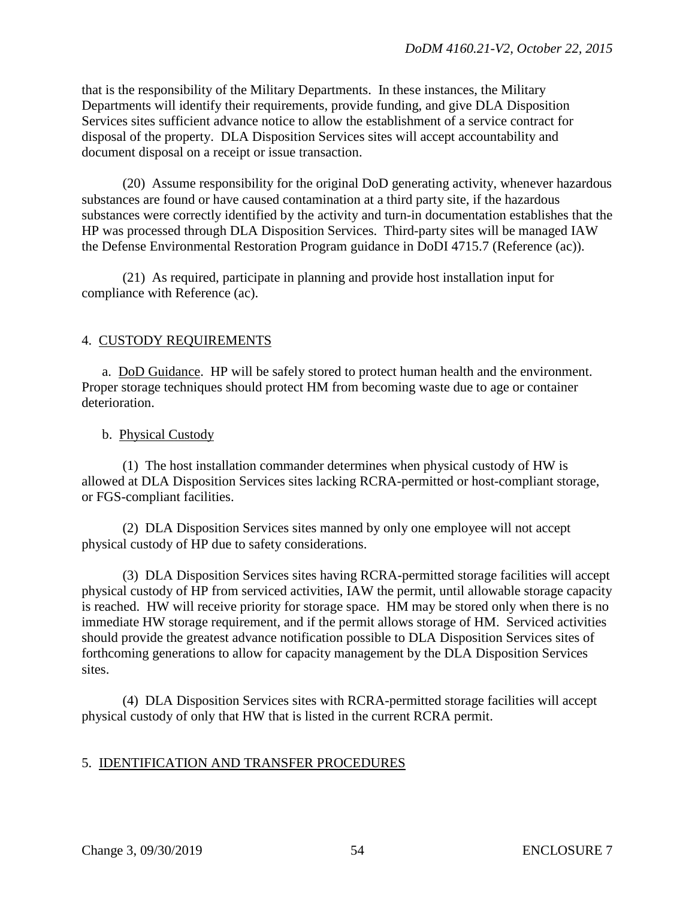that is the responsibility of the Military Departments. In these instances, the Military Departments will identify their requirements, provide funding, and give DLA Disposition Services sites sufficient advance notice to allow the establishment of a service contract for disposal of the property. DLA Disposition Services sites will accept accountability and document disposal on a receipt or issue transaction.

(20) Assume responsibility for the original DoD generating activity, whenever hazardous substances are found or have caused contamination at a third party site, if the hazardous substances were correctly identified by the activity and turn-in documentation establishes that the HP was processed through DLA Disposition Services. Third-party sites will be managed IAW the Defense Environmental Restoration Program guidance in DoDI 4715.7 (Reference (ac)).

(21) As required, participate in planning and provide host installation input for compliance with Reference (ac).

## 4. CUSTODY REQUIREMENTS

a. DoD Guidance. HP will be safely stored to protect human health and the environment. Proper storage techniques should protect HM from becoming waste due to age or container deterioration.

b. Physical Custody

(1) The host installation commander determines when physical custody of HW is allowed at DLA Disposition Services sites lacking RCRA-permitted or host-compliant storage, or FGS-compliant facilities.

(2) DLA Disposition Services sites manned by only one employee will not accept physical custody of HP due to safety considerations.

(3) DLA Disposition Services sites having RCRA-permitted storage facilities will accept physical custody of HP from serviced activities, IAW the permit, until allowable storage capacity is reached. HW will receive priority for storage space. HM may be stored only when there is no immediate HW storage requirement, and if the permit allows storage of HM. Serviced activities should provide the greatest advance notification possible to DLA Disposition Services sites of forthcoming generations to allow for capacity management by the DLA Disposition Services sites.

(4) DLA Disposition Services sites with RCRA-permitted storage facilities will accept physical custody of only that HW that is listed in the current RCRA permit.

## 5. IDENTIFICATION AND TRANSFER PROCEDURES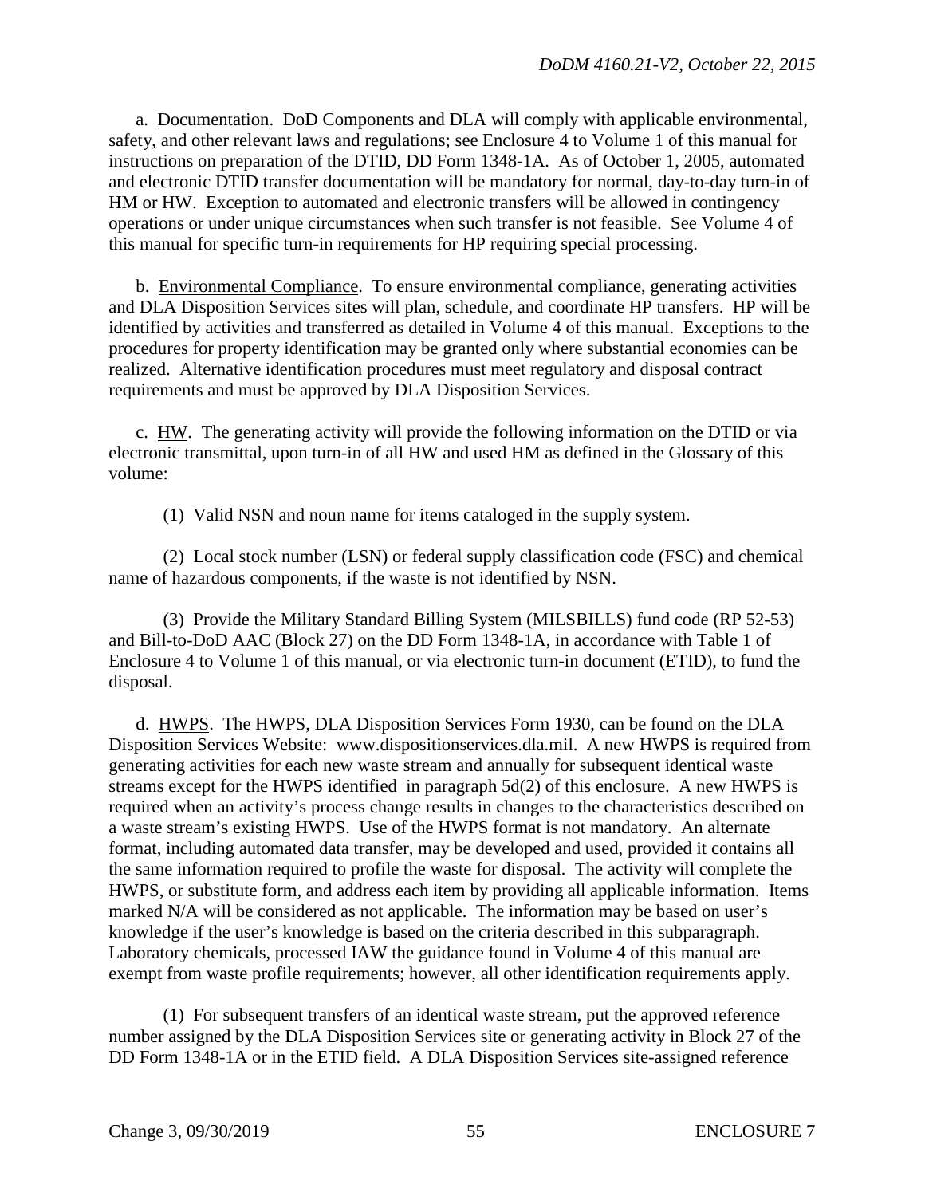a. Documentation. DoD Components and DLA will comply with applicable environmental, safety, and other relevant laws and regulations; see Enclosure 4 to Volume 1 of this manual for instructions on preparation of the DTID, DD Form 1348-1A. As of October 1, 2005, automated and electronic DTID transfer documentation will be mandatory for normal, day-to-day turn-in of HM or HW. Exception to automated and electronic transfers will be allowed in contingency operations or under unique circumstances when such transfer is not feasible. See Volume 4 of this manual for specific turn-in requirements for HP requiring special processing.

b. Environmental Compliance. To ensure environmental compliance, generating activities and DLA Disposition Services sites will plan, schedule, and coordinate HP transfers. HP will be identified by activities and transferred as detailed in Volume 4 of this manual. Exceptions to the procedures for property identification may be granted only where substantial economies can be realized. Alternative identification procedures must meet regulatory and disposal contract requirements and must be approved by DLA Disposition Services.

c. HW. The generating activity will provide the following information on the DTID or via electronic transmittal, upon turn-in of all HW and used HM as defined in the Glossary of this volume:

(1) Valid NSN and noun name for items cataloged in the supply system.

(2) Local stock number (LSN) or federal supply classification code (FSC) and chemical name of hazardous components, if the waste is not identified by NSN.

(3) Provide the Military Standard Billing System (MILSBILLS) fund code (RP 52-53) and Bill-to-DoD AAC (Block 27) on the DD Form 1348-1A, in accordance with Table 1 of Enclosure 4 to Volume 1 of this manual, or via electronic turn-in document (ETID), to fund the disposal.

d. HWPS. The HWPS, DLA Disposition Services Form 1930, can be found on the DLA Disposition Services Website: www.dispositionservices.dla.mil. A new HWPS is required from generating activities for each new waste stream and annually for subsequent identical waste streams except for the HWPS identified in paragraph 5d(2) of this enclosure. A new HWPS is required when an activity's process change results in changes to the characteristics described on a waste stream's existing HWPS. Use of the HWPS format is not mandatory. An alternate format, including automated data transfer, may be developed and used, provided it contains all the same information required to profile the waste for disposal. The activity will complete the HWPS, or substitute form, and address each item by providing all applicable information. Items marked N/A will be considered as not applicable. The information may be based on user's knowledge if the user's knowledge is based on the criteria described in this subparagraph. Laboratory chemicals, processed IAW the guidance found in Volume 4 of this manual are exempt from waste profile requirements; however, all other identification requirements apply.

(1) For subsequent transfers of an identical waste stream, put the approved reference number assigned by the DLA Disposition Services site or generating activity in Block 27 of the DD Form 1348-1A or in the ETID field. A DLA Disposition Services site-assigned reference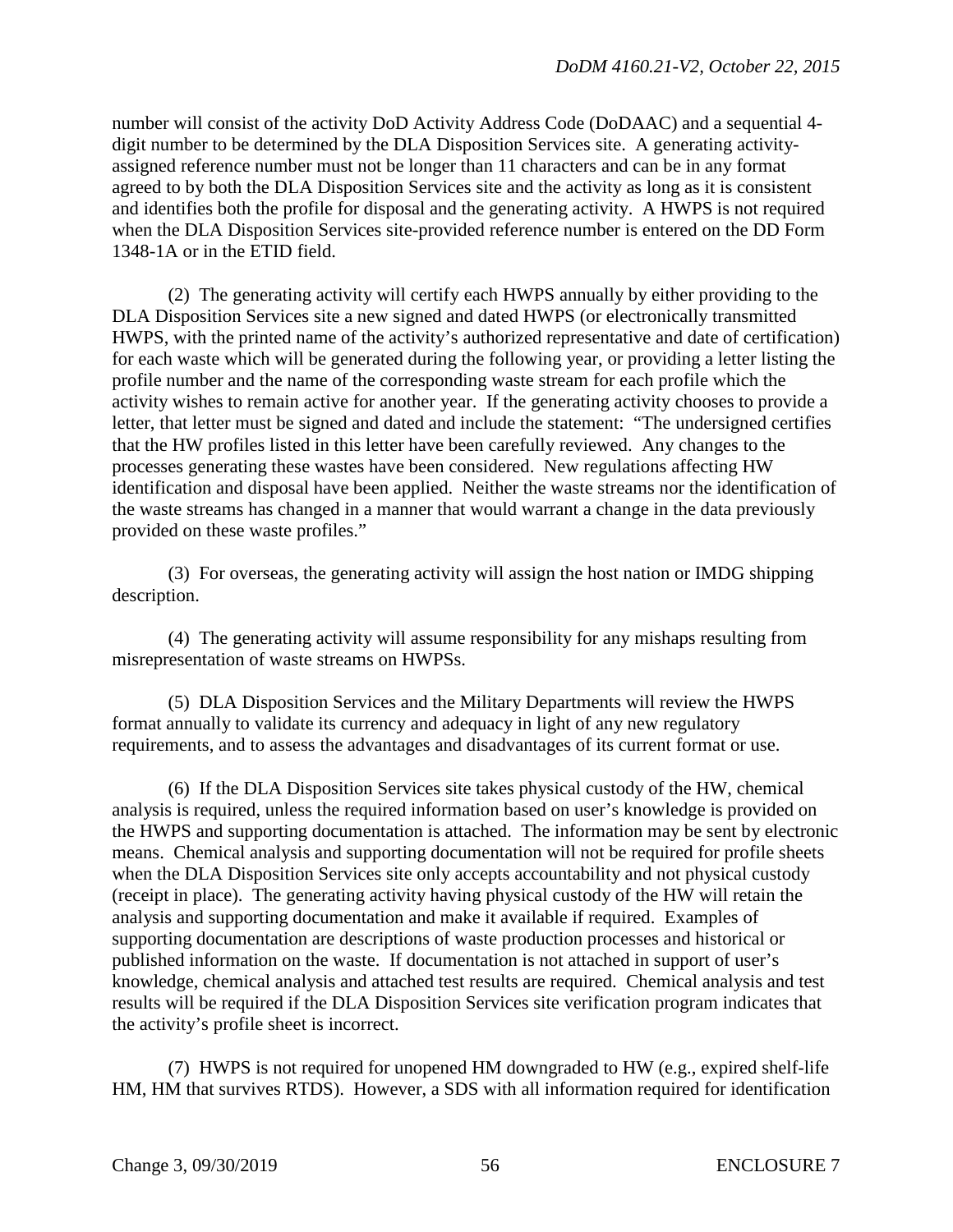number will consist of the activity DoD Activity Address Code (DoDAAC) and a sequential 4-digit number to be determined by the DLA Disposition Services site. A generating activity-assigned reference number must not be longer than 11 characters and can be in any format agreed to by both the DLA Disposition Services site and the activity as long as it is consistent and identifies both the profile for disposal and the generating activity. A HWPS is not required when the DLA Disposition Services site-provided reference number is entered on the DD Form 1348-1A or in the ETID field.

(2) The generating activity will certify each HWPS annually by either providing to the DLA Disposition Services site a new signed and dated HWPS (or electronically transmitted HWPS, with the printed name of the activity's authorized representative and date of certification) for each waste which will be generated during the following year, or providing a letter listing the profile number and the name of the corresponding waste stream for each profile which the activity wishes to remain active for another year. If the generating activity chooses to provide a letter, that letter must be signed and dated and include the statement: "The undersigned certifies that the HW profiles listed in this letter have been carefully reviewed. Any changes to the processes generating these wastes have been considered. New regulations affecting HW identification and disposal have been applied. Neither the waste streams nor the identification of the waste streams has changed in a manner that would warrant a change in the data previously provided on these waste profiles."

(3) For overseas, the generating activity will assign the host nation or IMDG shipping description.

(4) The generating activity will assume responsibility for any mishaps resulting from misrepresentation of waste streams on HWPSs.

(5) DLA Disposition Services and the Military Departments will review the HWPS format annually to validate its currency and adequacy in light of any new regulatory requirements, and to assess the advantages and disadvantages of its current format or use.

(6) If the DLA Disposition Services site takes physical custody of the HW, chemical analysis is required, unless the required information based on user's knowledge is provided on the HWPS and supporting documentation is attached. The information may be sent by electronic means. Chemical analysis and supporting documentation will not be required for profile sheets when the DLA Disposition Services site only accepts accountability and not physical custody (receipt in place). The generating activity having physical custody of the HW will retain the analysis and supporting documentation and make it available if required. Examples of supporting documentation are descriptions of waste production processes and historical or published information on the waste. If documentation is not attached in support of user's knowledge, chemical analysis and attached test results are required. Chemical analysis and test results will be required if the DLA Disposition Services site verification program indicates that the activity's profile sheet is incorrect.

(7) HWPS is not required for unopened HM downgraded to HW (e.g., expired shelf-life HM, HM that survives RTDS). However, a SDS with all information required for identification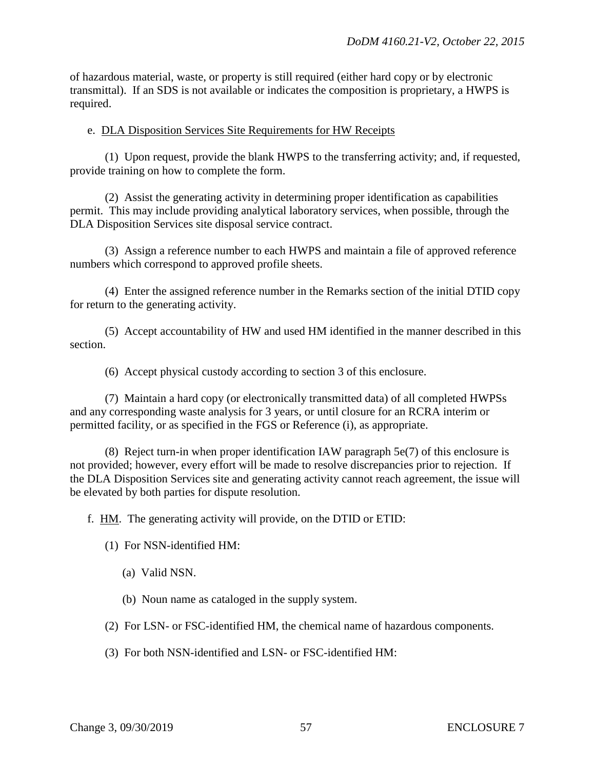of hazardous material, waste, or property is still required (either hard copy or by electronic transmittal). If an SDS is not available or indicates the composition is proprietary, a HWPS is required.

e. DLA Disposition Services Site Requirements for HW Receipts

(1) Upon request, provide the blank HWPS to the transferring activity; and, if requested, provide training on how to complete the form.

(2) Assist the generating activity in determining proper identification as capabilities permit. This may include providing analytical laboratory services, when possible, through the DLA Disposition Services site disposal service contract.

(3) Assign a reference number to each HWPS and maintain a file of approved reference numbers which correspond to approved profile sheets.

(4) Enter the assigned reference number in the Remarks section of the initial DTID copy for return to the generating activity.

(5) Accept accountability of HW and used HM identified in the manner described in this section.

(6) Accept physical custody according to section 3 of this enclosure.

(7) Maintain a hard copy (or electronically transmitted data) of all completed HWPSs and any corresponding waste analysis for 3 years, or until closure for an RCRA interim or permitted facility, or as specified in the FGS or Reference (i), as appropriate.

(8) Reject turn-in when proper identification IAW paragraph 5e(7) of this enclosure is not provided; however, every effort will be made to resolve discrepancies prior to rejection. If the DLA Disposition Services site and generating activity cannot reach agreement, the issue will be elevated by both parties for dispute resolution.

f. HM. The generating activity will provide, on the DTID or ETID:

(1) For NSN-identified HM:

(a) Valid NSN.

(b) Noun name as cataloged in the supply system.

(2) For LSN- or FSC-identified HM, the chemical name of hazardous components.

(3) For both NSN-identified and LSN- or FSC-identified HM: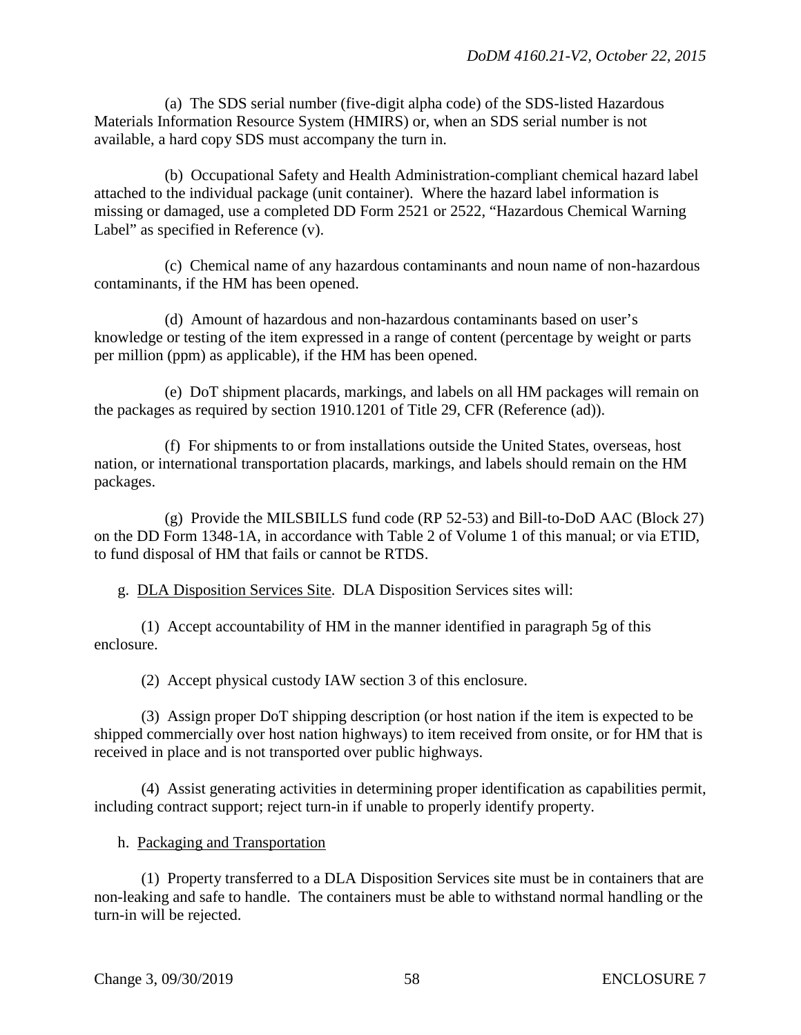(a) The SDS serial number (five-digit alpha code) of the SDS-listed Hazardous Materials Information Resource System (HMIRS) or, when an SDS serial number is not available, a hard copy SDS must accompany the turn in.

(b) Occupational Safety and Health Administration-compliant chemical hazard label attached to the individual package (unit container). Where the hazard label information is missing or damaged, use a completed DD Form 2521 or 2522, "Hazardous Chemical Warning Label" as specified in Reference (v).

(c) Chemical name of any hazardous contaminants and noun name of non-hazardous contaminants, if the HM has been opened.

(d) Amount of hazardous and non-hazardous contaminants based on user's knowledge or testing of the item expressed in a range of content (percentage by weight or parts per million (ppm) as applicable), if the HM has been opened.

(e) DoT shipment placards, markings, and labels on all HM packages will remain on the packages as required by section 1910.1201 of Title 29, CFR (Reference (ad)).

(f) For shipments to or from installations outside the United States, overseas, host nation, or international transportation placards, markings, and labels should remain on the HM packages.

(g) Provide the MILSBILLS fund code (RP 52-53) and Bill-to-DoD AAC (Block 27) on the DD Form 1348-1A, in accordance with Table 2 of Volume 1 of this manual; or via ETID, to fund disposal of HM that fails or cannot be RTDS.

g. <u>DLA Disposition Services Site</u>. DLA Disposition Services sites will:

(1) Accept accountability of HM in the manner identified in paragraph 5g of this enclosure.

(2) Accept physical custody IAW section 3 of this enclosure.

(3) Assign proper DoT shipping description (or host nation if the item is expected to be shipped commercially over host nation highways) to item received from onsite, or for HM that is received in place and is not transported over public highways.

(4) Assist generating activities in determining proper identification as capabilities permit, including contract support; reject turn-in if unable to properly identify property.

h. <u>Packaging and Transportation</u>

(1) Property transferred to a DLA Disposition Services site must be in containers that are non-leaking and safe to handle. The containers must be able to withstand normal handling or the turn-in will be rejected.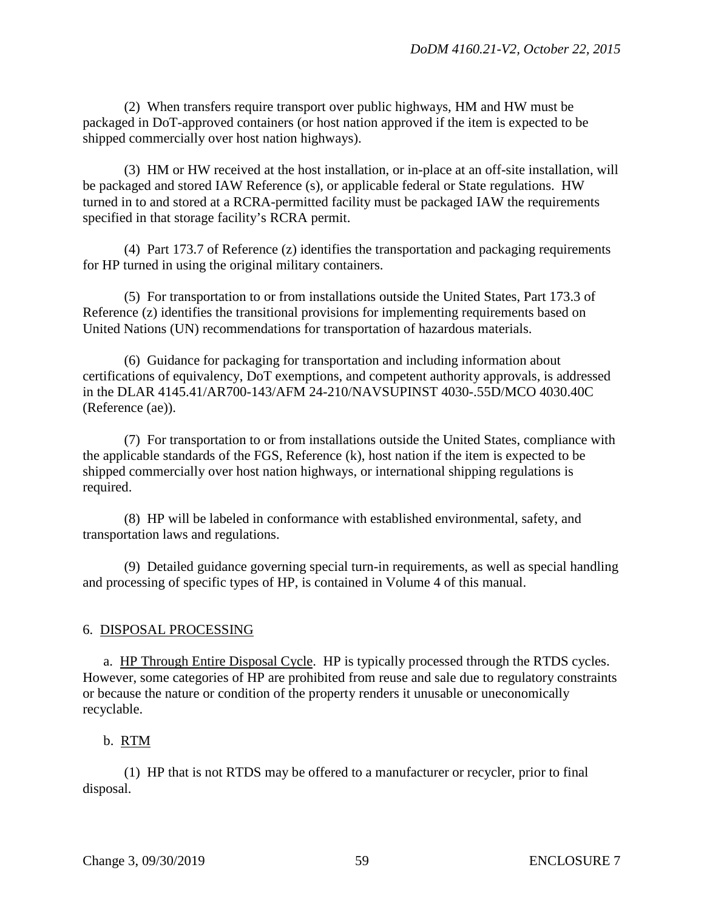(2) When transfers require transport over public highways, HM and HW must be packaged in DoT-approved containers (or host nation approved if the item is expected to be shipped commercially over host nation highways).

(3) HM or HW received at the host installation, or in-place at an off-site installation, will be packaged and stored IAW Reference (s), or applicable federal or State regulations. HW turned in to and stored at a RCRA-permitted facility must be packaged IAW the requirements specified in that storage facility's RCRA permit.

(4) Part 173.7 of Reference (z) identifies the transportation and packaging requirements for HP turned in using the original military containers.

(5) For transportation to or from installations outside the United States, Part 173.3 of Reference (z) identifies the transitional provisions for implementing requirements based on United Nations (UN) recommendations for transportation of hazardous materials.

(6) Guidance for packaging for transportation and including information about certifications of equivalency, DoT exemptions, and competent authority approvals, is addressed in the DLAR 4145.41/AR700-143/AFM 24-210/NAVSUPINST 4030-.55D/MCO 4030.40C (Reference (ae)).

(7) For transportation to or from installations outside the United States, compliance with the applicable standards of the FGS, Reference (k), host nation if the item is expected to be shipped commercially over host nation highways, or international shipping regulations is required.

(8) HP will be labeled in conformance with established environmental, safety, and transportation laws and regulations.

(9) Detailed guidance governing special turn-in requirements, as well as special handling and processing of specific types of HP, is contained in Volume 4 of this manual.

6. DISPOSAL PROCESSING

a. HP Through Entire Disposal Cycle. HP is typically processed through the RTDS cycles. However, some categories of HP are prohibited from reuse and sale due to regulatory constraints or because the nature or condition of the property renders it unusable or uneconomically recyclable.

b. RTM

(1) HP that is not RTDS may be offered to a manufacturer or recycler, prior to final disposal.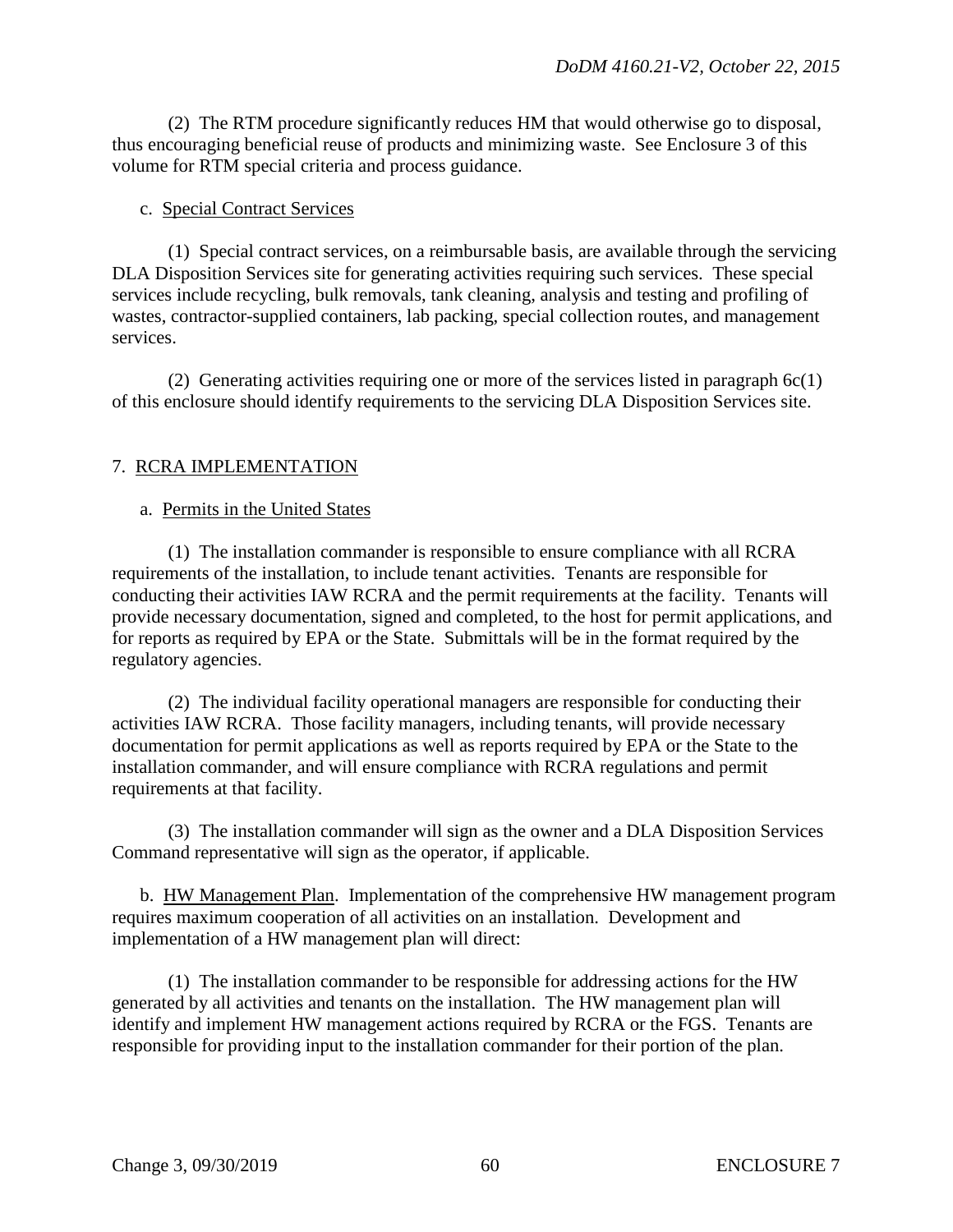(2) The RTM procedure significantly reduces HM that would otherwise go to disposal, thus encouraging beneficial reuse of products and minimizing waste. See Enclosure 3 of this volume for RTM special criteria and process guidance.

c. Special Contract Services

(1) Special contract services, on a reimbursable basis, are available through the servicing DLA Disposition Services site for generating activities requiring such services. These special services include recycling, bulk removals, tank cleaning, analysis and testing and profiling of wastes, contractor-supplied containers, lab packing, special collection routes, and management services.

(2) Generating activities requiring one or more of the services listed in paragraph 6c(1) of this enclosure should identify requirements to the servicing DLA Disposition Services site.

## 7. RCRA IMPLEMENTATION

a. Permits in the United States

(1) The installation commander is responsible to ensure compliance with all RCRA requirements of the installation, to include tenant activities. Tenants are responsible for conducting their activities IAW RCRA and the permit requirements at the facility. Tenants will provide necessary documentation, signed and completed, to the host for permit applications, and for reports as required by EPA or the State. Submittals will be in the format required by the regulatory agencies.

(2) The individual facility operational managers are responsible for conducting their activities IAW RCRA. Those facility managers, including tenants, will provide necessary documentation for permit applications as well as reports required by EPA or the State to the installation commander, and will ensure compliance with RCRA regulations and permit requirements at that facility.

(3) The installation commander will sign as the owner and a DLA Disposition Services Command representative will sign as the operator, if applicable.

b. HW Management Plan. Implementation of the comprehensive HW management program requires maximum cooperation of all activities on an installation. Development and implementation of a HW management plan will direct:

(1) The installation commander to be responsible for addressing actions for the HW generated by all activities and tenants on the installation. The HW management plan will identify and implement HW management actions required by RCRA or the FGS. Tenants are responsible for providing input to the installation commander for their portion of the plan.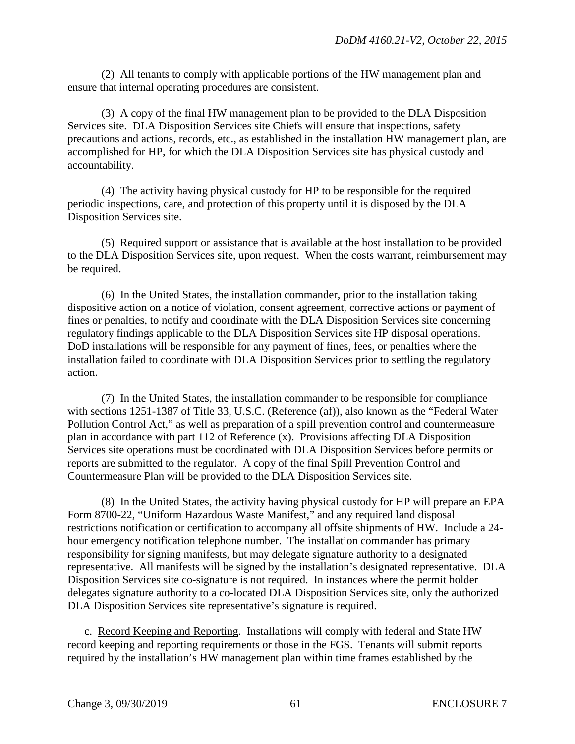(2) All tenants to comply with applicable portions of the HW management plan and ensure that internal operating procedures are consistent.

(3) A copy of the final HW management plan to be provided to the DLA Disposition Services site. DLA Disposition Services site Chiefs will ensure that inspections, safety precautions and actions, records, etc., as established in the installation HW management plan, are accomplished for HP, for which the DLA Disposition Services site has physical custody and accountability.

(4) The activity having physical custody for HP to be responsible for the required periodic inspections, care, and protection of this property until it is disposed by the DLA Disposition Services site.

(5) Required support or assistance that is available at the host installation to be provided to the DLA Disposition Services site, upon request. When the costs warrant, reimbursement may be required.

(6) In the United States, the installation commander, prior to the installation taking dispositive action on a notice of violation, consent agreement, corrective actions or payment of fines or penalties, to notify and coordinate with the DLA Disposition Services site concerning regulatory findings applicable to the DLA Disposition Services site HP disposal operations. DoD installations will be responsible for any payment of fines, fees, or penalties where the installation failed to coordinate with DLA Disposition Services prior to settling the regulatory action.

(7) In the United States, the installation commander to be responsible for compliance with sections 1251-1387 of Title 33, U.S.C. (Reference (af)), also known as the "Federal Water Pollution Control Act," as well as preparation of a spill prevention control and countermeasure plan in accordance with part 112 of Reference (x). Provisions affecting DLA Disposition Services site operations must be coordinated with DLA Disposition Services before permits or reports are submitted to the regulator. A copy of the final Spill Prevention Control and Countermeasure Plan will be provided to the DLA Disposition Services site.

(8) In the United States, the activity having physical custody for HP will prepare an EPA Form 8700-22, "Uniform Hazardous Waste Manifest," and any required land disposal restrictions notification or certification to accompany all offsite shipments of HW. Include a 24-hour emergency notification telephone number. The installation commander has primary responsibility for signing manifests, but may delegate signature authority to a designated representative. All manifests will be signed by the installation's designated representative. DLA Disposition Services site co-signature is not required. In instances where the permit holder delegates signature authority to a co-located DLA Disposition Services site, only the authorized DLA Disposition Services site representative's signature is required.

c. Record Keeping and Reporting. Installations will comply with federal and State HW record keeping and reporting requirements or those in the FGS. Tenants will submit reports required by the installation's HW management plan within time frames established by the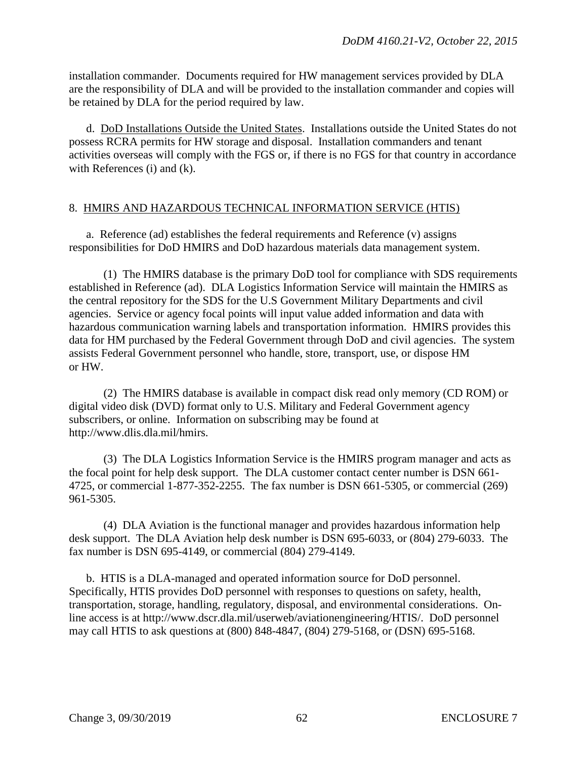installation commander. Documents required for HW management services provided by DLA are the responsibility of DLA and will be provided to the installation commander and copies will be retained by DLA for the period required by law.

d. DoD Installations Outside the United States. Installations outside the United States do not possess RCRA permits for HW storage and disposal. Installation commanders and tenant activities overseas will comply with the FGS or, if there is no FGS for that country in accordance with References (i) and (k).

## 8. HMIRS AND HAZARDOUS TECHNICAL INFORMATION SERVICE (HTIS)

a. Reference (ad) establishes the federal requirements and Reference (v) assigns responsibilities for DoD HMIRS and DoD hazardous materials data management system.

(1) The HMIRS database is the primary DoD tool for compliance with SDS requirements established in Reference (ad). DLA Logistics Information Service will maintain the HMIRS as the central repository for the SDS for the U.S Government Military Departments and civil agencies. Service or agency focal points will input value added information and data with hazardous communication warning labels and transportation information. HMIRS provides this data for HM purchased by the Federal Government through DoD and civil agencies. The system assists Federal Government personnel who handle, store, transport, use, or dispose HM or HW.

(2) The HMIRS database is available in compact disk read only memory (CD ROM) or digital video disk (DVD) format only to U.S. Military and Federal Government agency subscribers, or online. Information on subscribing may be found at http://www.dlis.dla.mil/hmirs.

(3) The DLA Logistics Information Service is the HMIRS program manager and acts as the focal point for help desk support. The DLA customer contact center number is DSN 661-4725, or commercial 1-877-352-2255. The fax number is DSN 661-5305, or commercial (269) 961-5305.

(4) DLA Aviation is the functional manager and provides hazardous information help desk support. The DLA Aviation help desk number is DSN 695-6033, or (804) 279-6033. The fax number is DSN 695-4149, or commercial (804) 279-4149.

b. HTIS is a DLA-managed and operated information source for DoD personnel. Specifically, HTIS provides DoD personnel with responses to questions on safety, health, transportation, storage, handling, regulatory, disposal, and environmental considerations. On-line access is at http://www.dscr.dla.mil/userweb/aviationengineering/HTIS/. DoD personnel may call HTIS to ask questions at (800) 848-4847, (804) 279-5168, or (DSN) 695-5168.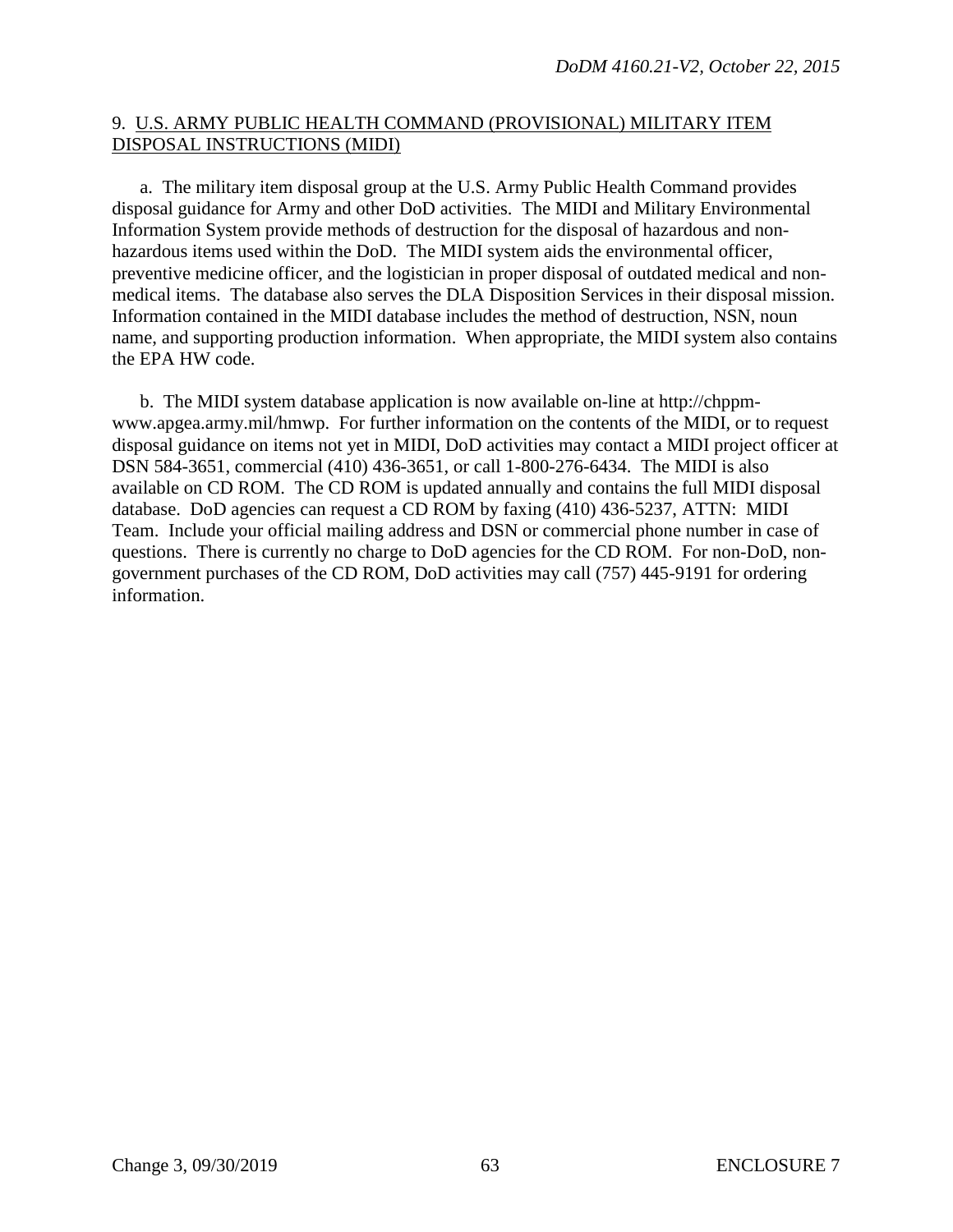9. <u>U.S. ARMY PUBLIC HEALTH COMMAND (PROVISIONAL) MILITARY ITEM DISPOSAL INSTRUCTIONS (MIDI)</u>

a. The military item disposal group at the U.S. Army Public Health Command provides disposal guidance for Army and other DoD activities. The MIDI and Military Environmental Information System provide methods of destruction for the disposal of hazardous and non-hazardous items used within the DoD. The MIDI system aids the environmental officer, preventive medicine officer, and the logistician in proper disposal of outdated medical and non-medical items. The database also serves the DLA Disposition Services in their disposal mission. Information contained in the MIDI database includes the method of destruction, NSN, noun name, and supporting production information. When appropriate, the MIDI system also contains the EPA HW code.

b. The MIDI system database application is now available on-line at http://chppm-www.apgea.army.mil/hmwp. For further information on the contents of the MIDI, or to request disposal guidance on items not yet in MIDI, DoD activities may contact a MIDI project officer at DSN 584-3651, commercial (410) 436-3651, or call 1-800-276-6434. The MIDI is also available on CD ROM. The CD ROM is updated annually and contains the full MIDI disposal database. DoD agencies can request a CD ROM by faxing (410) 436-5237, ATTN: MIDI Team. Include your official mailing address and DSN or commercial phone number in case of questions. There is currently no charge to DoD agencies for the CD ROM. For non-DoD, non-government purchases of the CD ROM, DoD activities may call (757) 445-9191 for ordering information.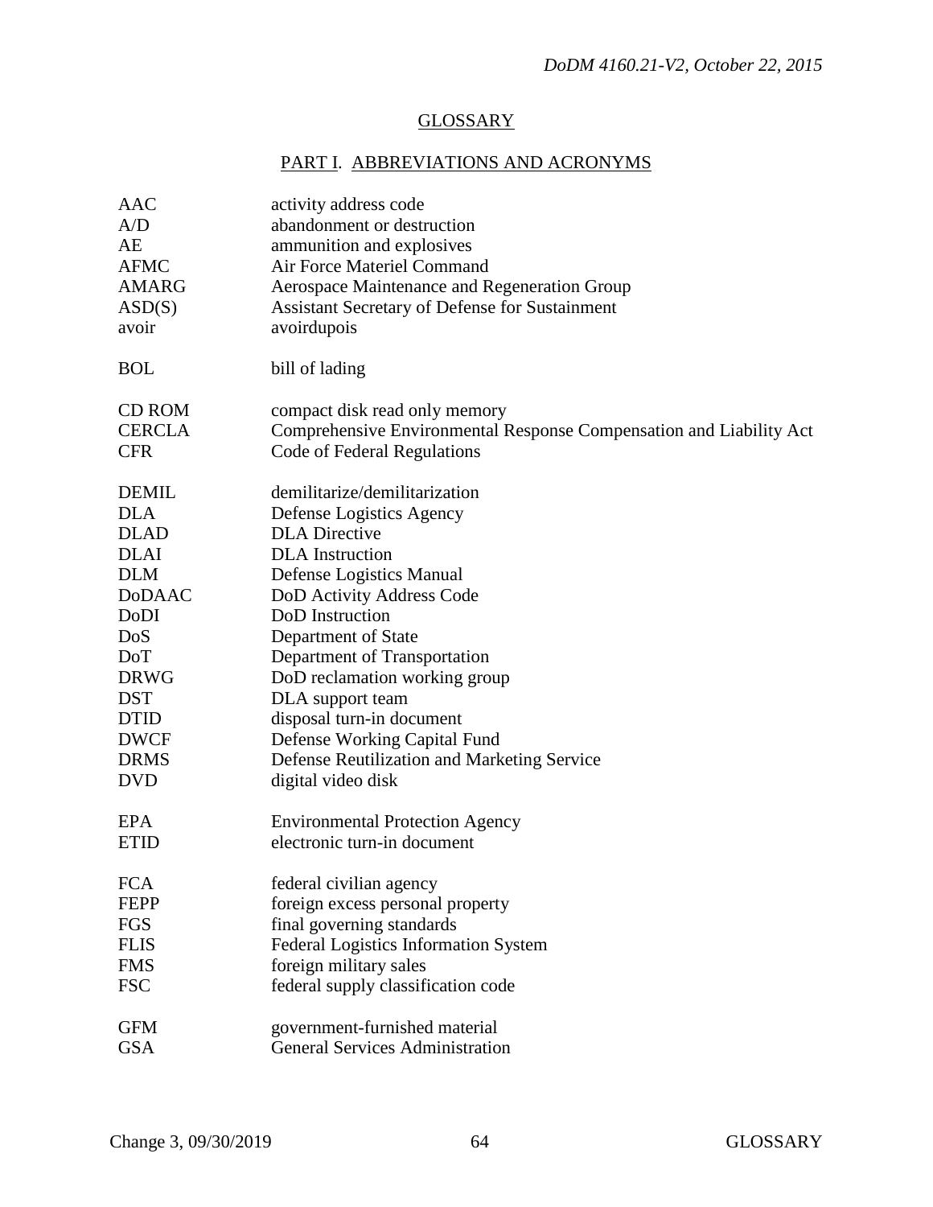## GLOSSARY

### PART I. ABBREVIATIONS AND ACRONYMS

| | |
|---|---|
| AAC | activity address code |
| A/D | abandonment or destruction |
| AE | ammunition and explosives |
| AFMC | Air Force Materiel Command |
| AMARG | Aerospace Maintenance and Regeneration Group |
| ASD(S) | Assistant Secretary of Defense for Sustainment |
| avoir | avoirdupois |
| BOL | bill of lading |
| CD ROM | compact disk read only memory |
| CERCLA | Comprehensive Environmental Response Compensation and Liability Act |
| CFR | Code of Federal Regulations |
| DEMIL | demilitarize/demilitarization |
| DLA | Defense Logistics Agency |
| DLAD | DLA Directive |
| DLAI | DLA Instruction |
| DLM | Defense Logistics Manual |
| DoDAAC | DoD Activity Address Code |
| DoDI | DoD Instruction |
| DoS | Department of State |
| DoT | Department of Transportation |
| DRWG | DoD reclamation working group |
| DST | DLA support team |
| DTID | disposal turn-in document |
| DWCF | Defense Working Capital Fund |
| DRMS | Defense Reutilization and Marketing Service |
| DVD | digital video disk |
| EPA | Environmental Protection Agency |
| ETID | electronic turn-in document |
| FCA | federal civilian agency |
| FEPP | foreign excess personal property |
| FGS | final governing standards |
| FLIS | Federal Logistics Information System |
| FMS | foreign military sales |
| FSC | federal supply classification code |
| GFM | government-furnished material |
| GSA | General Services Administration |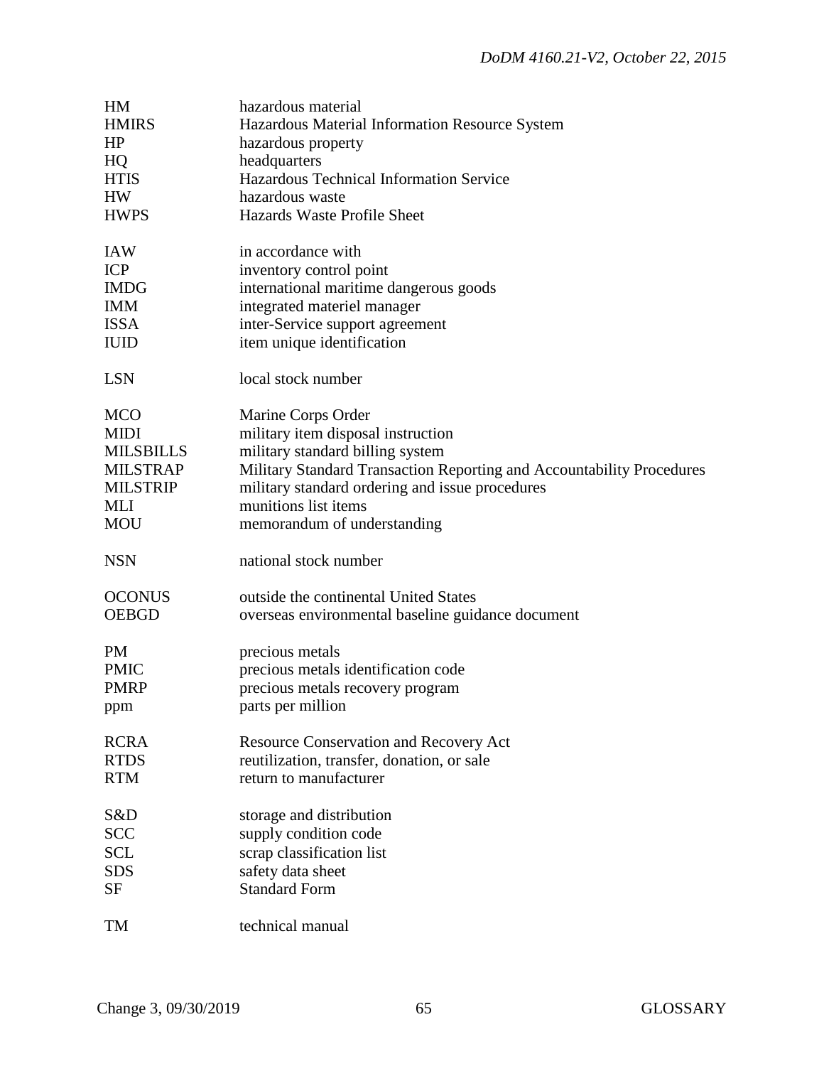| | |
|---|---|
| HM | hazardous material |
| HMIRS | Hazardous Material Information Resource System |
| HP | hazardous property |
| HQ | headquarters |
| HTIS | Hazardous Technical Information Service |
| HW | hazardous waste |
| HWPS | Hazards Waste Profile Sheet |
| | |
| IAW | in accordance with |
| ICP | inventory control point |
| IMDG | international maritime dangerous goods |
| IMM | integrated materiel manager |
| ISSA | inter-Service support agreement |
| IUID | item unique identification |
| | |
| LSN | local stock number |
| | |
| MCO | Marine Corps Order |
| MIDI | military item disposal instruction |
| MILSBILLS | military standard billing system |
| MILSTRAP | Military Standard Transaction Reporting and Accountability Procedures |
| MILSTRIP | military standard ordering and issue procedures |
| MLI | munitions list items |
| MOU | memorandum of understanding |
| | |
| NSN | national stock number |
| | |
| OCONUS | outside the continental United States |
| OEBGD | overseas environmental baseline guidance document |
| | |
| PM | precious metals |
| PMIC | precious metals identification code |
| PMRP | precious metals recovery program |
| ppm | parts per million |
| | |
| RCRA | Resource Conservation and Recovery Act |
| RTDS | reutilization, transfer, donation, or sale |
| RTM | return to manufacturer |
| | |
| S&D | storage and distribution |
| SCC | supply condition code |
| SCL | scrap classification list |
| SDS | safety data sheet |
| SF | Standard Form |
| | |
| TM | technical manual |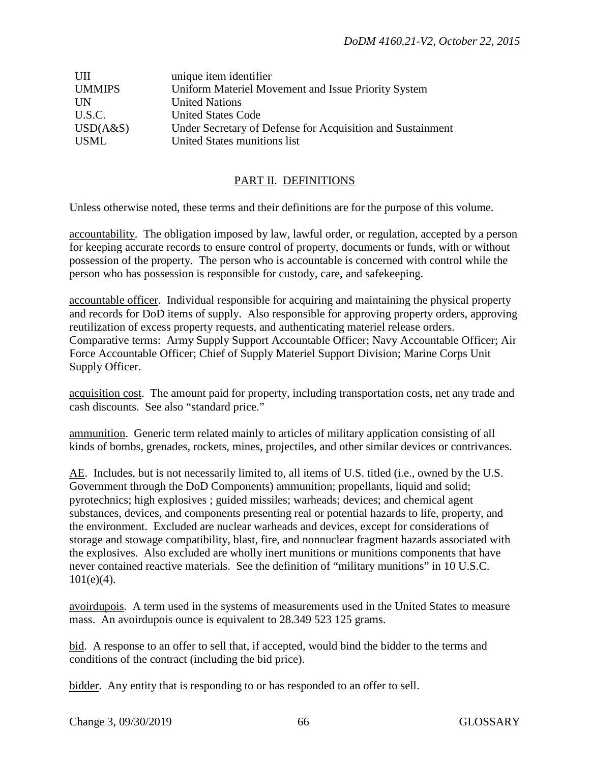| | |
|---|---|
| UII | unique item identifier |
| UMMIPS | Uniform Materiel Movement and Issue Priority System |
| UN | United Nations |
| U.S.C. | United States Code |
| USD(A&S) | Under Secretary of Defense for Acquisition and Sustainment |
| USML | United States munitions list |

## PART II. DEFINITIONS

Unless otherwise noted, these terms and their definitions are for the purpose of this volume.

accountability. The obligation imposed by law, lawful order, or regulation, accepted by a person for keeping accurate records to ensure control of property, documents or funds, with or without possession of the property. The person who is accountable is concerned with control while the person who has possession is responsible for custody, care, and safekeeping.

accountable officer. Individual responsible for acquiring and maintaining the physical property and records for DoD items of supply. Also responsible for approving property orders, approving reutilization of excess property requests, and authenticating materiel release orders. Comparative terms: Army Supply Support Accountable Officer; Navy Accountable Officer; Air Force Accountable Officer; Chief of Supply Materiel Support Division; Marine Corps Unit Supply Officer.

acquisition cost. The amount paid for property, including transportation costs, net any trade and cash discounts. See also "standard price."

ammunition. Generic term related mainly to articles of military application consisting of all kinds of bombs, grenades, rockets, mines, projectiles, and other similar devices or contrivances.

AE. Includes, but is not necessarily limited to, all items of U.S. titled (i.e., owned by the U.S. Government through the DoD Components) ammunition; propellants, liquid and solid; pyrotechnics; high explosives ; guided missiles; warheads; devices; and chemical agent substances, devices, and components presenting real or potential hazards to life, property, and the environment. Excluded are nuclear warheads and devices, except for considerations of storage and stowage compatibility, blast, fire, and nonnuclear fragment hazards associated with the explosives. Also excluded are wholly inert munitions or munitions components that have never contained reactive materials. See the definition of "military munitions" in 10 U.S.C. 101(e)(4).

avoirdupois. A term used in the systems of measurements used in the United States to measure mass. An avoirdupois ounce is equivalent to 28.349 523 125 grams.

bid. A response to an offer to sell that, if accepted, would bind the bidder to the terms and conditions of the contract (including the bid price).

bidder. Any entity that is responding to or has responded to an offer to sell.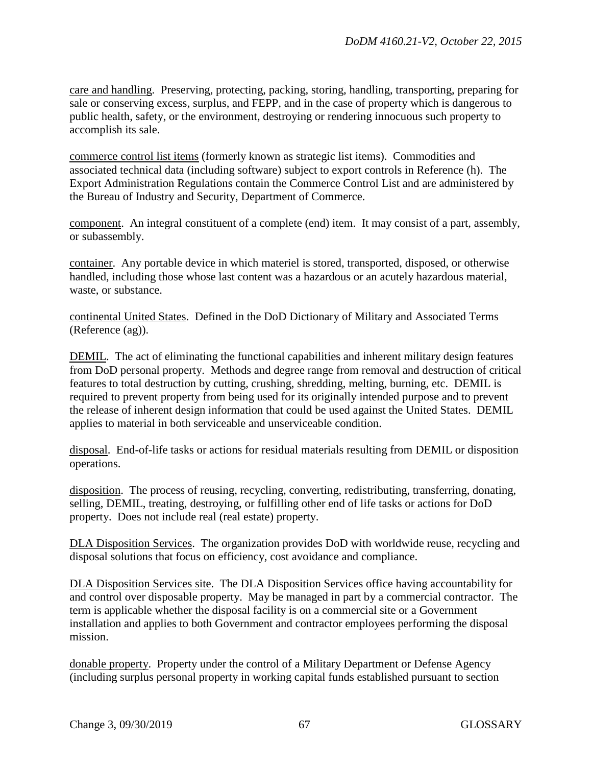care and handling. Preserving, protecting, packing, storing, handling, transporting, preparing for sale or conserving excess, surplus, and FEPP, and in the case of property which is dangerous to public health, safety, or the environment, destroying or rendering innocuous such property to accomplish its sale.

commerce control list items (formerly known as strategic list items). Commodities and associated technical data (including software) subject to export controls in Reference (h). The Export Administration Regulations contain the Commerce Control List and are administered by the Bureau of Industry and Security, Department of Commerce.

component. An integral constituent of a complete (end) item. It may consist of a part, assembly, or subassembly.

container. Any portable device in which materiel is stored, transported, disposed, or otherwise handled, including those whose last content was a hazardous or an acutely hazardous material, waste, or substance.

continental United States. Defined in the DoD Dictionary of Military and Associated Terms (Reference (ag)).

DEMIL. The act of eliminating the functional capabilities and inherent military design features from DoD personal property. Methods and degree range from removal and destruction of critical features to total destruction by cutting, crushing, shredding, melting, burning, etc. DEMIL is required to prevent property from being used for its originally intended purpose and to prevent the release of inherent design information that could be used against the United States. DEMIL applies to material in both serviceable and unserviceable condition.

disposal. End-of-life tasks or actions for residual materials resulting from DEMIL or disposition operations.

disposition. The process of reusing, recycling, converting, redistributing, transferring, donating, selling, DEMIL, treating, destroying, or fulfilling other end of life tasks or actions for DoD property. Does not include real (real estate) property.

DLA Disposition Services. The organization provides DoD with worldwide reuse, recycling and disposal solutions that focus on efficiency, cost avoidance and compliance.

DLA Disposition Services site. The DLA Disposition Services office having accountability for and control over disposable property. May be managed in part by a commercial contractor. The term is applicable whether the disposal facility is on a commercial site or a Government installation and applies to both Government and contractor employees performing the disposal mission.

donable property. Property under the control of a Military Department or Defense Agency (including surplus personal property in working capital funds established pursuant to section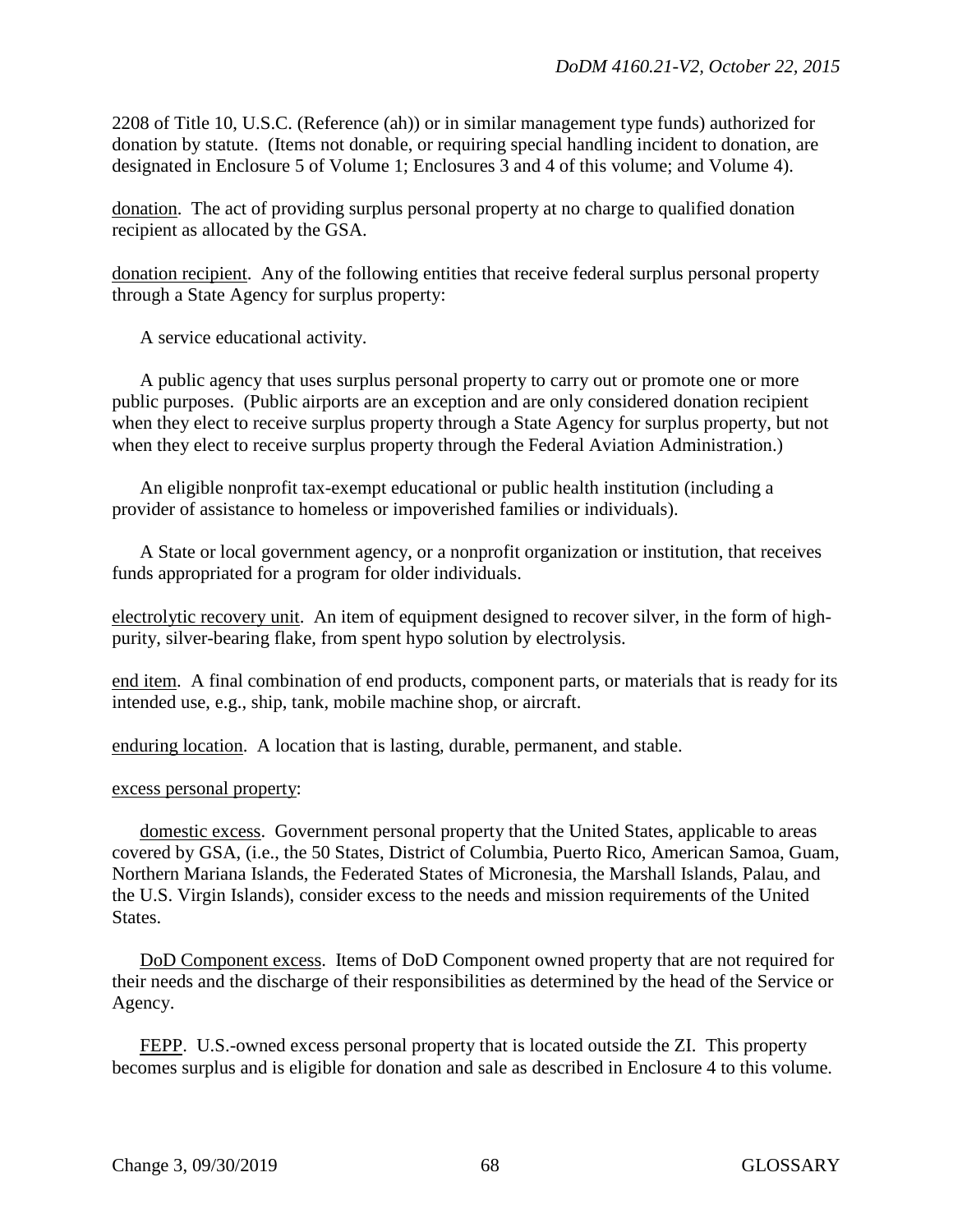2208 of Title 10, U.S.C. (Reference (ah)) or in similar management type funds) authorized for donation by statute. (Items not donable, or requiring special handling incident to donation, are designated in Enclosure 5 of Volume 1; Enclosures 3 and 4 of this volume; and Volume 4).

donation. The act of providing surplus personal property at no charge to qualified donation recipient as allocated by the GSA.

donation recipient. Any of the following entities that receive federal surplus personal property through a State Agency for surplus property:

A service educational activity.

A public agency that uses surplus personal property to carry out or promote one or more public purposes. (Public airports are an exception and are only considered donation recipient when they elect to receive surplus property through a State Agency for surplus property, but not when they elect to receive surplus property through the Federal Aviation Administration.)

An eligible nonprofit tax-exempt educational or public health institution (including a provider of assistance to homeless or impoverished families or individuals).

A State or local government agency, or a nonprofit organization or institution, that receives funds appropriated for a program for older individuals.

electrolytic recovery unit. An item of equipment designed to recover silver, in the form of high-purity, silver-bearing flake, from spent hypo solution by electrolysis.

end item. A final combination of end products, component parts, or materials that is ready for its intended use, e.g., ship, tank, mobile machine shop, or aircraft.

enduring location. A location that is lasting, durable, permanent, and stable.

excess personal property:

domestic excess. Government personal property that the United States, applicable to areas covered by GSA, (i.e., the 50 States, District of Columbia, Puerto Rico, American Samoa, Guam, Northern Mariana Islands, the Federated States of Micronesia, the Marshall Islands, Palau, and the U.S. Virgin Islands), consider excess to the needs and mission requirements of the United States.

DoD Component excess. Items of DoD Component owned property that are not required for their needs and the discharge of their responsibilities as determined by the head of the Service or Agency.

FEPP. U.S.-owned excess personal property that is located outside the ZI. This property becomes surplus and is eligible for donation and sale as described in Enclosure 4 to this volume.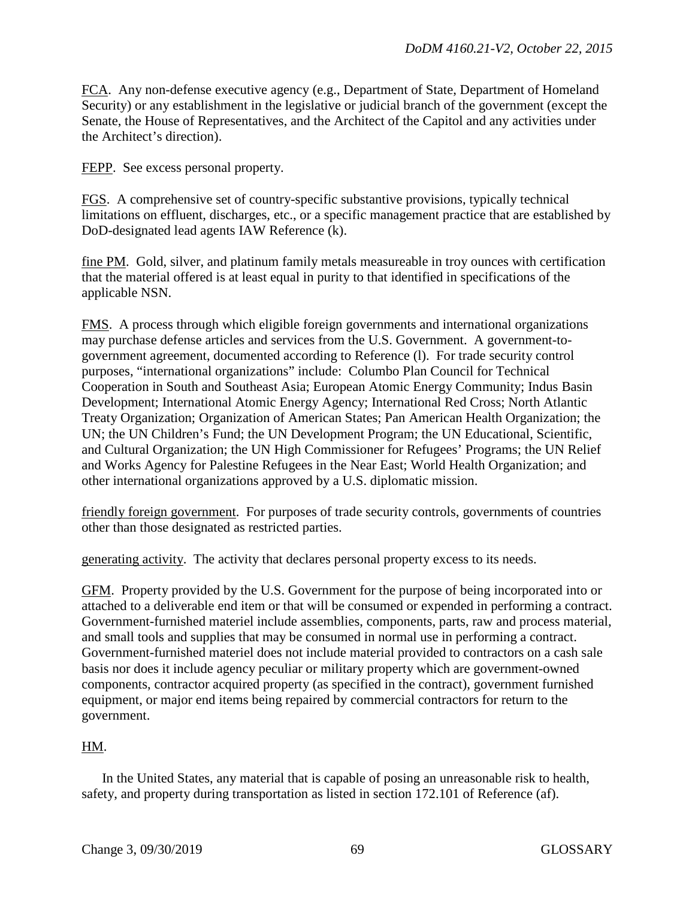FCA. Any non-defense executive agency (e.g., Department of State, Department of Homeland Security) or any establishment in the legislative or judicial branch of the government (except the Senate, the House of Representatives, and the Architect of the Capitol and any activities under the Architect's direction).

FEPP. See excess personal property.

FGS. A comprehensive set of country-specific substantive provisions, typically technical limitations on effluent, discharges, etc., or a specific management practice that are established by DoD-designated lead agents IAW Reference (k).

fine PM. Gold, silver, and platinum family metals measureable in troy ounces with certification that the material offered is at least equal in purity to that identified in specifications of the applicable NSN.

FMS. A process through which eligible foreign governments and international organizations may purchase defense articles and services from the U.S. Government. A government-to-government agreement, documented according to Reference (l). For trade security control purposes, "international organizations" include: Columbo Plan Council for Technical Cooperation in South and Southeast Asia; European Atomic Energy Community; Indus Basin Development; International Atomic Energy Agency; International Red Cross; North Atlantic Treaty Organization; Organization of American States; Pan American Health Organization; the UN; the UN Children's Fund; the UN Development Program; the UN Educational, Scientific, and Cultural Organization; the UN High Commissioner for Refugees' Programs; the UN Relief and Works Agency for Palestine Refugees in the Near East; World Health Organization; and other international organizations approved by a U.S. diplomatic mission.

friendly foreign government. For purposes of trade security controls, governments of countries other than those designated as restricted parties.

generating activity. The activity that declares personal property excess to its needs.

GFM. Property provided by the U.S. Government for the purpose of being incorporated into or attached to a deliverable end item or that will be consumed or expended in performing a contract. Government-furnished materiel include assemblies, components, parts, raw and process material, and small tools and supplies that may be consumed in normal use in performing a contract. Government-furnished materiel does not include material provided to contractors on a cash sale basis nor does it include agency peculiar or military property which are government-owned components, contractor acquired property (as specified in the contract), government furnished equipment, or major end items being repaired by commercial contractors for return to the government.

HM.

In the United States, any material that is capable of posing an unreasonable risk to health, safety, and property during transportation as listed in section 172.101 of Reference (af).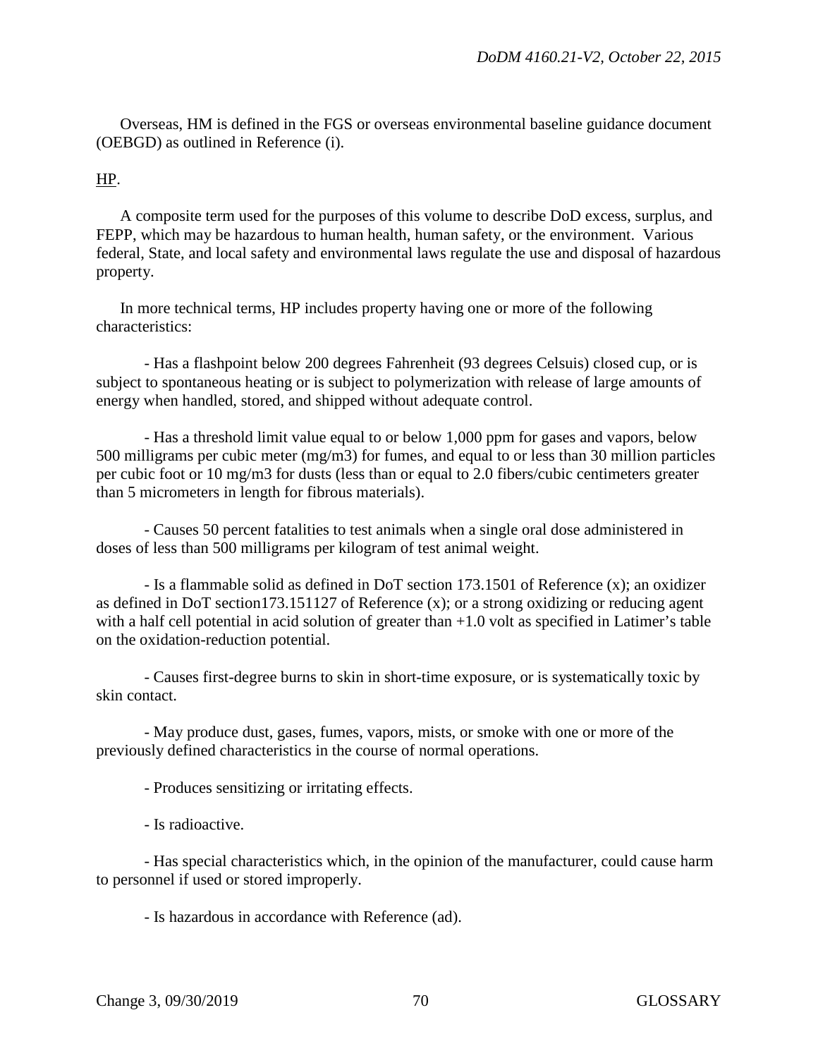Overseas, HM is defined in the FGS or overseas environmental baseline guidance document (OEBGD) as outlined in Reference (i).

HP.

A composite term used for the purposes of this volume to describe DoD excess, surplus, and FEPP, which may be hazardous to human health, human safety, or the environment. Various federal, State, and local safety and environmental laws regulate the use and disposal of hazardous property.

In more technical terms, HP includes property having one or more of the following characteristics:

- Has a flashpoint below 200 degrees Fahrenheit (93 degrees Celsuis) closed cup, or is subject to spontaneous heating or is subject to polymerization with release of large amounts of energy when handled, stored, and shipped without adequate control.

- Has a threshold limit value equal to or below 1,000 ppm for gases and vapors, below 500 milligrams per cubic meter (mg/m3) for fumes, and equal to or less than 30 million particles per cubic foot or 10 mg/m3 for dusts (less than or equal to 2.0 fibers/cubic centimeters greater than 5 micrometers in length for fibrous materials).

- Causes 50 percent fatalities to test animals when a single oral dose administered in doses of less than 500 milligrams per kilogram of test animal weight.

- Is a flammable solid as defined in DoT section 173.1501 of Reference (x); an oxidizer as defined in DoT section173.151127 of Reference (x); or a strong oxidizing or reducing agent with a half cell potential in acid solution of greater than +1.0 volt as specified in Latimer's table on the oxidation-reduction potential.

- Causes first-degree burns to skin in short-time exposure, or is systematically toxic by skin contact.

- May produce dust, gases, fumes, vapors, mists, or smoke with one or more of the previously defined characteristics in the course of normal operations.

- Produces sensitizing or irritating effects.

- Is radioactive.

- Has special characteristics which, in the opinion of the manufacturer, could cause harm to personnel if used or stored improperly.

- Is hazardous in accordance with Reference (ad).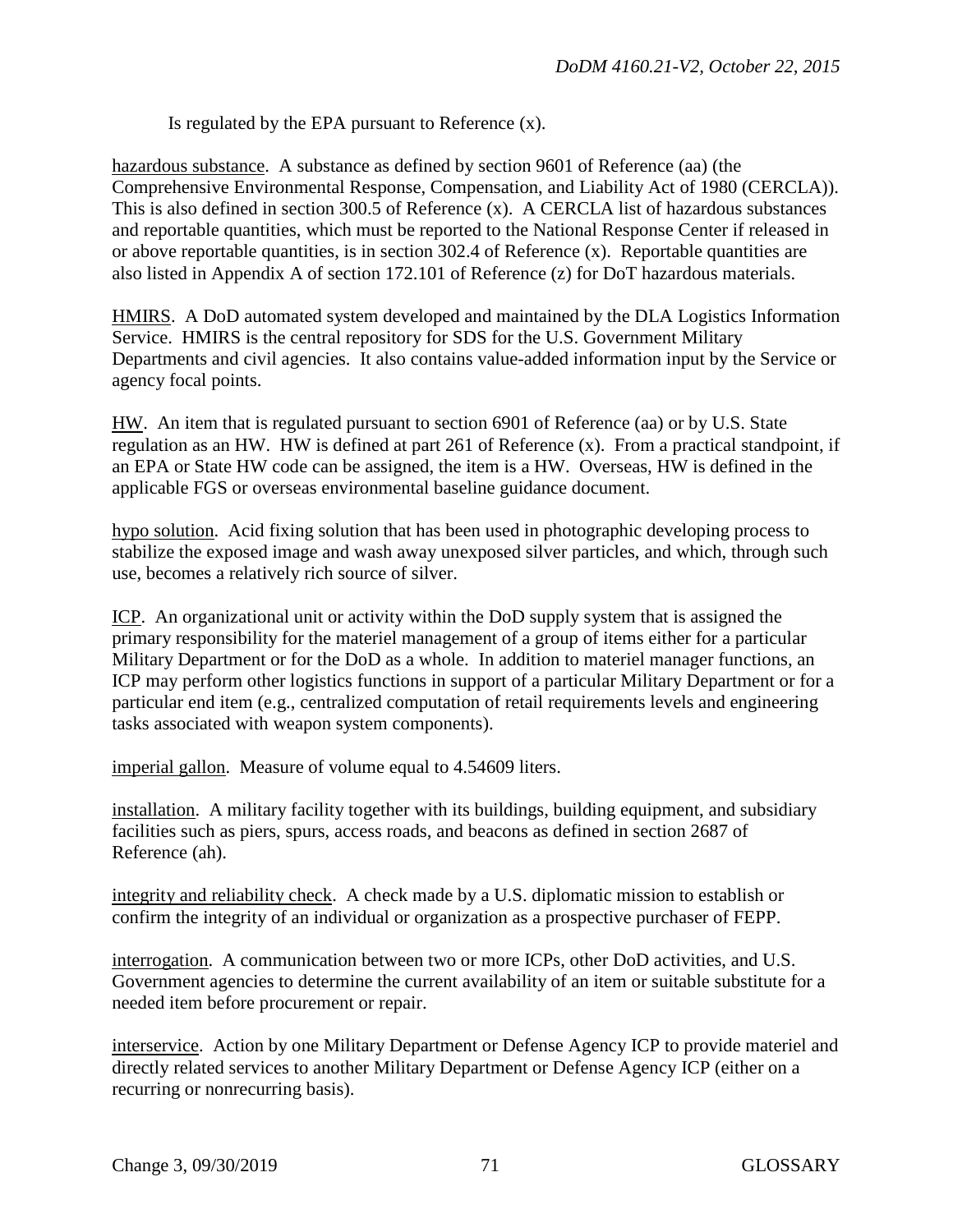Is regulated by the EPA pursuant to Reference (x).

hazardous substance. A substance as defined by section 9601 of Reference (aa) (the Comprehensive Environmental Response, Compensation, and Liability Act of 1980 (CERCLA)). This is also defined in section 300.5 of Reference (x). A CERCLA list of hazardous substances and reportable quantities, which must be reported to the National Response Center if released in or above reportable quantities, is in section 302.4 of Reference (x). Reportable quantities are also listed in Appendix A of section 172.101 of Reference (z) for DoT hazardous materials.

HMIRS. A DoD automated system developed and maintained by the DLA Logistics Information Service. HMIRS is the central repository for SDS for the U.S. Government Military Departments and civil agencies. It also contains value-added information input by the Service or agency focal points.

HW. An item that is regulated pursuant to section 6901 of Reference (aa) or by U.S. State regulation as an HW. HW is defined at part 261 of Reference (x). From a practical standpoint, if an EPA or State HW code can be assigned, the item is a HW. Overseas, HW is defined in the applicable FGS or overseas environmental baseline guidance document.

hypo solution. Acid fixing solution that has been used in photographic developing process to stabilize the exposed image and wash away unexposed silver particles, and which, through such use, becomes a relatively rich source of silver.

ICP. An organizational unit or activity within the DoD supply system that is assigned the primary responsibility for the materiel management of a group of items either for a particular Military Department or for the DoD as a whole. In addition to materiel manager functions, an ICP may perform other logistics functions in support of a particular Military Department or for a particular end item (e.g., centralized computation of retail requirements levels and engineering tasks associated with weapon system components).

imperial gallon. Measure of volume equal to 4.54609 liters.

installation. A military facility together with its buildings, building equipment, and subsidiary facilities such as piers, spurs, access roads, and beacons as defined in section 2687 of Reference (ah).

integrity and reliability check. A check made by a U.S. diplomatic mission to establish or confirm the integrity of an individual or organization as a prospective purchaser of FEPP.

interrogation. A communication between two or more ICPs, other DoD activities, and U.S. Government agencies to determine the current availability of an item or suitable substitute for a needed item before procurement or repair.

interservice. Action by one Military Department or Defense Agency ICP to provide materiel and directly related services to another Military Department or Defense Agency ICP (either on a recurring or nonrecurring basis).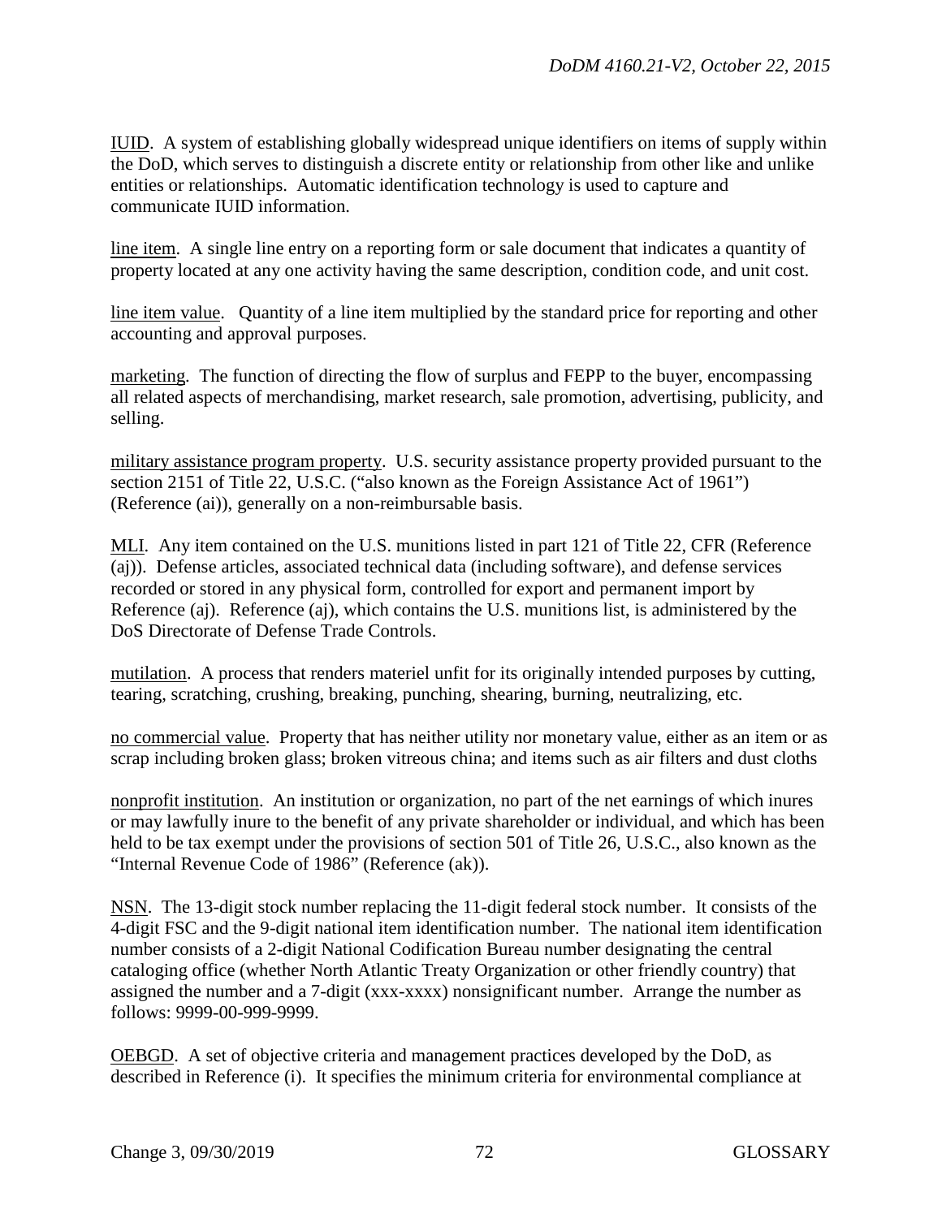IUID. A system of establishing globally widespread unique identifiers on items of supply within the DoD, which serves to distinguish a discrete entity or relationship from other like and unlike entities or relationships. Automatic identification technology is used to capture and communicate IUID information.

line item. A single line entry on a reporting form or sale document that indicates a quantity of property located at any one activity having the same description, condition code, and unit cost.

line item value. Quantity of a line item multiplied by the standard price for reporting and other accounting and approval purposes.

marketing. The function of directing the flow of surplus and FEPP to the buyer, encompassing all related aspects of merchandising, market research, sale promotion, advertising, publicity, and selling.

military assistance program property. U.S. security assistance property provided pursuant to the section 2151 of Title 22, U.S.C. ("also known as the Foreign Assistance Act of 1961") (Reference (ai)), generally on a non-reimbursable basis.

MLI. Any item contained on the U.S. munitions listed in part 121 of Title 22, CFR (Reference (aj)). Defense articles, associated technical data (including software), and defense services recorded or stored in any physical form, controlled for export and permanent import by Reference (aj). Reference (aj), which contains the U.S. munitions list, is administered by the DoS Directorate of Defense Trade Controls.

mutilation. A process that renders materiel unfit for its originally intended purposes by cutting, tearing, scratching, crushing, breaking, punching, shearing, burning, neutralizing, etc.

no commercial value. Property that has neither utility nor monetary value, either as an item or as scrap including broken glass; broken vitreous china; and items such as air filters and dust cloths

nonprofit institution. An institution or organization, no part of the net earnings of which inures or may lawfully inure to the benefit of any private shareholder or individual, and which has been held to be tax exempt under the provisions of section 501 of Title 26, U.S.C., also known as the "Internal Revenue Code of 1986" (Reference (ak)).

NSN. The 13-digit stock number replacing the 11-digit federal stock number. It consists of the 4-digit FSC and the 9-digit national item identification number. The national item identification number consists of a 2-digit National Codification Bureau number designating the central cataloging office (whether North Atlantic Treaty Organization or other friendly country) that assigned the number and a 7-digit (xxx-xxxx) nonsignificant number. Arrange the number as follows: 9999-00-999-9999.

OEBGD. A set of objective criteria and management practices developed by the DoD, as described in Reference (i). It specifies the minimum criteria for environmental compliance at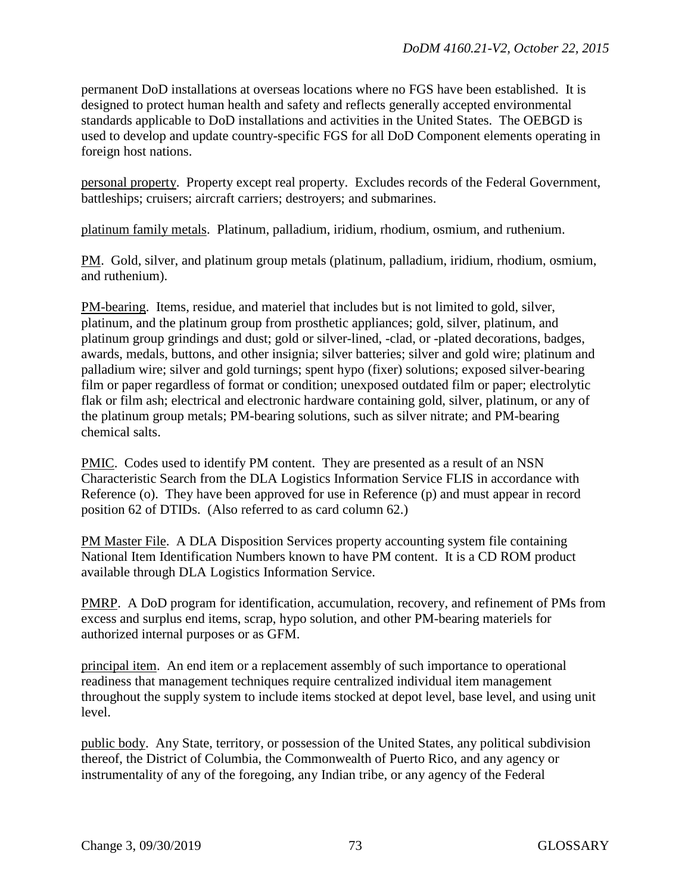permanent DoD installations at overseas locations where no FGS have been established. It is designed to protect human health and safety and reflects generally accepted environmental standards applicable to DoD installations and activities in the United States. The OEBGD is used to develop and update country-specific FGS for all DoD Component elements operating in foreign host nations.

<u>personal property</u>. Property except real property. Excludes records of the Federal Government, battleships; cruisers; aircraft carriers; destroyers; and submarines.

<u>platinum family metals</u>. Platinum, palladium, iridium, rhodium, osmium, and ruthenium.

<u>PM</u>. Gold, silver, and platinum group metals (platinum, palladium, iridium, rhodium, osmium, and ruthenium).

<u>PM-bearing</u>. Items, residue, and materiel that includes but is not limited to gold, silver, platinum, and the platinum group from prosthetic appliances; gold, silver, platinum, and platinum group grindings and dust; gold or silver-lined, -clad, or -plated decorations, badges, awards, medals, buttons, and other insignia; silver batteries; silver and gold wire; platinum and palladium wire; silver and gold turnings; spent hypo (fixer) solutions; exposed silver-bearing film or paper regardless of format or condition; unexposed outdated film or paper; electrolytic flak or film ash; electrical and electronic hardware containing gold, silver, platinum, or any of the platinum group metals; PM-bearing solutions, such as silver nitrate; and PM-bearing chemical salts.

<u>PMIC</u>. Codes used to identify PM content. They are presented as a result of an NSN Characteristic Search from the DLA Logistics Information Service FLIS in accordance with Reference (o). They have been approved for use in Reference (p) and must appear in record position 62 of DTIDs. (Also referred to as card column 62.)

<u>PM Master File</u>. A DLA Disposition Services property accounting system file containing National Item Identification Numbers known to have PM content. It is a CD ROM product available through DLA Logistics Information Service.

<u>PMRP</u>. A DoD program for identification, accumulation, recovery, and refinement of PMs from excess and surplus end items, scrap, hypo solution, and other PM-bearing materiels for authorized internal purposes or as GFM.

<u>principal item</u>. An end item or a replacement assembly of such importance to operational readiness that management techniques require centralized individual item management throughout the supply system to include items stocked at depot level, base level, and using unit level.

<u>public body</u>. Any State, territory, or possession of the United States, any political subdivision thereof, the District of Columbia, the Commonwealth of Puerto Rico, and any agency or instrumentality of any of the foregoing, any Indian tribe, or any agency of the Federal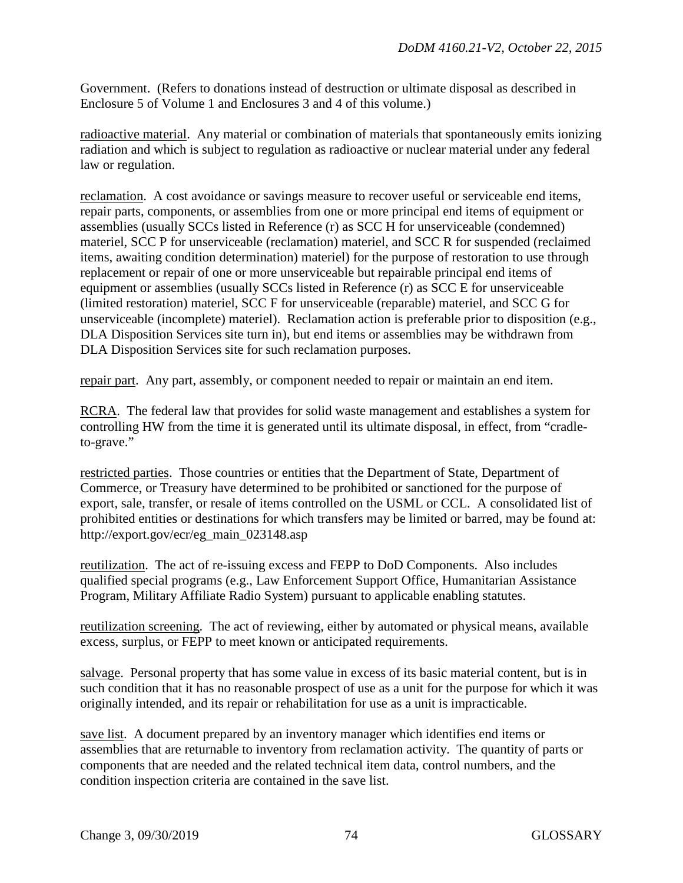Government. (Refers to donations instead of destruction or ultimate disposal as described in Enclosure 5 of Volume 1 and Enclosures 3 and 4 of this volume.)

radioactive material. Any material or combination of materials that spontaneously emits ionizing radiation and which is subject to regulation as radioactive or nuclear material under any federal law or regulation.

reclamation. A cost avoidance or savings measure to recover useful or serviceable end items, repair parts, components, or assemblies from one or more principal end items of equipment or assemblies (usually SCCs listed in Reference (r) as SCC H for unserviceable (condemned) materiel, SCC P for unserviceable (reclamation) materiel, and SCC R for suspended (reclaimed items, awaiting condition determination) materiel) for the purpose of restoration to use through replacement or repair of one or more unserviceable but repairable principal end items of equipment or assemblies (usually SCCs listed in Reference (r) as SCC E for unserviceable (limited restoration) materiel, SCC F for unserviceable (reparable) materiel, and SCC G for unserviceable (incomplete) materiel). Reclamation action is preferable prior to disposition (e.g., DLA Disposition Services site turn in), but end items or assemblies may be withdrawn from DLA Disposition Services site for such reclamation purposes.

repair part. Any part, assembly, or component needed to repair or maintain an end item.

RCRA. The federal law that provides for solid waste management and establishes a system for controlling HW from the time it is generated until its ultimate disposal, in effect, from "cradle-to-grave."

restricted parties. Those countries or entities that the Department of State, Department of Commerce, or Treasury have determined to be prohibited or sanctioned for the purpose of export, sale, transfer, or resale of items controlled on the USML or CCL. A consolidated list of prohibited entities or destinations for which transfers may be limited or barred, may be found at: http://export.gov/ecr/eg_main_023148.asp

reutilization. The act of re-issuing excess and FEPP to DoD Components. Also includes qualified special programs (e.g., Law Enforcement Support Office, Humanitarian Assistance Program, Military Affiliate Radio System) pursuant to applicable enabling statutes.

reutilization screening. The act of reviewing, either by automated or physical means, available excess, surplus, or FEPP to meet known or anticipated requirements.

salvage. Personal property that has some value in excess of its basic material content, but is in such condition that it has no reasonable prospect of use as a unit for the purpose for which it was originally intended, and its repair or rehabilitation for use as a unit is impracticable.

save list. A document prepared by an inventory manager which identifies end items or assemblies that are returnable to inventory from reclamation activity. The quantity of parts or components that are needed and the related technical item data, control numbers, and the condition inspection criteria are contained in the save list.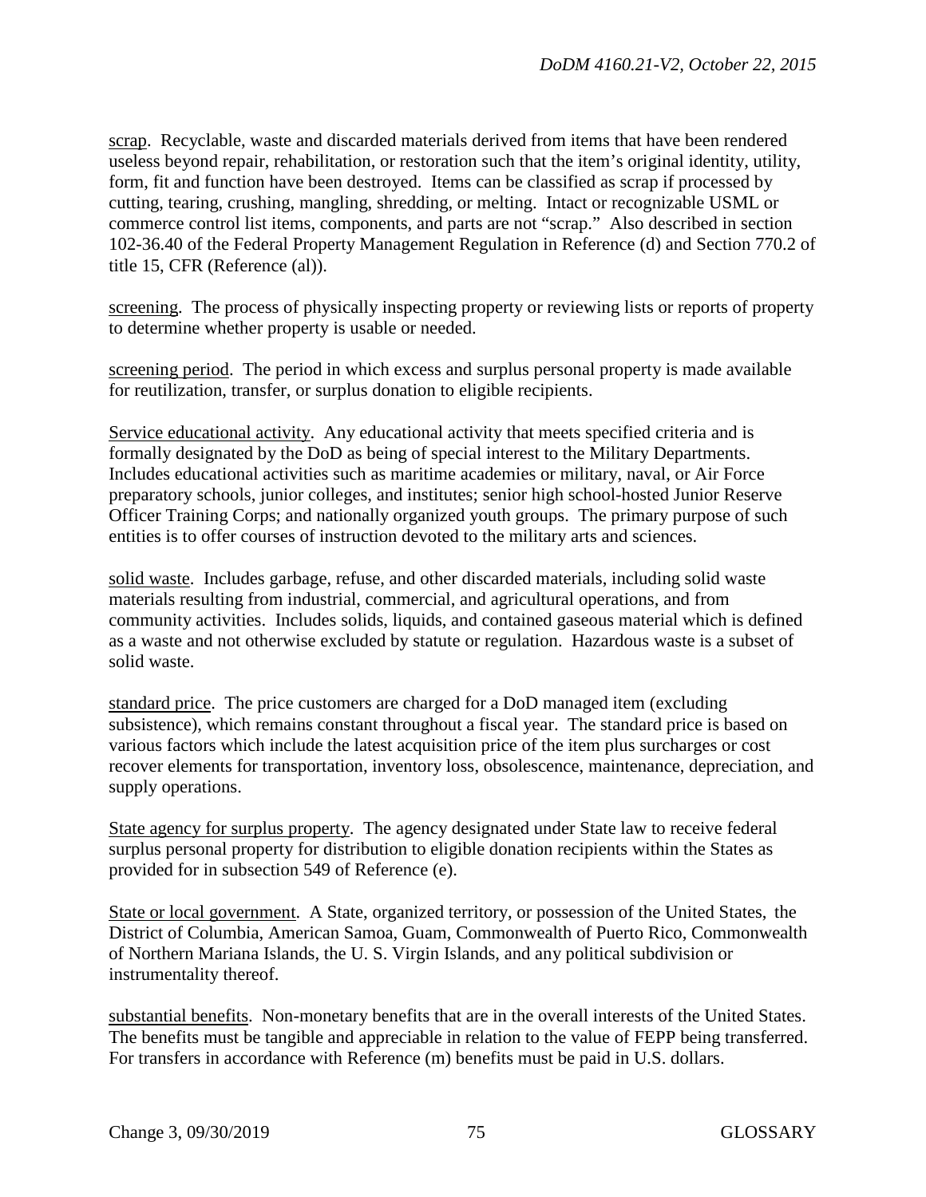scrap. Recyclable, waste and discarded materials derived from items that have been rendered useless beyond repair, rehabilitation, or restoration such that the item's original identity, utility, form, fit and function have been destroyed. Items can be classified as scrap if processed by cutting, tearing, crushing, mangling, shredding, or melting. Intact or recognizable USML or commerce control list items, components, and parts are not "scrap." Also described in section 102-36.40 of the Federal Property Management Regulation in Reference (d) and Section 770.2 of title 15, CFR (Reference (al)).

screening. The process of physically inspecting property or reviewing lists or reports of property to determine whether property is usable or needed.

screening period. The period in which excess and surplus personal property is made available for reutilization, transfer, or surplus donation to eligible recipients.

Service educational activity. Any educational activity that meets specified criteria and is formally designated by the DoD as being of special interest to the Military Departments. Includes educational activities such as maritime academies or military, naval, or Air Force preparatory schools, junior colleges, and institutes; senior high school-hosted Junior Reserve Officer Training Corps; and nationally organized youth groups. The primary purpose of such entities is to offer courses of instruction devoted to the military arts and sciences.

solid waste. Includes garbage, refuse, and other discarded materials, including solid waste materials resulting from industrial, commercial, and agricultural operations, and from community activities. Includes solids, liquids, and contained gaseous material which is defined as a waste and not otherwise excluded by statute or regulation. Hazardous waste is a subset of solid waste.

standard price. The price customers are charged for a DoD managed item (excluding subsistence), which remains constant throughout a fiscal year. The standard price is based on various factors which include the latest acquisition price of the item plus surcharges or cost recover elements for transportation, inventory loss, obsolescence, maintenance, depreciation, and supply operations.

State agency for surplus property. The agency designated under State law to receive federal surplus personal property for distribution to eligible donation recipients within the States as provided for in subsection 549 of Reference (e).

State or local government. A State, organized territory, or possession of the United States, the District of Columbia, American Samoa, Guam, Commonwealth of Puerto Rico, Commonwealth of Northern Mariana Islands, the U. S. Virgin Islands, and any political subdivision or instrumentality thereof.

substantial benefits. Non-monetary benefits that are in the overall interests of the United States. The benefits must be tangible and appreciable in relation to the value of FEPP being transferred. For transfers in accordance with Reference (m) benefits must be paid in U.S. dollars.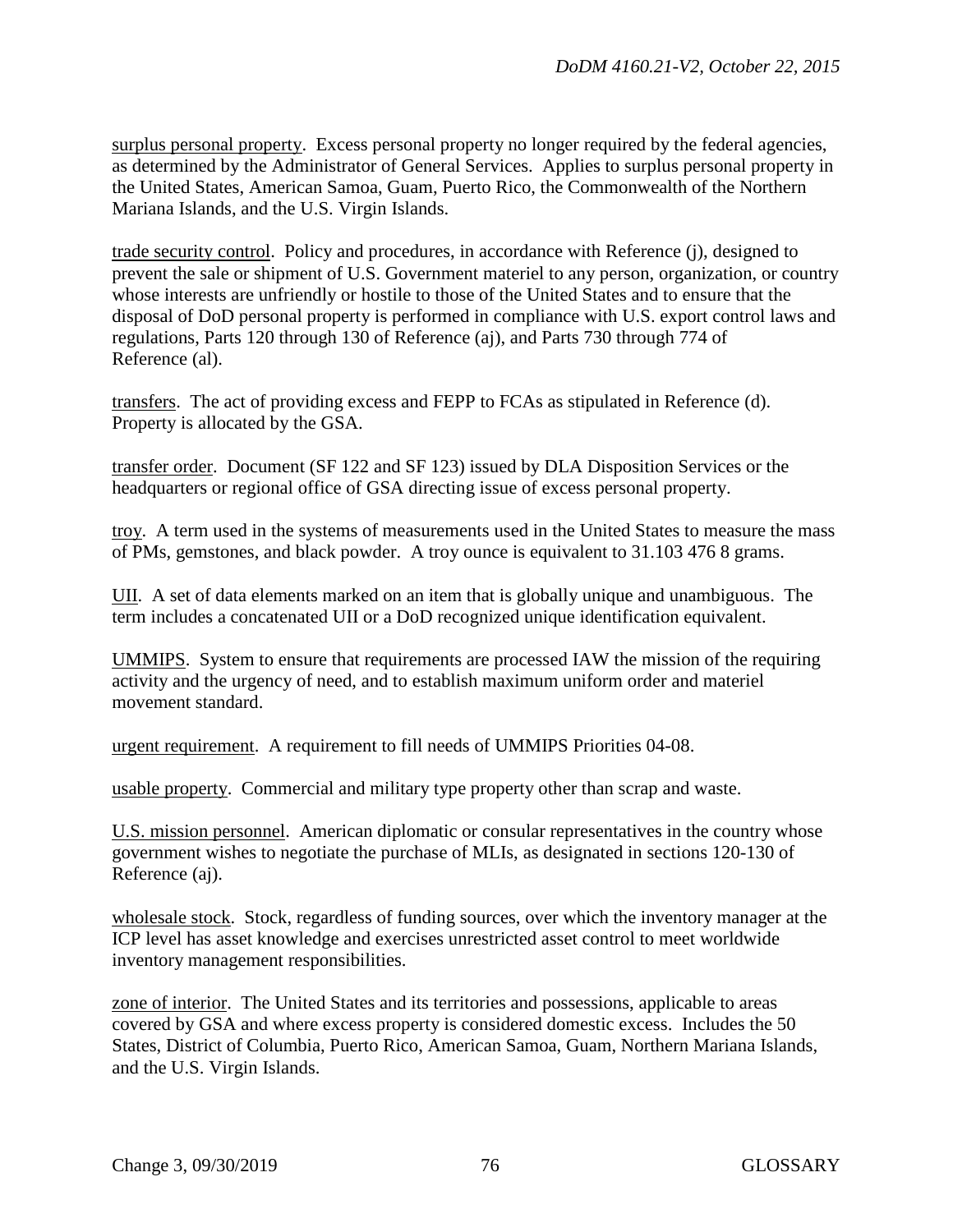surplus personal property. Excess personal property no longer required by the federal agencies, as determined by the Administrator of General Services. Applies to surplus personal property in the United States, American Samoa, Guam, Puerto Rico, the Commonwealth of the Northern Mariana Islands, and the U.S. Virgin Islands.

trade security control. Policy and procedures, in accordance with Reference (j), designed to prevent the sale or shipment of U.S. Government materiel to any person, organization, or country whose interests are unfriendly or hostile to those of the United States and to ensure that the disposal of DoD personal property is performed in compliance with U.S. export control laws and regulations, Parts 120 through 130 of Reference (aj), and Parts 730 through 774 of Reference (al).

transfers. The act of providing excess and FEPP to FCAs as stipulated in Reference (d). Property is allocated by the GSA.

transfer order. Document (SF 122 and SF 123) issued by DLA Disposition Services or the headquarters or regional office of GSA directing issue of excess personal property.

troy. A term used in the systems of measurements used in the United States to measure the mass of PMs, gemstones, and black powder. A troy ounce is equivalent to 31.103 476 8 grams.

UII. A set of data elements marked on an item that is globally unique and unambiguous. The term includes a concatenated UII or a DoD recognized unique identification equivalent.

UMMIPS. System to ensure that requirements are processed IAW the mission of the requiring activity and the urgency of need, and to establish maximum uniform order and materiel movement standard.

urgent requirement. A requirement to fill needs of UMMIPS Priorities 04-08.

usable property. Commercial and military type property other than scrap and waste.

U.S. mission personnel. American diplomatic or consular representatives in the country whose government wishes to negotiate the purchase of MLIs, as designated in sections 120-130 of Reference (aj).

wholesale stock. Stock, regardless of funding sources, over which the inventory manager at the ICP level has asset knowledge and exercises unrestricted asset control to meet worldwide inventory management responsibilities.

zone of interior. The United States and its territories and possessions, applicable to areas covered by GSA and where excess property is considered domestic excess. Includes the 50 States, District of Columbia, Puerto Rico, American Samoa, Guam, Northern Mariana Islands, and the U.S. Virgin Islands.